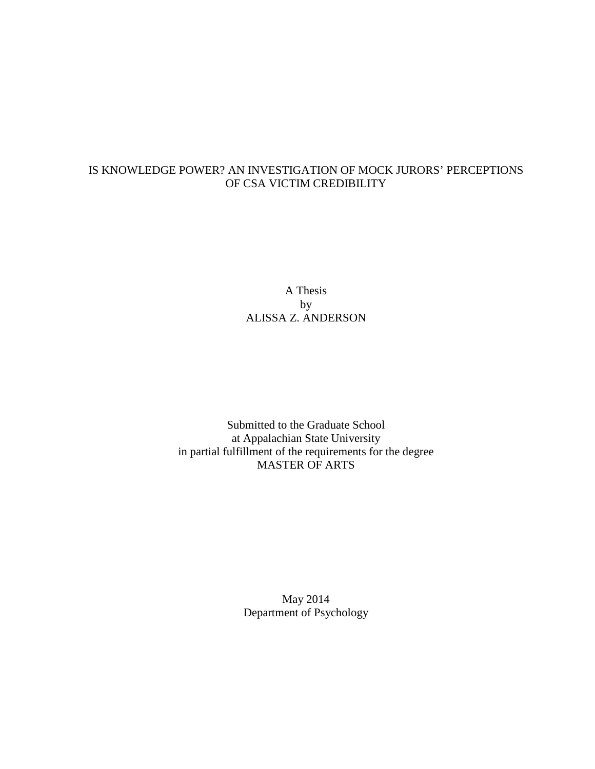# IS KNOWLEDGE POWER? AN INVESTIGATION OF MOCK JURORS' PERCEPTIONS OF CSA VICTIM CREDIBILITY

A Thesis
by
ALISSA Z. ANDERSON

Submitted to the Graduate School
at Appalachian State University
in partial fulfillment of the requirements for the degree
MASTER OF ARTS

May 2014
Department of Psychology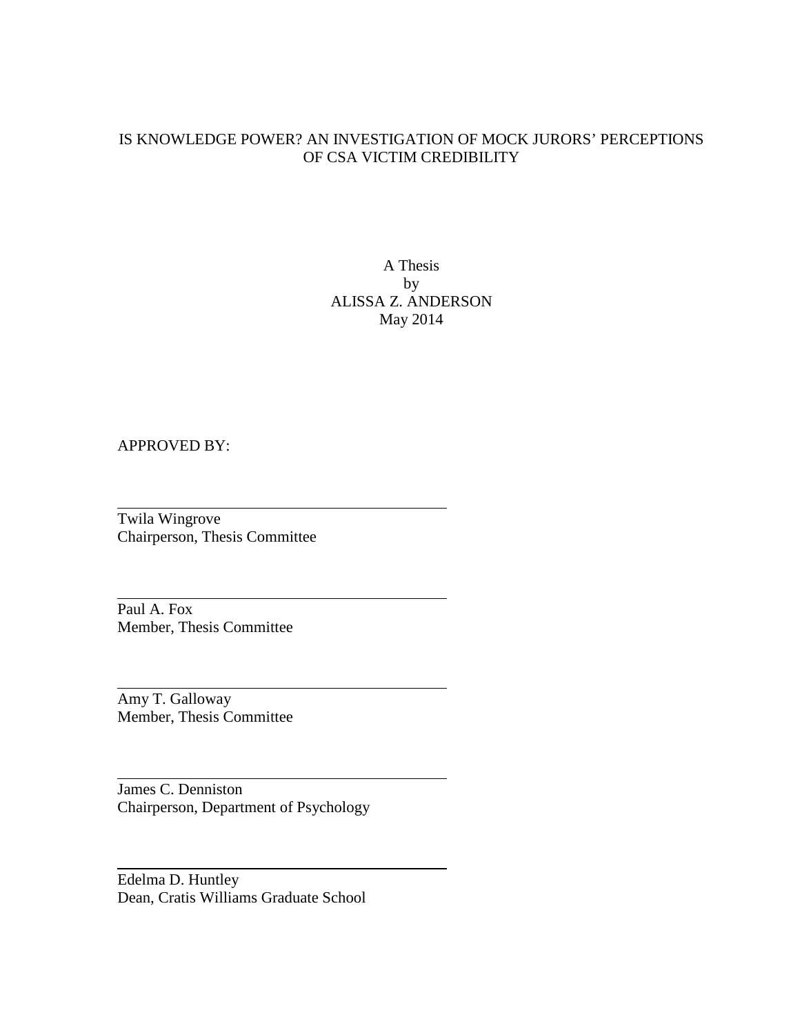IS KNOWLEDGE POWER? AN INVESTIGATION OF MOCK JURORS' PERCEPTIONS OF CSA VICTIM CREDIBILITY

A Thesis
by
ALISSA Z. ANDERSON
May 2014

APPROVED BY:

Twila Wingrove
Chairperson, Thesis Committee

Paul A. Fox
Member, Thesis Committee

Amy T. Galloway
Member, Thesis Committee

James C. Denniston
Chairperson, Department of Psychology

Edelma D. Huntley
Dean, Cratis Williams Graduate School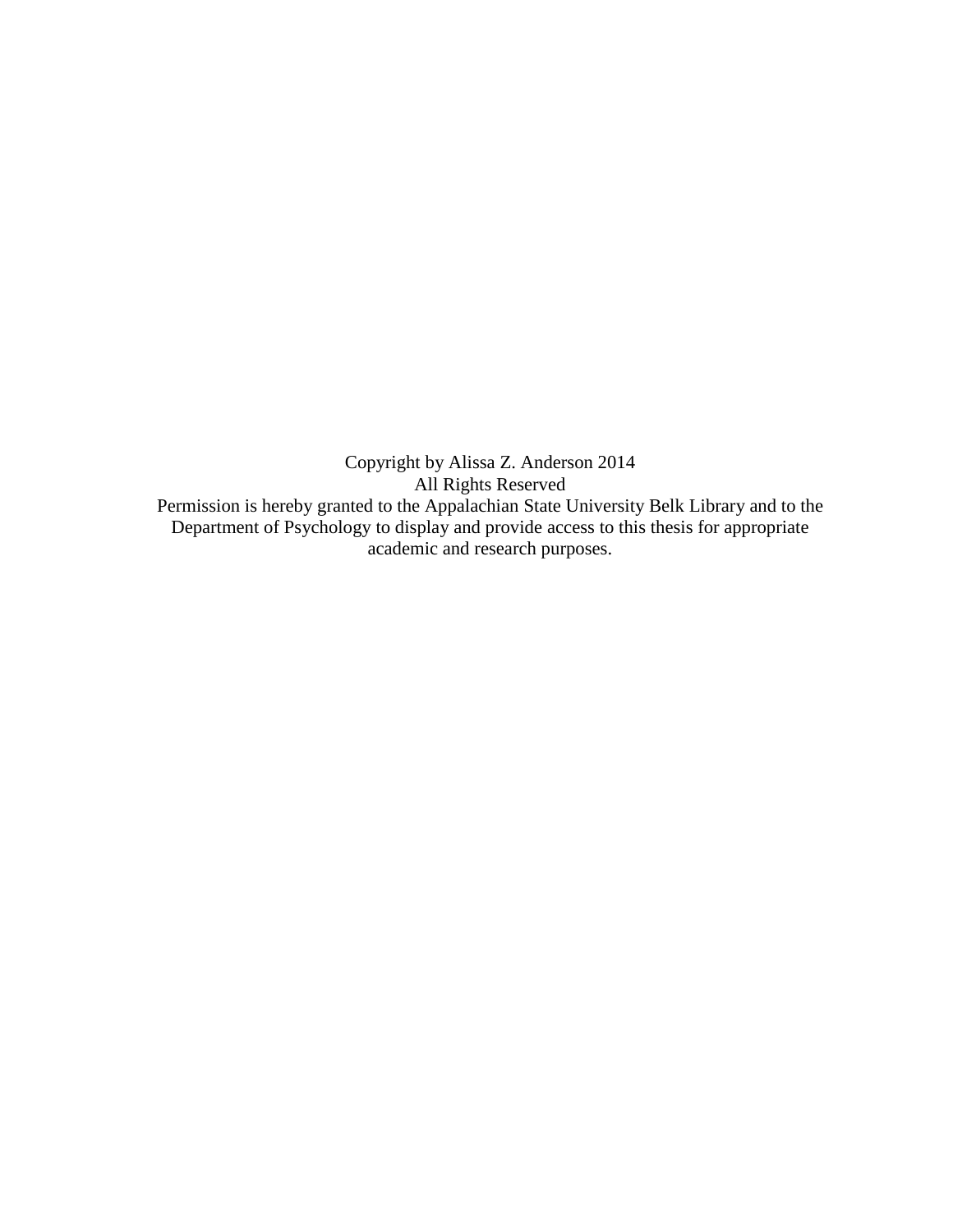Copyright by Alissa Z. Anderson 2014
All Rights Reserved
Permission is hereby granted to the Appalachian State University Belk Library and to the Department of Psychology to display and provide access to this thesis for appropriate academic and research purposes.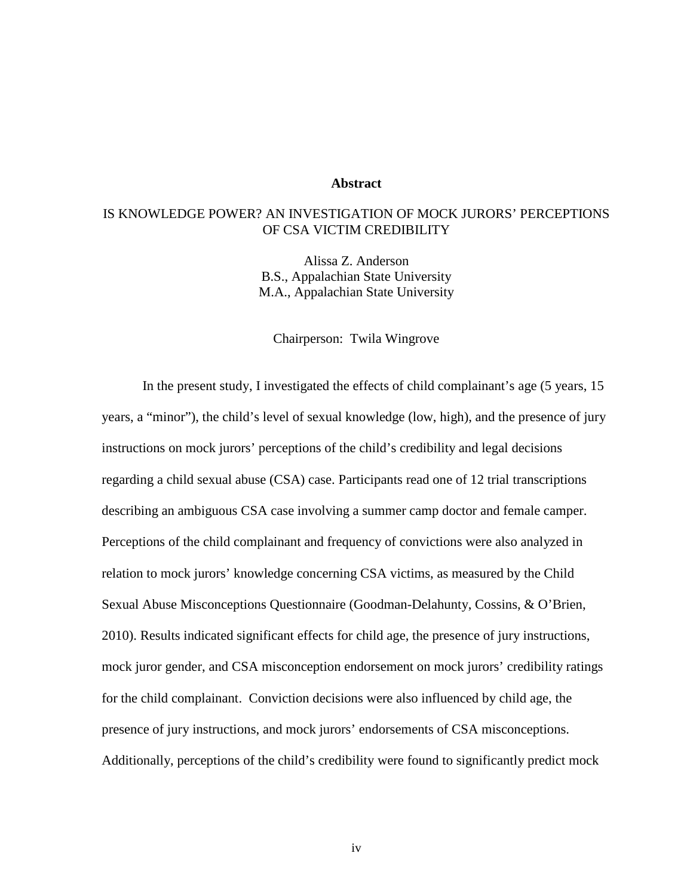# Abstract

## IS KNOWLEDGE POWER? AN INVESTIGATION OF MOCK JURORS' PERCEPTIONS OF CSA VICTIM CREDIBILITY

Alissa Z. Anderson
B.S., Appalachian State University
M.A., Appalachian State University

Chairperson: Twila Wingrove

In the present study, I investigated the effects of child complainant's age (5 years, 15 years, a "minor"), the child's level of sexual knowledge (low, high), and the presence of jury instructions on mock jurors' perceptions of the child's credibility and legal decisions regarding a child sexual abuse (CSA) case. Participants read one of 12 trial transcriptions describing an ambiguous CSA case involving a summer camp doctor and female camper. Perceptions of the child complainant and frequency of convictions were also analyzed in relation to mock jurors' knowledge concerning CSA victims, as measured by the Child Sexual Abuse Misconceptions Questionnaire (Goodman-Delahunty, Cossins, & O'Brien, 2010). Results indicated significant effects for child age, the presence of jury instructions, mock juror gender, and CSA misconception endorsement on mock jurors' credibility ratings for the child complainant. Conviction decisions were also influenced by child age, the presence of jury instructions, and mock jurors' endorsements of CSA misconceptions. Additionally, perceptions of the child's credibility were found to significantly predict mock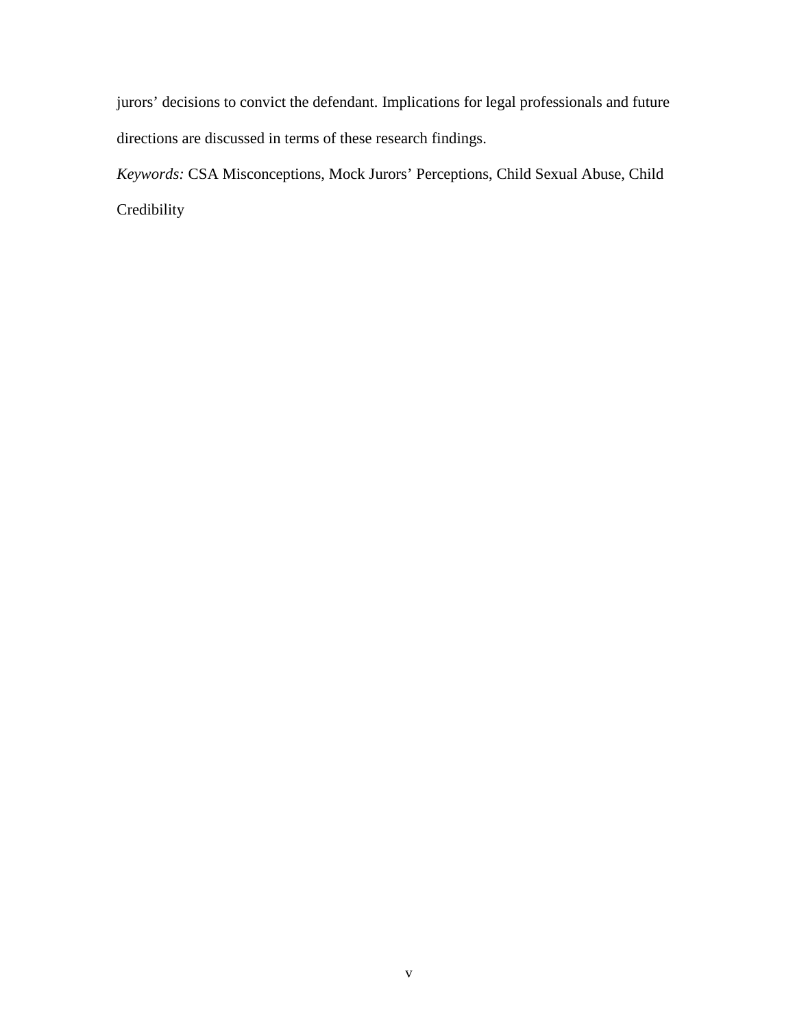jurors' decisions to convict the defendant. Implications for legal professionals and future directions are discussed in terms of these research findings.

*Keywords:* CSA Misconceptions, Mock Jurors' Perceptions, Child Sexual Abuse, Child Credibility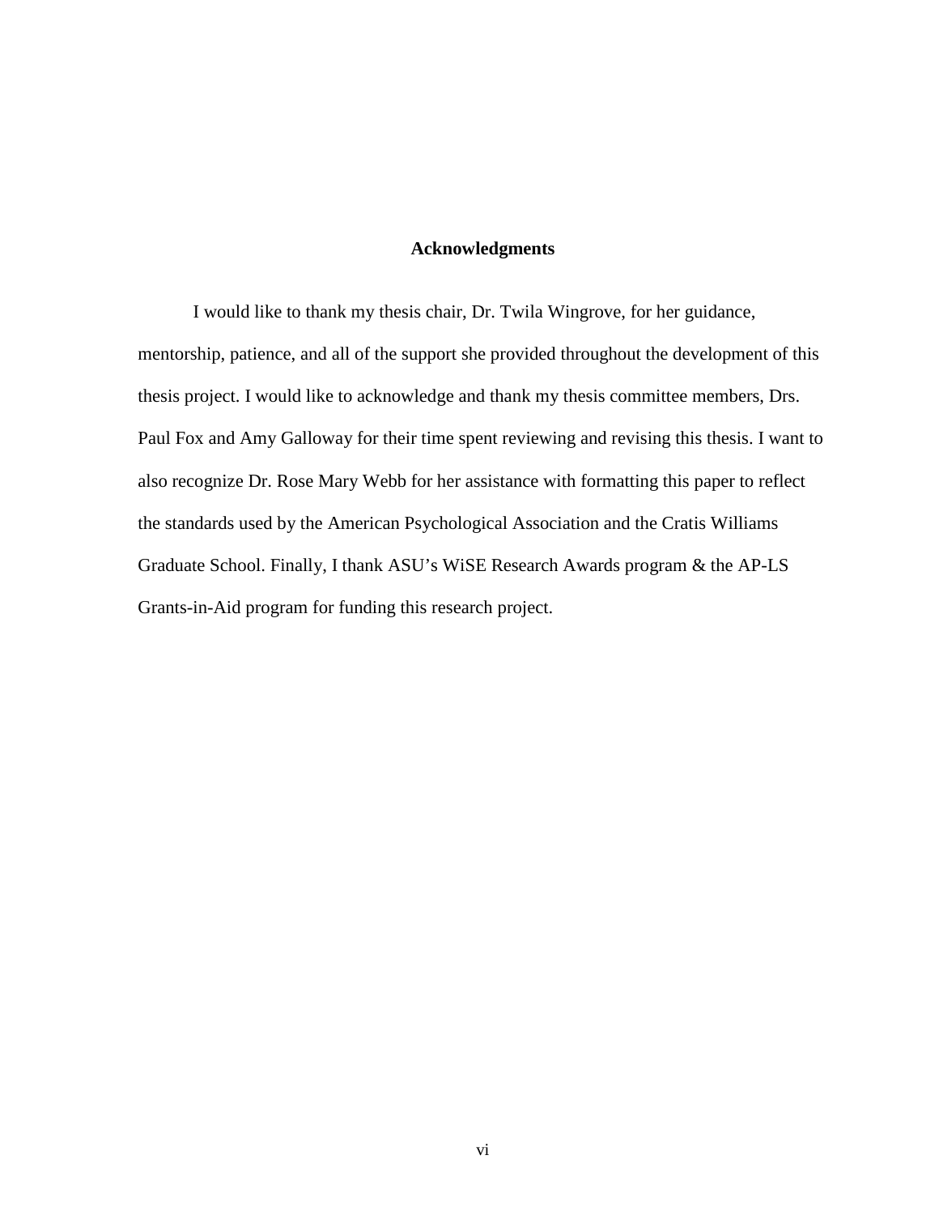## Acknowledgments

I would like to thank my thesis chair, Dr. Twila Wingrove, for her guidance, mentorship, patience, and all of the support she provided throughout the development of this thesis project. I would like to acknowledge and thank my thesis committee members, Drs. Paul Fox and Amy Galloway for their time spent reviewing and revising this thesis. I want to also recognize Dr. Rose Mary Webb for her assistance with formatting this paper to reflect the standards used by the American Psychological Association and the Cratis Williams Graduate School. Finally, I thank ASU's WiSE Research Awards program & the AP-LS Grants-in-Aid program for funding this research project.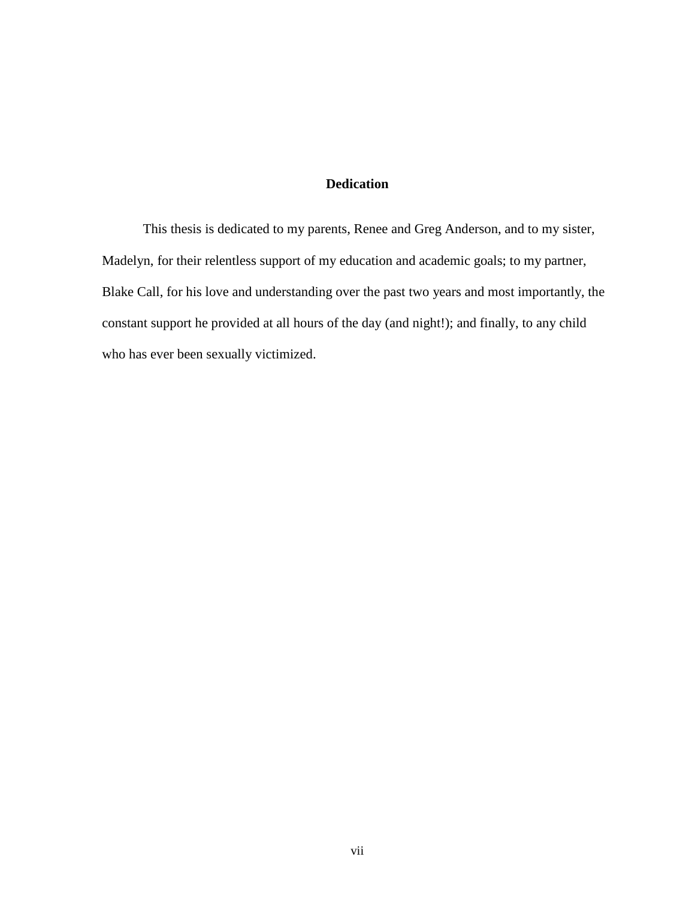## Dedication

This thesis is dedicated to my parents, Renee and Greg Anderson, and to my sister, Madelyn, for their relentless support of my education and academic goals; to my partner, Blake Call, for his love and understanding over the past two years and most importantly, the constant support he provided at all hours of the day (and night!); and finally, to any child who has ever been sexually victimized.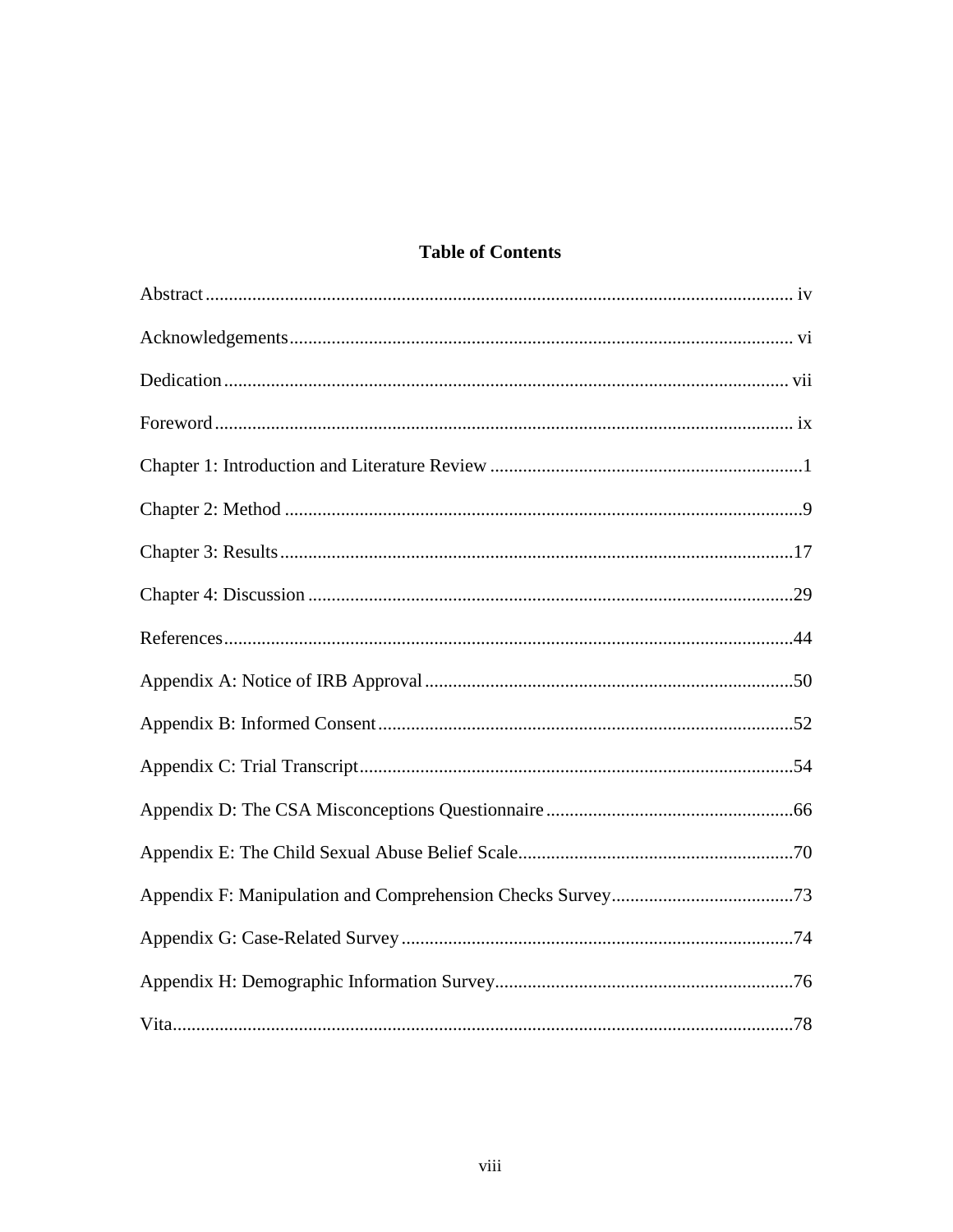# Table of Contents

Abstract ........................................................................................................................ iv

Acknowledgements ...................................................................................................... vi

Dedication ................................................................................................................... vii

Foreword ...................................................................................................................... ix

Chapter 1: Introduction and Literature Review ...............................................................1

Chapter 2: Method .........................................................................................................9

Chapter 3: Results .......................................................................................................17

Chapter 4: Discussion ..................................................................................................29

References ...................................................................................................................44

Appendix A: Notice of IRB Approval ..........................................................................50

Appendix B: Informed Consent ....................................................................................52

Appendix C: Trial Transcript ........................................................................................54

Appendix D: The CSA Misconceptions Questionnaire ..................................................66

Appendix E: The Child Sexual Abuse Belief Scale .......................................................70

Appendix F: Manipulation and Comprehension Checks Survey ....................................73

Appendix G: Case-Related Survey ...............................................................................74

Appendix H: Demographic Information Survey ............................................................76

Vita ..............................................................................................................................78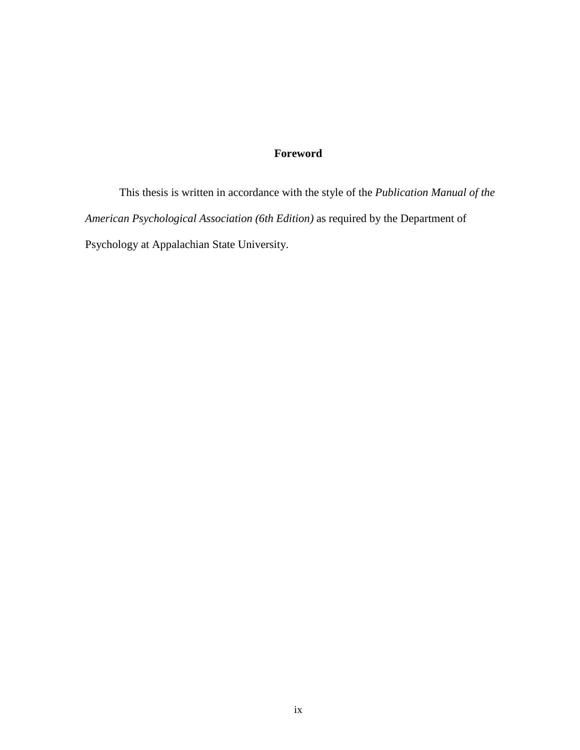# Foreword

This thesis is written in accordance with the style of the *Publication Manual of the American Psychological Association (6th Edition)* as required by the Department of Psychology at Appalachian State University.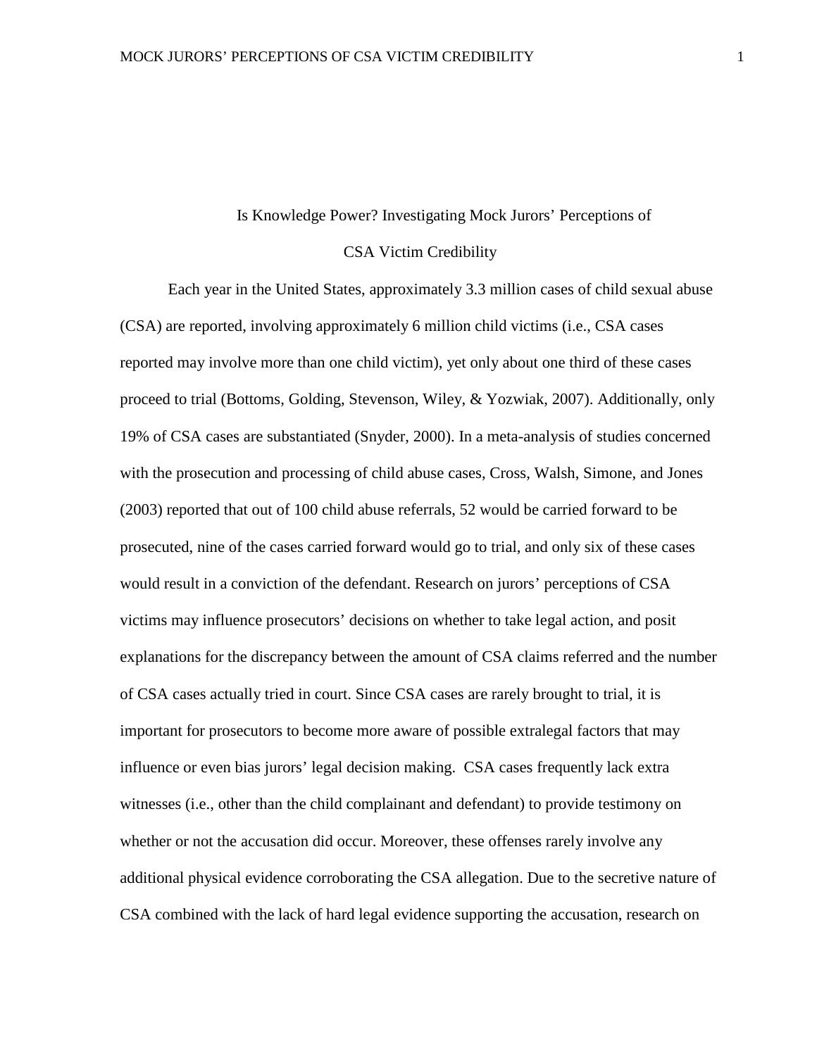# Is Knowledge Power? Investigating Mock Jurors' Perceptions of CSA Victim Credibility

Each year in the United States, approximately 3.3 million cases of child sexual abuse (CSA) are reported, involving approximately 6 million child victims (i.e., CSA cases reported may involve more than one child victim), yet only about one third of these cases proceed to trial (Bottoms, Golding, Stevenson, Wiley, & Yozwiak, 2007). Additionally, only 19% of CSA cases are substantiated (Snyder, 2000). In a meta-analysis of studies concerned with the prosecution and processing of child abuse cases, Cross, Walsh, Simone, and Jones (2003) reported that out of 100 child abuse referrals, 52 would be carried forward to be prosecuted, nine of the cases carried forward would go to trial, and only six of these cases would result in a conviction of the defendant. Research on jurors' perceptions of CSA victims may influence prosecutors' decisions on whether to take legal action, and posit explanations for the discrepancy between the amount of CSA claims referred and the number of CSA cases actually tried in court. Since CSA cases are rarely brought to trial, it is important for prosecutors to become more aware of possible extralegal factors that may influence or even bias jurors' legal decision making. CSA cases frequently lack extra witnesses (i.e., other than the child complainant and defendant) to provide testimony on whether or not the accusation did occur. Moreover, these offenses rarely involve any additional physical evidence corroborating the CSA allegation. Due to the secretive nature of CSA combined with the lack of hard legal evidence supporting the accusation, research on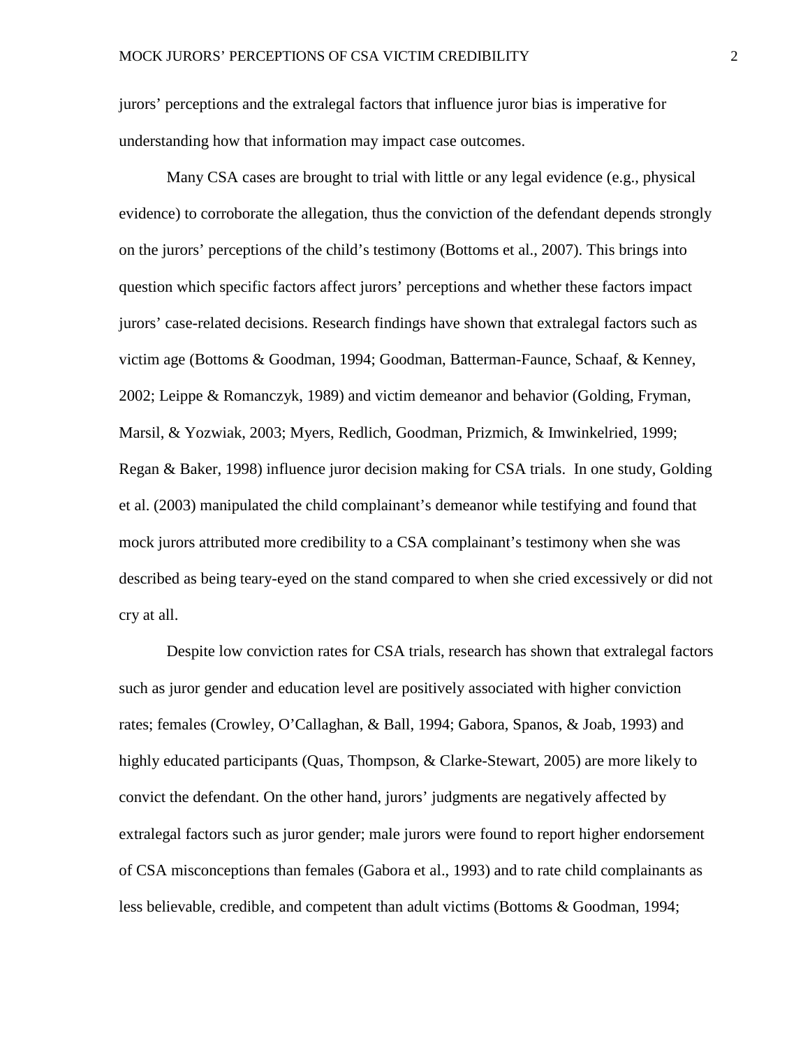jurors' perceptions and the extralegal factors that influence juror bias is imperative for understanding how that information may impact case outcomes.

Many CSA cases are brought to trial with little or any legal evidence (e.g., physical evidence) to corroborate the allegation, thus the conviction of the defendant depends strongly on the jurors' perceptions of the child's testimony (Bottoms et al., 2007). This brings into question which specific factors affect jurors' perceptions and whether these factors impact jurors' case-related decisions. Research findings have shown that extralegal factors such as victim age (Bottoms & Goodman, 1994; Goodman, Batterman-Faunce, Schaaf, & Kenney, 2002; Leippe & Romanczyk, 1989) and victim demeanor and behavior (Golding, Fryman, Marsil, & Yozwiak, 2003; Myers, Redlich, Goodman, Prizmich, & Imwinkelried, 1999; Regan & Baker, 1998) influence juror decision making for CSA trials. In one study, Golding et al. (2003) manipulated the child complainant's demeanor while testifying and found that mock jurors attributed more credibility to a CSA complainant's testimony when she was described as being teary-eyed on the stand compared to when she cried excessively or did not cry at all.

Despite low conviction rates for CSA trials, research has shown that extralegal factors such as juror gender and education level are positively associated with higher conviction rates; females (Crowley, O'Callaghan, & Ball, 1994; Gabora, Spanos, & Joab, 1993) and highly educated participants (Quas, Thompson, & Clarke-Stewart, 2005) are more likely to convict the defendant. On the other hand, jurors' judgments are negatively affected by extralegal factors such as juror gender; male jurors were found to report higher endorsement of CSA misconceptions than females (Gabora et al., 1993) and to rate child complainants as less believable, credible, and competent than adult victims (Bottoms & Goodman, 1994;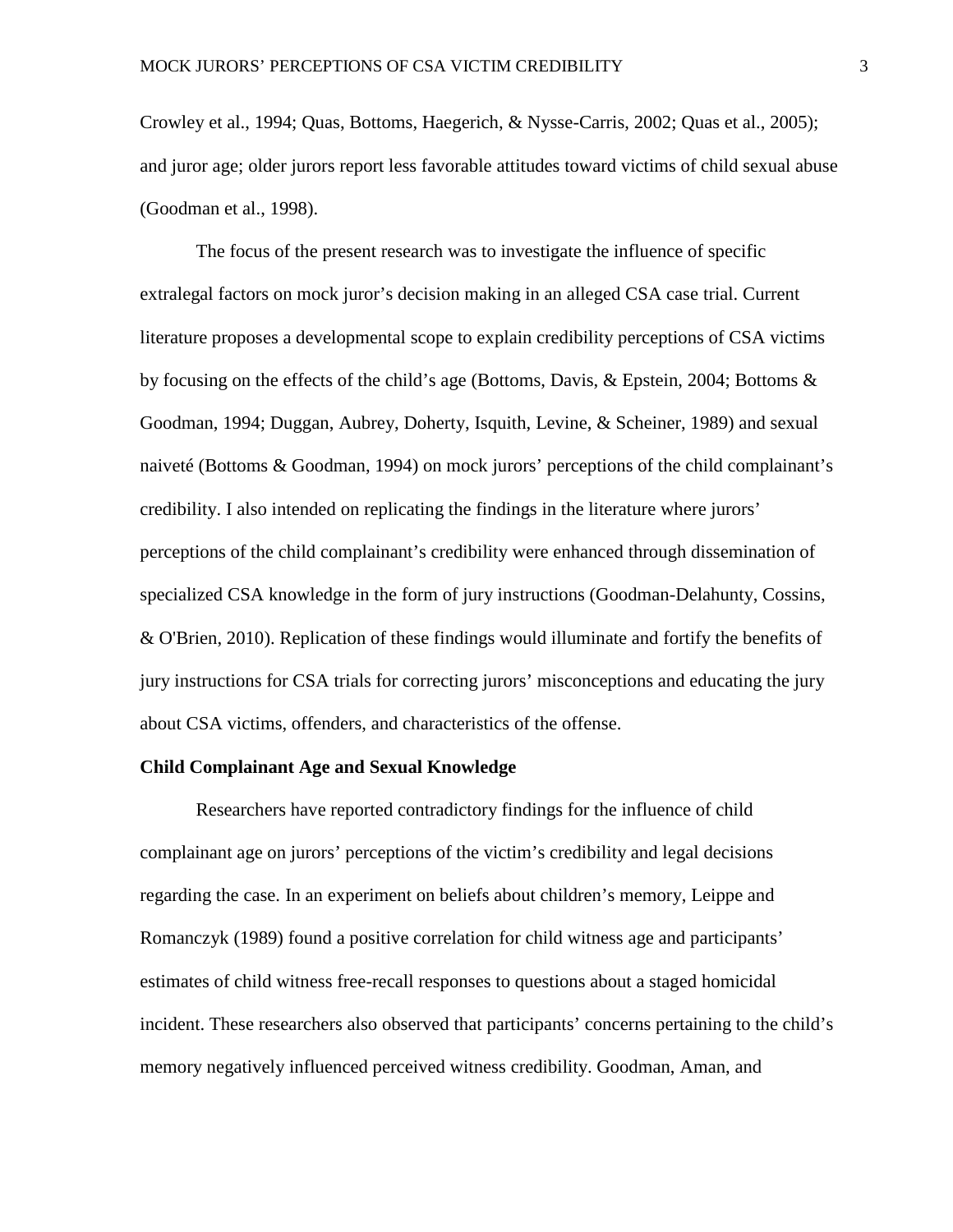Crowley et al., 1994; Quas, Bottoms, Haegerich, & Nysse-Carris, 2002; Quas et al., 2005); and juror age; older jurors report less favorable attitudes toward victims of child sexual abuse (Goodman et al., 1998).

The focus of the present research was to investigate the influence of specific extralegal factors on mock juror's decision making in an alleged CSA case trial. Current literature proposes a developmental scope to explain credibility perceptions of CSA victims by focusing on the effects of the child's age (Bottoms, Davis, & Epstein, 2004; Bottoms & Goodman, 1994; Duggan, Aubrey, Doherty, Isquith, Levine, & Scheiner, 1989) and sexual naiveté (Bottoms & Goodman, 1994) on mock jurors' perceptions of the child complainant's credibility. I also intended on replicating the findings in the literature where jurors' perceptions of the child complainant's credibility were enhanced through dissemination of specialized CSA knowledge in the form of jury instructions (Goodman-Delahunty, Cossins, & O'Brien, 2010). Replication of these findings would illuminate and fortify the benefits of jury instructions for CSA trials for correcting jurors' misconceptions and educating the jury about CSA victims, offenders, and characteristics of the offense.

**Child Complainant Age and Sexual Knowledge**

Researchers have reported contradictory findings for the influence of child complainant age on jurors' perceptions of the victim's credibility and legal decisions regarding the case. In an experiment on beliefs about children's memory, Leippe and Romanczyk (1989) found a positive correlation for child witness age and participants' estimates of child witness free-recall responses to questions about a staged homicidal incident. These researchers also observed that participants' concerns pertaining to the child's memory negatively influenced perceived witness credibility. Goodman, Aman, and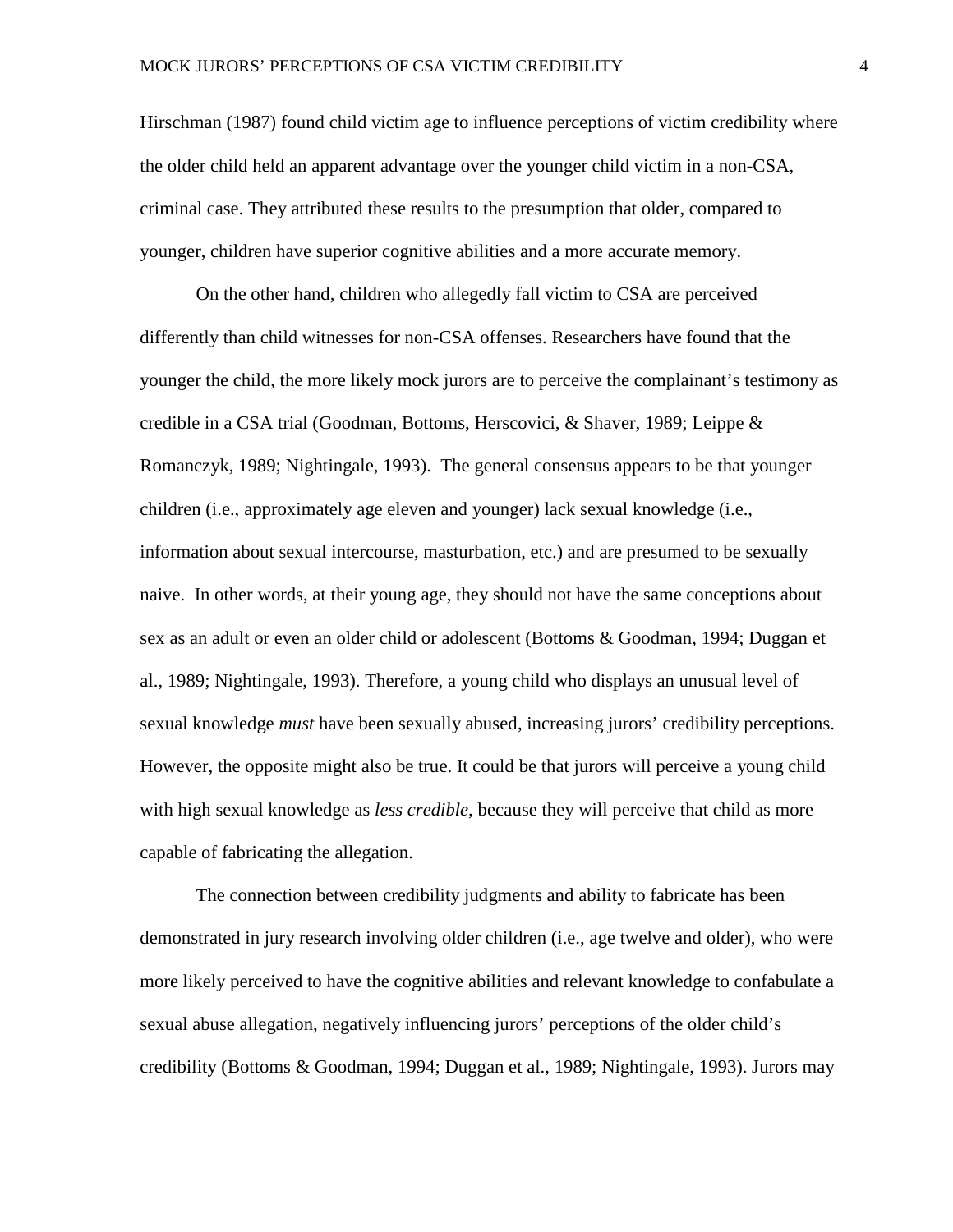Hirschman (1987) found child victim age to influence perceptions of victim credibility where the older child held an apparent advantage over the younger child victim in a non-CSA, criminal case. They attributed these results to the presumption that older, compared to younger, children have superior cognitive abilities and a more accurate memory.

On the other hand, children who allegedly fall victim to CSA are perceived differently than child witnesses for non-CSA offenses. Researchers have found that the younger the child, the more likely mock jurors are to perceive the complainant's testimony as credible in a CSA trial (Goodman, Bottoms, Herscovici, & Shaver, 1989; Leippe & Romanczyk, 1989; Nightingale, 1993). The general consensus appears to be that younger children (i.e., approximately age eleven and younger) lack sexual knowledge (i.e., information about sexual intercourse, masturbation, etc.) and are presumed to be sexually naive. In other words, at their young age, they should not have the same conceptions about sex as an adult or even an older child or adolescent (Bottoms & Goodman, 1994; Duggan et al., 1989; Nightingale, 1993). Therefore, a young child who displays an unusual level of sexual knowledge *must* have been sexually abused, increasing jurors' credibility perceptions. However, the opposite might also be true. It could be that jurors will perceive a young child with high sexual knowledge as *less credible*, because they will perceive that child as more capable of fabricating the allegation.

The connection between credibility judgments and ability to fabricate has been demonstrated in jury research involving older children (i.e., age twelve and older), who were more likely perceived to have the cognitive abilities and relevant knowledge to confabulate a sexual abuse allegation, negatively influencing jurors' perceptions of the older child's credibility (Bottoms & Goodman, 1994; Duggan et al., 1989; Nightingale, 1993). Jurors may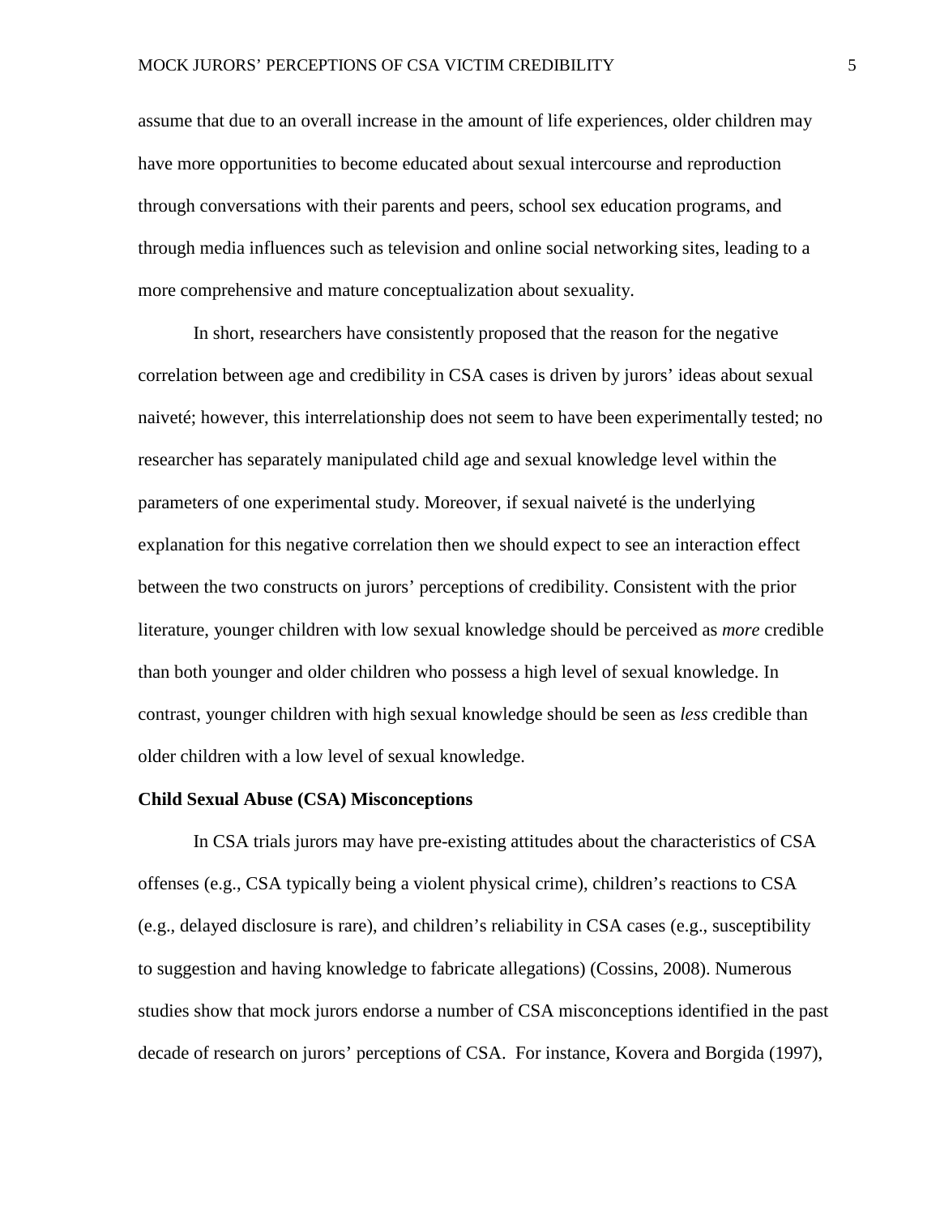assume that due to an overall increase in the amount of life experiences, older children may have more opportunities to become educated about sexual intercourse and reproduction through conversations with their parents and peers, school sex education programs, and through media influences such as television and online social networking sites, leading to a more comprehensive and mature conceptualization about sexuality.

In short, researchers have consistently proposed that the reason for the negative correlation between age and credibility in CSA cases is driven by jurors' ideas about sexual naiveté; however, this interrelationship does not seem to have been experimentally tested; no researcher has separately manipulated child age and sexual knowledge level within the parameters of one experimental study. Moreover, if sexual naiveté is the underlying explanation for this negative correlation then we should expect to see an interaction effect between the two constructs on jurors' perceptions of credibility. Consistent with the prior literature, younger children with low sexual knowledge should be perceived as *more* credible than both younger and older children who possess a high level of sexual knowledge. In contrast, younger children with high sexual knowledge should be seen as *less* credible than older children with a low level of sexual knowledge.

**Child Sexual Abuse (CSA) Misconceptions**

In CSA trials jurors may have pre-existing attitudes about the characteristics of CSA offenses (e.g., CSA typically being a violent physical crime), children's reactions to CSA (e.g., delayed disclosure is rare), and children's reliability in CSA cases (e.g., susceptibility to suggestion and having knowledge to fabricate allegations) (Cossins, 2008). Numerous studies show that mock jurors endorse a number of CSA misconceptions identified in the past decade of research on jurors' perceptions of CSA. For instance, Kovera and Borgida (1997),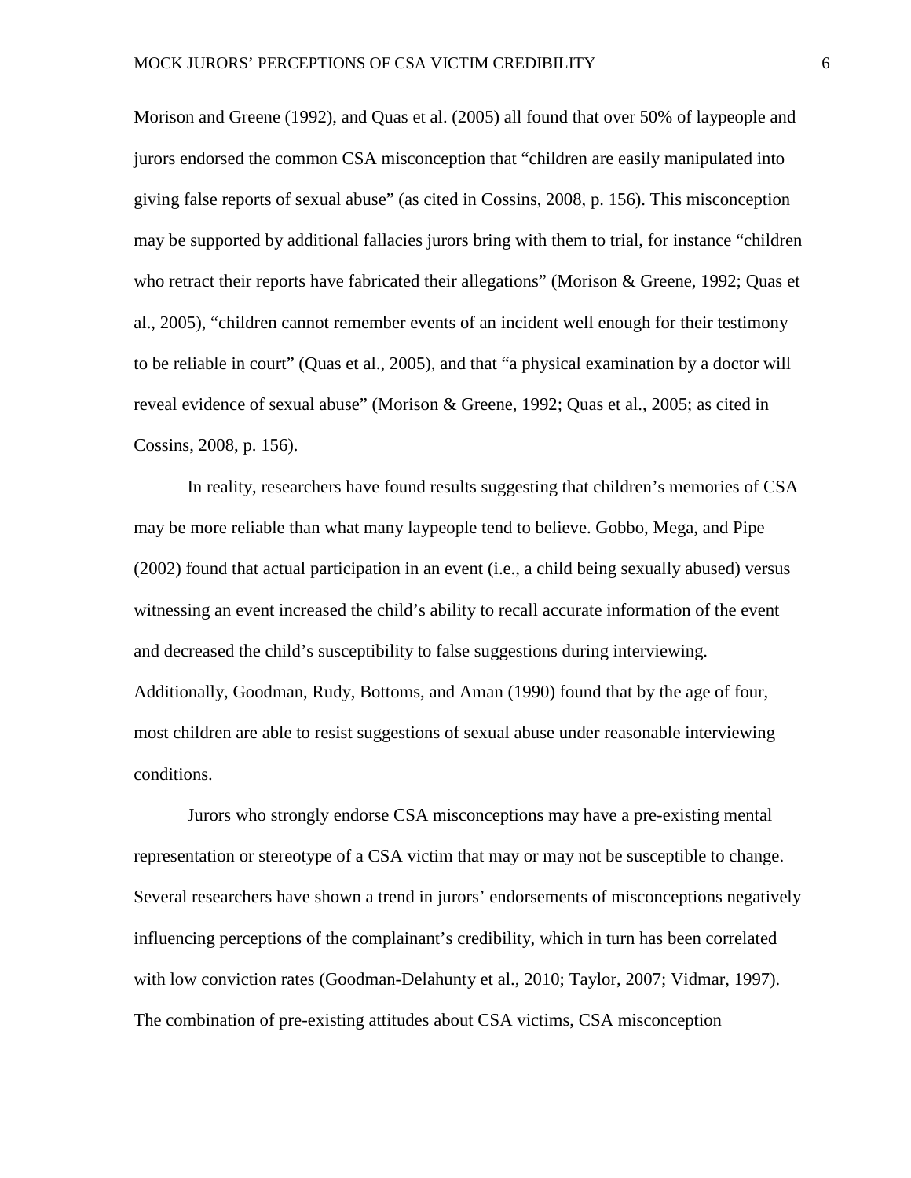Morison and Greene (1992), and Quas et al. (2005) all found that over 50% of laypeople and jurors endorsed the common CSA misconception that "children are easily manipulated into giving false reports of sexual abuse" (as cited in Cossins, 2008, p. 156). This misconception may be supported by additional fallacies jurors bring with them to trial, for instance "children who retract their reports have fabricated their allegations" (Morison & Greene, 1992; Quas et al., 2005), "children cannot remember events of an incident well enough for their testimony to be reliable in court" (Quas et al., 2005), and that "a physical examination by a doctor will reveal evidence of sexual abuse" (Morison & Greene, 1992; Quas et al., 2005; as cited in Cossins, 2008, p. 156).

In reality, researchers have found results suggesting that children's memories of CSA may be more reliable than what many laypeople tend to believe. Gobbo, Mega, and Pipe (2002) found that actual participation in an event (i.e., a child being sexually abused) versus witnessing an event increased the child's ability to recall accurate information of the event and decreased the child's susceptibility to false suggestions during interviewing. Additionally, Goodman, Rudy, Bottoms, and Aman (1990) found that by the age of four, most children are able to resist suggestions of sexual abuse under reasonable interviewing conditions.

Jurors who strongly endorse CSA misconceptions may have a pre-existing mental representation or stereotype of a CSA victim that may or may not be susceptible to change. Several researchers have shown a trend in jurors' endorsements of misconceptions negatively influencing perceptions of the complainant's credibility, which in turn has been correlated with low conviction rates (Goodman-Delahunty et al., 2010; Taylor, 2007; Vidmar, 1997). The combination of pre-existing attitudes about CSA victims, CSA misconception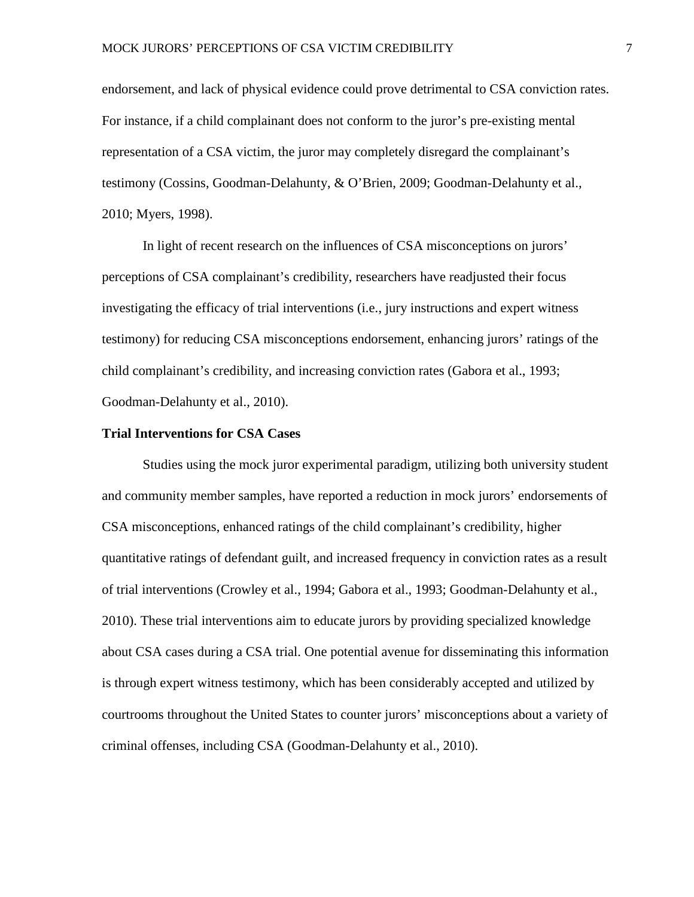endorsement, and lack of physical evidence could prove detrimental to CSA conviction rates. For instance, if a child complainant does not conform to the juror's pre-existing mental representation of a CSA victim, the juror may completely disregard the complainant's testimony (Cossins, Goodman-Delahunty, & O'Brien, 2009; Goodman-Delahunty et al., 2010; Myers, 1998).

In light of recent research on the influences of CSA misconceptions on jurors' perceptions of CSA complainant's credibility, researchers have readjusted their focus investigating the efficacy of trial interventions (i.e., jury instructions and expert witness testimony) for reducing CSA misconceptions endorsement, enhancing jurors' ratings of the child complainant's credibility, and increasing conviction rates (Gabora et al., 1993; Goodman-Delahunty et al., 2010).

**Trial Interventions for CSA Cases**

Studies using the mock juror experimental paradigm, utilizing both university student and community member samples, have reported a reduction in mock jurors' endorsements of CSA misconceptions, enhanced ratings of the child complainant's credibility, higher quantitative ratings of defendant guilt, and increased frequency in conviction rates as a result of trial interventions (Crowley et al., 1994; Gabora et al., 1993; Goodman-Delahunty et al., 2010). These trial interventions aim to educate jurors by providing specialized knowledge about CSA cases during a CSA trial. One potential avenue for disseminating this information is through expert witness testimony, which has been considerably accepted and utilized by courtrooms throughout the United States to counter jurors' misconceptions about a variety of criminal offenses, including CSA (Goodman-Delahunty et al., 2010).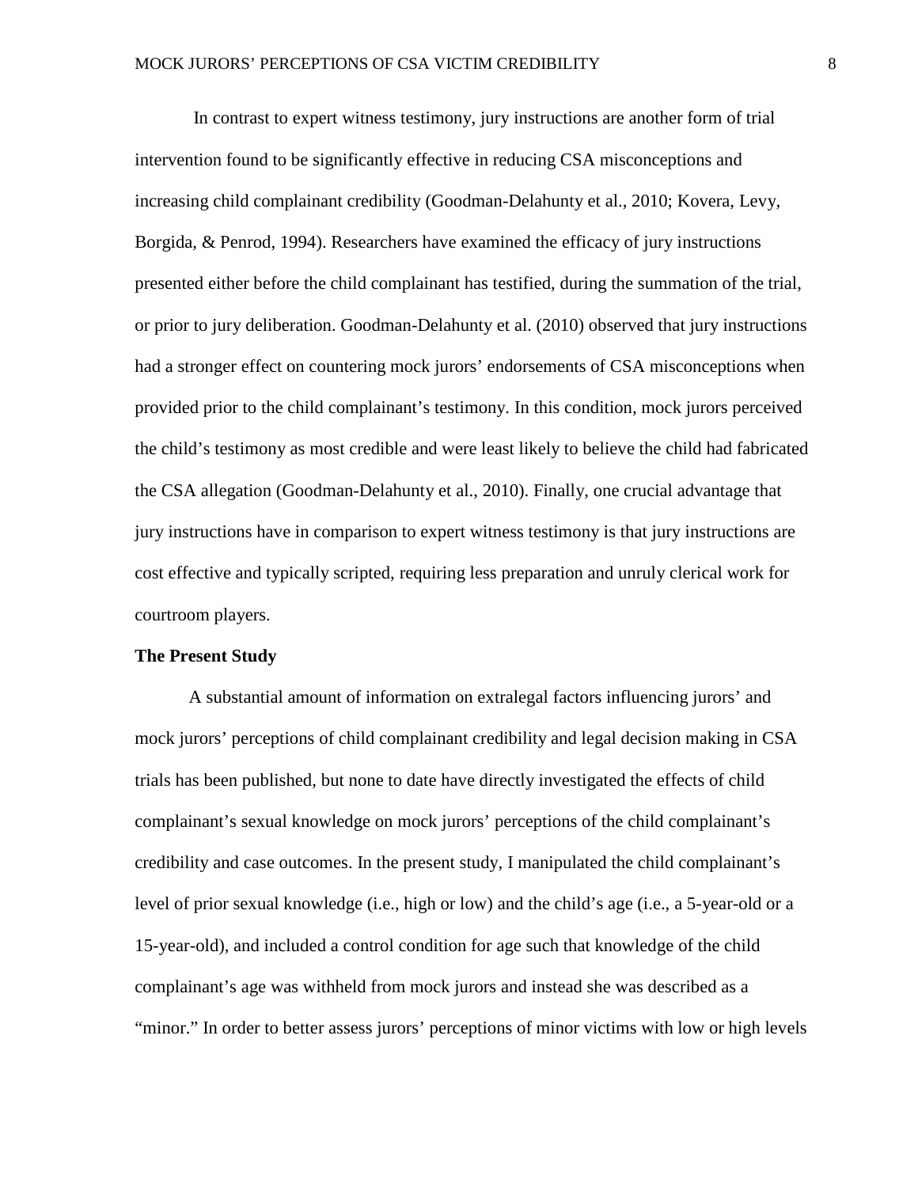In contrast to expert witness testimony, jury instructions are another form of trial intervention found to be significantly effective in reducing CSA misconceptions and increasing child complainant credibility (Goodman-Delahunty et al., 2010; Kovera, Levy, Borgida, & Penrod, 1994). Researchers have examined the efficacy of jury instructions presented either before the child complainant has testified, during the summation of the trial, or prior to jury deliberation. Goodman-Delahunty et al. (2010) observed that jury instructions had a stronger effect on countering mock jurors' endorsements of CSA misconceptions when provided prior to the child complainant's testimony. In this condition, mock jurors perceived the child's testimony as most credible and were least likely to believe the child had fabricated the CSA allegation (Goodman-Delahunty et al., 2010). Finally, one crucial advantage that jury instructions have in comparison to expert witness testimony is that jury instructions are cost effective and typically scripted, requiring less preparation and unruly clerical work for courtroom players.

## The Present Study

A substantial amount of information on extralegal factors influencing jurors' and mock jurors' perceptions of child complainant credibility and legal decision making in CSA trials has been published, but none to date have directly investigated the effects of child complainant's sexual knowledge on mock jurors' perceptions of the child complainant's credibility and case outcomes. In the present study, I manipulated the child complainant's level of prior sexual knowledge (i.e., high or low) and the child's age (i.e., a 5-year-old or a 15-year-old), and included a control condition for age such that knowledge of the child complainant's age was withheld from mock jurors and instead she was described as a "minor." In order to better assess jurors' perceptions of minor victims with low or high levels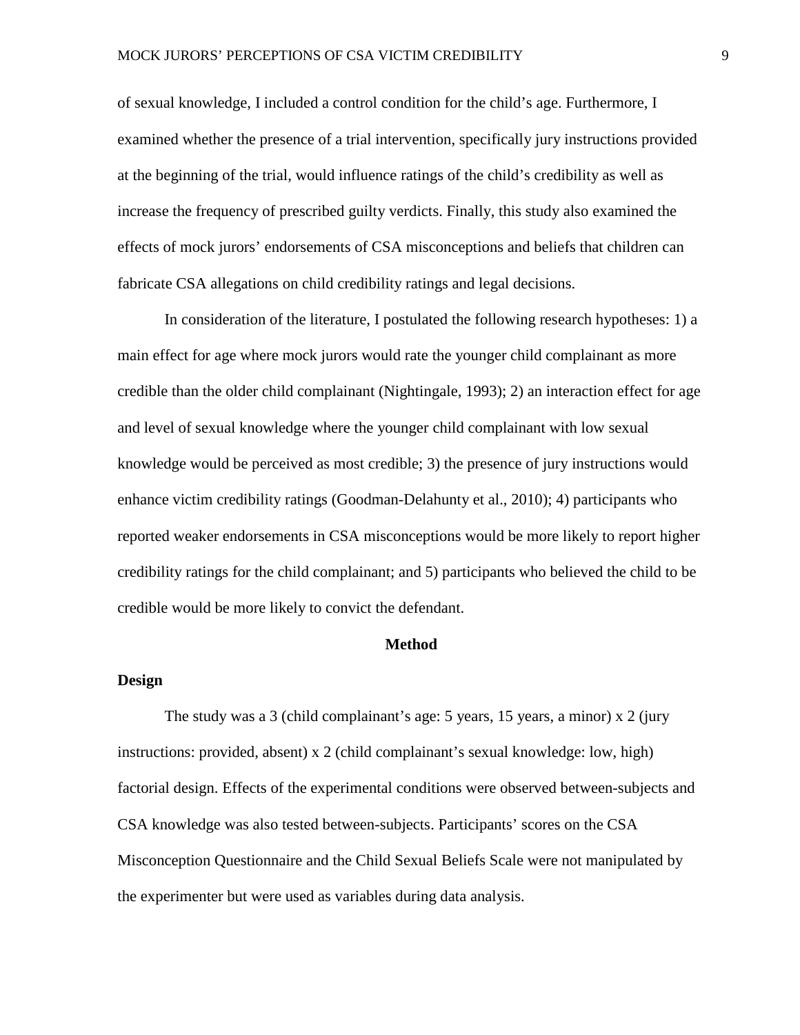of sexual knowledge, I included a control condition for the child's age. Furthermore, I examined whether the presence of a trial intervention, specifically jury instructions provided at the beginning of the trial, would influence ratings of the child's credibility as well as increase the frequency of prescribed guilty verdicts. Finally, this study also examined the effects of mock jurors' endorsements of CSA misconceptions and beliefs that children can fabricate CSA allegations on child credibility ratings and legal decisions.

In consideration of the literature, I postulated the following research hypotheses: 1) a main effect for age where mock jurors would rate the younger child complainant as more credible than the older child complainant (Nightingale, 1993); 2) an interaction effect for age and level of sexual knowledge where the younger child complainant with low sexual knowledge would be perceived as most credible; 3) the presence of jury instructions would enhance victim credibility ratings (Goodman-Delahunty et al., 2010); 4) participants who reported weaker endorsements in CSA misconceptions would be more likely to report higher credibility ratings for the child complainant; and 5) participants who believed the child to be credible would be more likely to convict the defendant.

# Method

## Design

The study was a 3 (child complainant's age: 5 years, 15 years, a minor) x 2 (jury instructions: provided, absent) x 2 (child complainant's sexual knowledge: low, high) factorial design. Effects of the experimental conditions were observed between-subjects and CSA knowledge was also tested between-subjects. Participants' scores on the CSA Misconception Questionnaire and the Child Sexual Beliefs Scale were not manipulated by the experimenter but were used as variables during data analysis.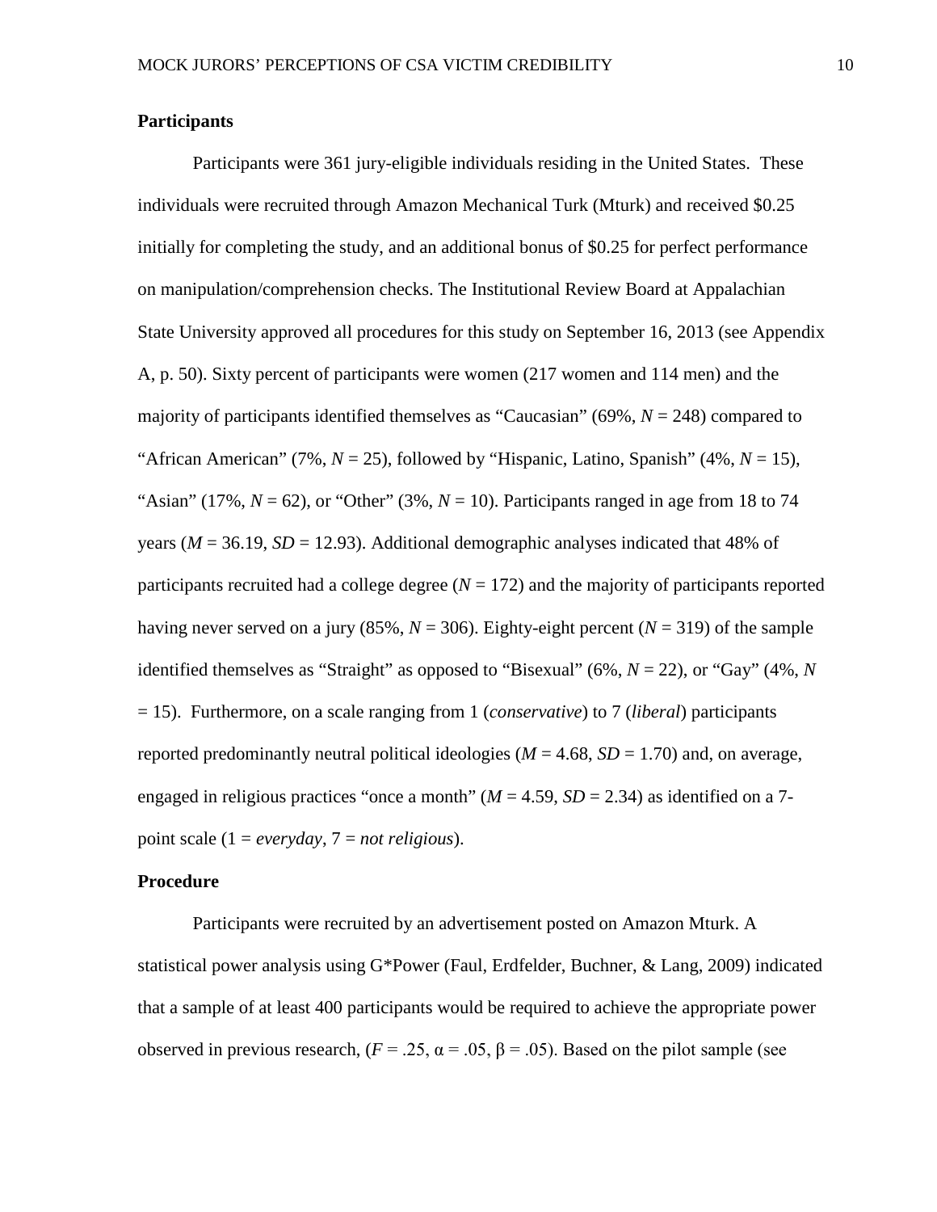## Participants

Participants were 361 jury-eligible individuals residing in the United States. These individuals were recruited through Amazon Mechanical Turk (Mturk) and received $0.25 initially for completing the study, and an additional bonus of $0.25 for perfect performance on manipulation/comprehension checks. The Institutional Review Board at Appalachian State University approved all procedures for this study on September 16, 2013 (see Appendix A, p. 50). Sixty percent of participants were women (217 women and 114 men) and the majority of participants identified themselves as "Caucasian" (69%, $N = 248$) compared to "African American" (7%, $N = 25$), followed by "Hispanic, Latino, Spanish" (4%, $N = 15$), "Asian" (17%, $N = 62$), or "Other" (3%, $N = 10$). Participants ranged in age from 18 to 74 years ($M = 36.19$, $SD = 12.93$). Additional demographic analyses indicated that 48% of participants recruited had a college degree ($N = 172$) and the majority of participants reported having never served on a jury (85%, $N = 306$). Eighty-eight percent ($N = 319$) of the sample identified themselves as "Straight" as opposed to "Bisexual" (6%, $N = 22$), or "Gay" (4%, $N = 15$). Furthermore, on a scale ranging from 1 (*conservative*) to 7 (*liberal*) participants reported predominantly neutral political ideologies ($M = 4.68$, $SD = 1.70$) and, on average, engaged in religious practices "once a month" ($M = 4.59$, $SD = 2.34$) as identified on a 7-point scale (1 = *everyday*, 7 = *not religious*).

## Procedure

Participants were recruited by an advertisement posted on Amazon Mturk. A statistical power analysis using G*Power (Faul, Erdfelder, Buchner, & Lang, 2009) indicated that a sample of at least 400 participants would be required to achieve the appropriate power observed in previous research, ($F = .25$, $\alpha = .05$, $\beta = .05$). Based on the pilot sample (see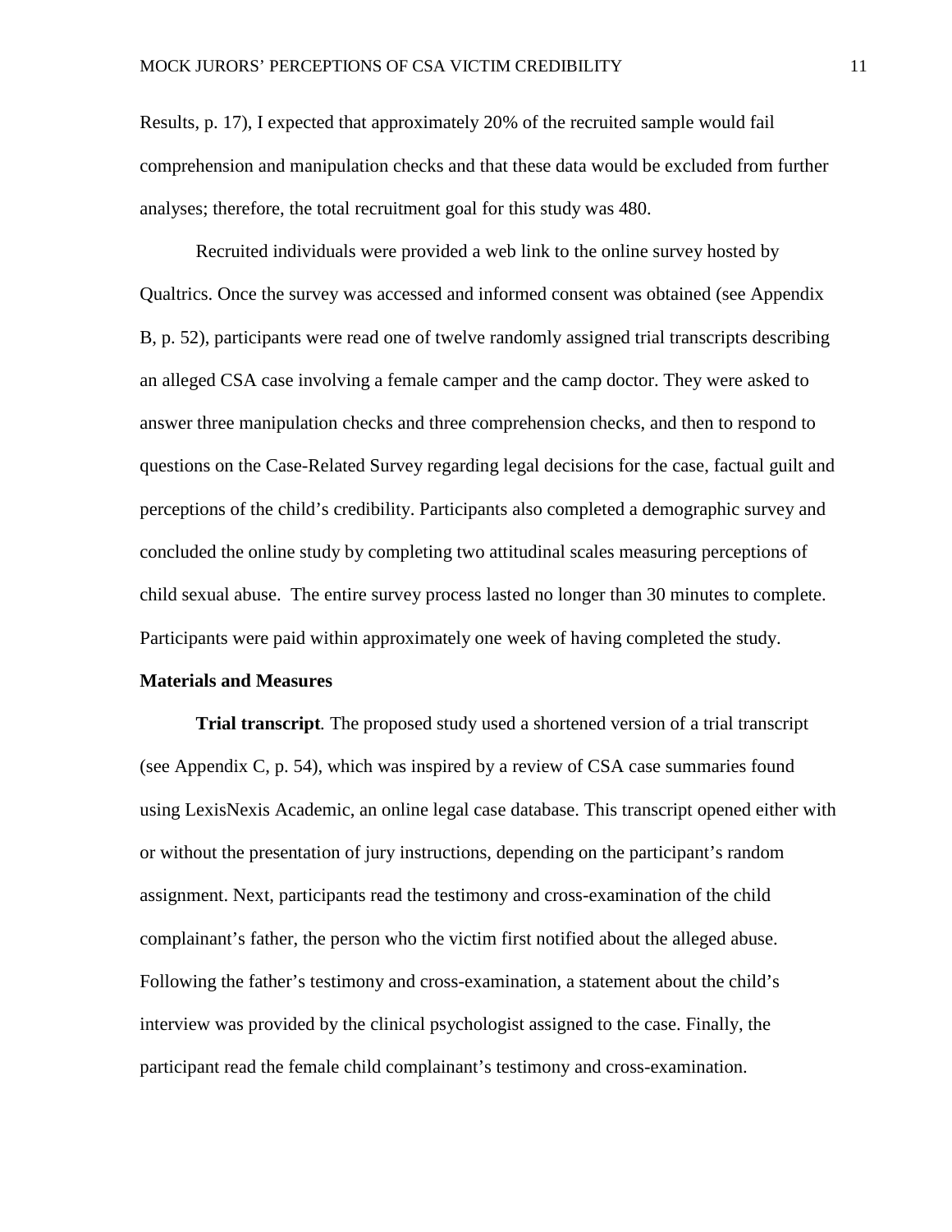Results, p. 17), I expected that approximately 20% of the recruited sample would fail comprehension and manipulation checks and that these data would be excluded from further analyses; therefore, the total recruitment goal for this study was 480.

Recruited individuals were provided a web link to the online survey hosted by Qualtrics. Once the survey was accessed and informed consent was obtained (see Appendix B, p. 52), participants were read one of twelve randomly assigned trial transcripts describing an alleged CSA case involving a female camper and the camp doctor. They were asked to answer three manipulation checks and three comprehension checks, and then to respond to questions on the Case-Related Survey regarding legal decisions for the case, factual guilt and perceptions of the child's credibility. Participants also completed a demographic survey and concluded the online study by completing two attitudinal scales measuring perceptions of child sexual abuse. The entire survey process lasted no longer than 30 minutes to complete. Participants were paid within approximately one week of having completed the study.

**Materials and Measures**

**Trial transcript***.* The proposed study used a shortened version of a trial transcript (see Appendix C, p. 54), which was inspired by a review of CSA case summaries found using LexisNexis Academic, an online legal case database. This transcript opened either with or without the presentation of jury instructions, depending on the participant's random assignment. Next, participants read the testimony and cross-examination of the child complainant's father, the person who the victim first notified about the alleged abuse. Following the father's testimony and cross-examination, a statement about the child's interview was provided by the clinical psychologist assigned to the case. Finally, the participant read the female child complainant's testimony and cross-examination.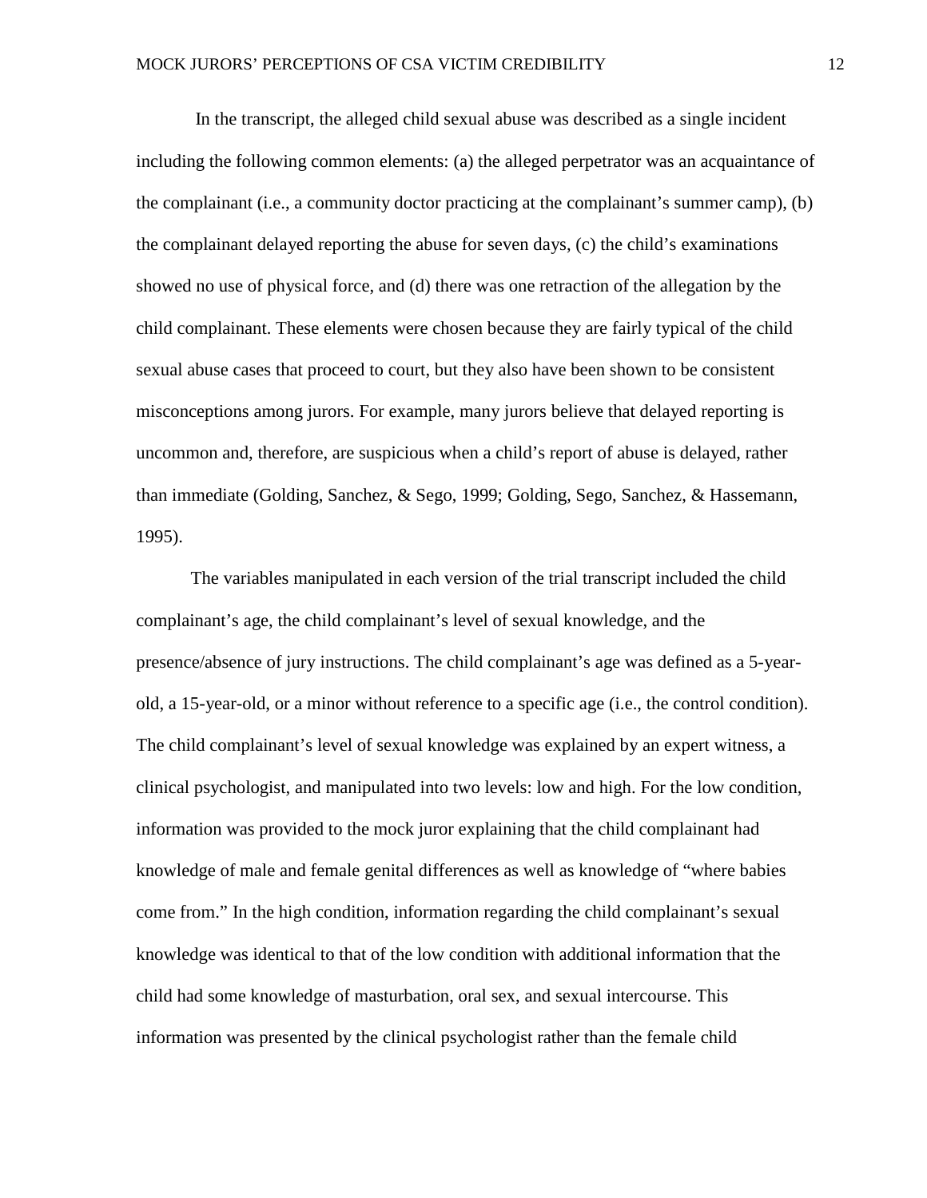In the transcript, the alleged child sexual abuse was described as a single incident including the following common elements: (a) the alleged perpetrator was an acquaintance of the complainant (i.e., a community doctor practicing at the complainant's summer camp), (b) the complainant delayed reporting the abuse for seven days, (c) the child's examinations showed no use of physical force, and (d) there was one retraction of the allegation by the child complainant. These elements were chosen because they are fairly typical of the child sexual abuse cases that proceed to court, but they also have been shown to be consistent misconceptions among jurors. For example, many jurors believe that delayed reporting is uncommon and, therefore, are suspicious when a child's report of abuse is delayed, rather than immediate (Golding, Sanchez, & Sego, 1999; Golding, Sego, Sanchez, & Hassemann, 1995).

The variables manipulated in each version of the trial transcript included the child complainant's age, the child complainant's level of sexual knowledge, and the presence/absence of jury instructions. The child complainant's age was defined as a 5-year-old, a 15-year-old, or a minor without reference to a specific age (i.e., the control condition). The child complainant's level of sexual knowledge was explained by an expert witness, a clinical psychologist, and manipulated into two levels: low and high. For the low condition, information was provided to the mock juror explaining that the child complainant had knowledge of male and female genital differences as well as knowledge of "where babies come from." In the high condition, information regarding the child complainant's sexual knowledge was identical to that of the low condition with additional information that the child had some knowledge of masturbation, oral sex, and sexual intercourse. This information was presented by the clinical psychologist rather than the female child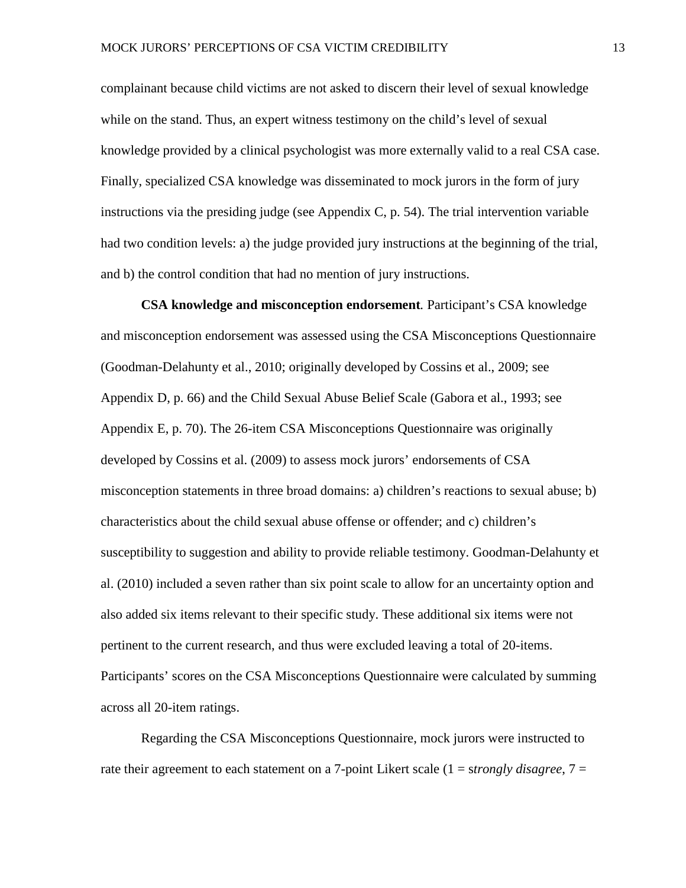complainant because child victims are not asked to discern their level of sexual knowledge while on the stand. Thus, an expert witness testimony on the child's level of sexual knowledge provided by a clinical psychologist was more externally valid to a real CSA case. Finally, specialized CSA knowledge was disseminated to mock jurors in the form of jury instructions via the presiding judge (see Appendix C, p. 54). The trial intervention variable had two condition levels: a) the judge provided jury instructions at the beginning of the trial, and b) the control condition that had no mention of jury instructions.

**CSA knowledge and misconception endorsement**. Participant's CSA knowledge and misconception endorsement was assessed using the CSA Misconceptions Questionnaire (Goodman-Delahunty et al., 2010; originally developed by Cossins et al., 2009; see Appendix D, p. 66) and the Child Sexual Abuse Belief Scale (Gabora et al., 1993; see Appendix E, p. 70). The 26-item CSA Misconceptions Questionnaire was originally developed by Cossins et al. (2009) to assess mock jurors' endorsements of CSA misconception statements in three broad domains: a) children's reactions to sexual abuse; b) characteristics about the child sexual abuse offense or offender; and c) children's susceptibility to suggestion and ability to provide reliable testimony. Goodman-Delahunty et al. (2010) included a seven rather than six point scale to allow for an uncertainty option and also added six items relevant to their specific study. These additional six items were not pertinent to the current research, and thus were excluded leaving a total of 20-items. Participants' scores on the CSA Misconceptions Questionnaire were calculated by summing across all 20-item ratings.

Regarding the CSA Misconceptions Questionnaire, mock jurors were instructed to rate their agreement to each statement on a 7-point Likert scale (1 = s*trongly disagree*, 7 =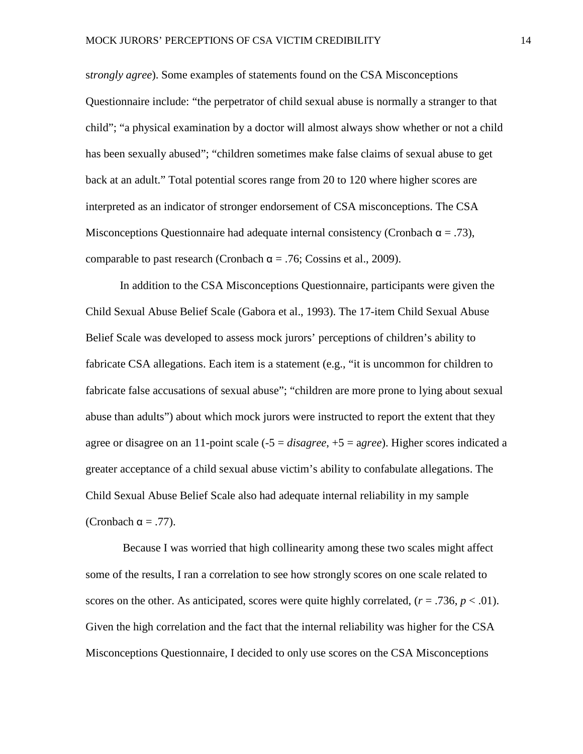s*trongly agree*). Some examples of statements found on the CSA Misconceptions Questionnaire include: “the perpetrator of child sexual abuse is normally a stranger to that child”; “a physical examination by a doctor will almost always show whether or not a child has been sexually abused”; “children sometimes make false claims of sexual abuse to get back at an adult.” Total potential scores range from 20 to 120 where higher scores are interpreted as an indicator of stronger endorsement of CSA misconceptions. The CSA Misconceptions Questionnaire had adequate internal consistency (Cronbach $\alpha = .73$), comparable to past research (Cronbach $\alpha = .76$; Cossins et al., 2009).

In addition to the CSA Misconceptions Questionnaire, participants were given the Child Sexual Abuse Belief Scale (Gabora et al., 1993). The 17-item Child Sexual Abuse Belief Scale was developed to assess mock jurors’ perceptions of children’s ability to fabricate CSA allegations. Each item is a statement (e.g., “it is uncommon for children to fabricate false accusations of sexual abuse”; “children are more prone to lying about sexual abuse than adults”) about which mock jurors were instructed to report the extent that they agree or disagree on an 11-point scale (-5 = *disagree*, +5 = a*gree*). Higher scores indicated a greater acceptance of a child sexual abuse victim’s ability to confabulate allegations. The Child Sexual Abuse Belief Scale also had adequate internal reliability in my sample (Cronbach $\alpha = .77$).

Because I was worried that high collinearity among these two scales might affect some of the results, I ran a correlation to see how strongly scores on one scale related to scores on the other. As anticipated, scores were quite highly correlated, ($r = .736$, $p < .01$). Given the high correlation and the fact that the internal reliability was higher for the CSA Misconceptions Questionnaire, I decided to only use scores on the CSA Misconceptions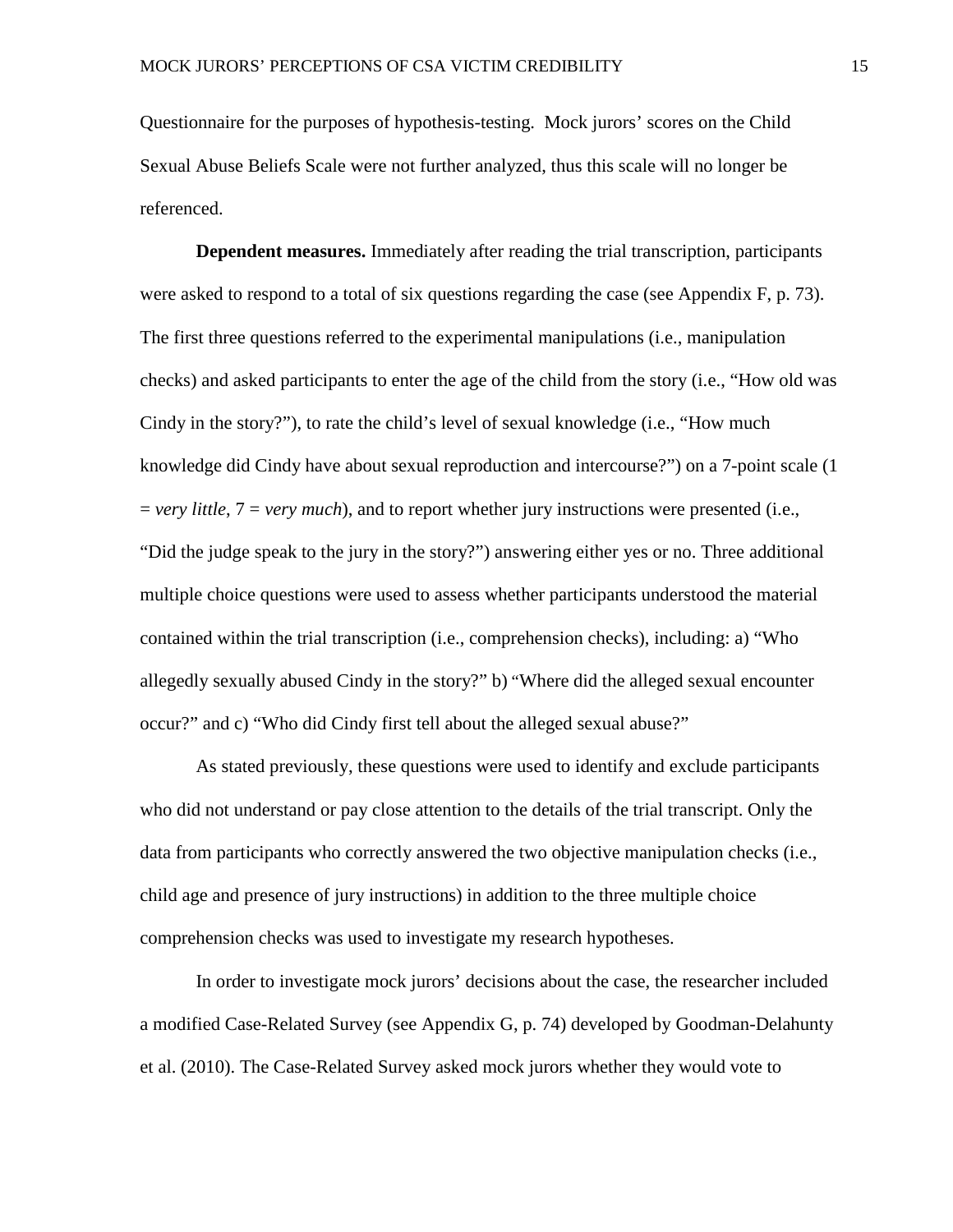Questionnaire for the purposes of hypothesis-testing. Mock jurors' scores on the Child Sexual Abuse Beliefs Scale were not further analyzed, thus this scale will no longer be referenced.

**Dependent measures.** Immediately after reading the trial transcription, participants were asked to respond to a total of six questions regarding the case (see Appendix F, p. 73). The first three questions referred to the experimental manipulations (i.e., manipulation checks) and asked participants to enter the age of the child from the story (i.e., "How old was Cindy in the story?"), to rate the child's level of sexual knowledge (i.e., "How much knowledge did Cindy have about sexual reproduction and intercourse?") on a 7-point scale (1 = *very little*, 7 = *very much*), and to report whether jury instructions were presented (i.e., "Did the judge speak to the jury in the story?") answering either yes or no. Three additional multiple choice questions were used to assess whether participants understood the material contained within the trial transcription (i.e., comprehension checks), including: a) "Who allegedly sexually abused Cindy in the story?" b) "Where did the alleged sexual encounter occur?" and c) "Who did Cindy first tell about the alleged sexual abuse?"

As stated previously, these questions were used to identify and exclude participants who did not understand or pay close attention to the details of the trial transcript. Only the data from participants who correctly answered the two objective manipulation checks (i.e., child age and presence of jury instructions) in addition to the three multiple choice comprehension checks was used to investigate my research hypotheses.

In order to investigate mock jurors' decisions about the case, the researcher included a modified Case-Related Survey (see Appendix G, p. 74) developed by Goodman-Delahunty et al. (2010). The Case-Related Survey asked mock jurors whether they would vote to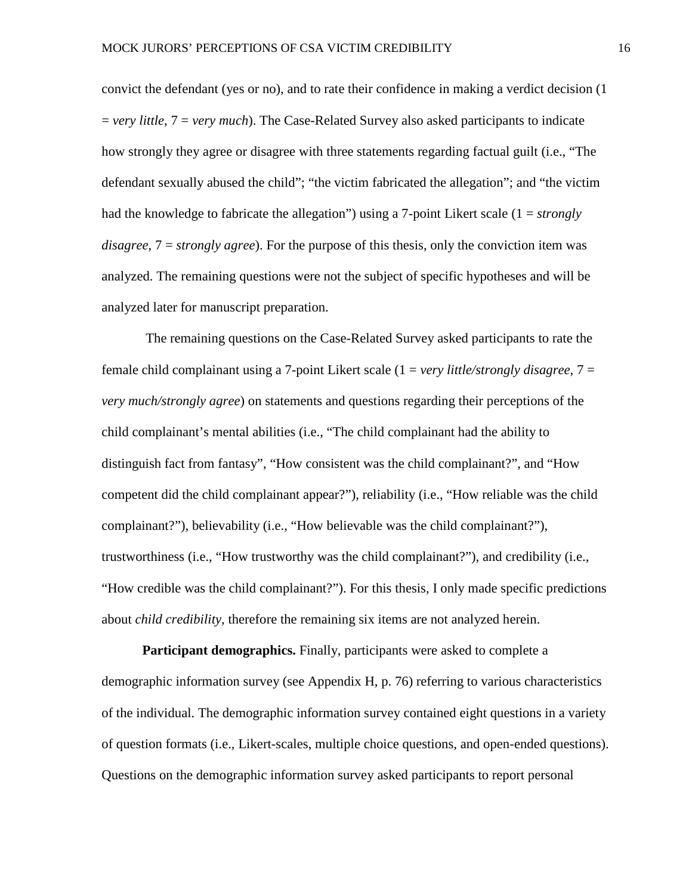convict the defendant (yes or no), and to rate their confidence in making a verdict decision (1 = *very little*, 7 = *very much*). The Case-Related Survey also asked participants to indicate how strongly they agree or disagree with three statements regarding factual guilt (i.e., "The defendant sexually abused the child"; "the victim fabricated the allegation"; and "the victim had the knowledge to fabricate the allegation") using a 7-point Likert scale (1 = *strongly disagree,* 7 = *strongly agree*). For the purpose of this thesis, only the conviction item was analyzed. The remaining questions were not the subject of specific hypotheses and will be analyzed later for manuscript preparation.

The remaining questions on the Case-Related Survey asked participants to rate the female child complainant using a 7-point Likert scale (1 = *very little/strongly disagree*, 7 = *very much/strongly agree*) on statements and questions regarding their perceptions of the child complainant's mental abilities (i.e., "The child complainant had the ability to distinguish fact from fantasy", "How consistent was the child complainant?", and "How competent did the child complainant appear?"), reliability (i.e., "How reliable was the child complainant?"), believability (i.e., "How believable was the child complainant?"), trustworthiness (i.e., "How trustworthy was the child complainant?"), and credibility (i.e., "How credible was the child complainant?"). For this thesis, I only made specific predictions about *child credibility*, therefore the remaining six items are not analyzed herein.

**Participant demographics.** Finally, participants were asked to complete a demographic information survey (see Appendix H, p. 76) referring to various characteristics of the individual. The demographic information survey contained eight questions in a variety of question formats (i.e., Likert-scales, multiple choice questions, and open-ended questions). Questions on the demographic information survey asked participants to report personal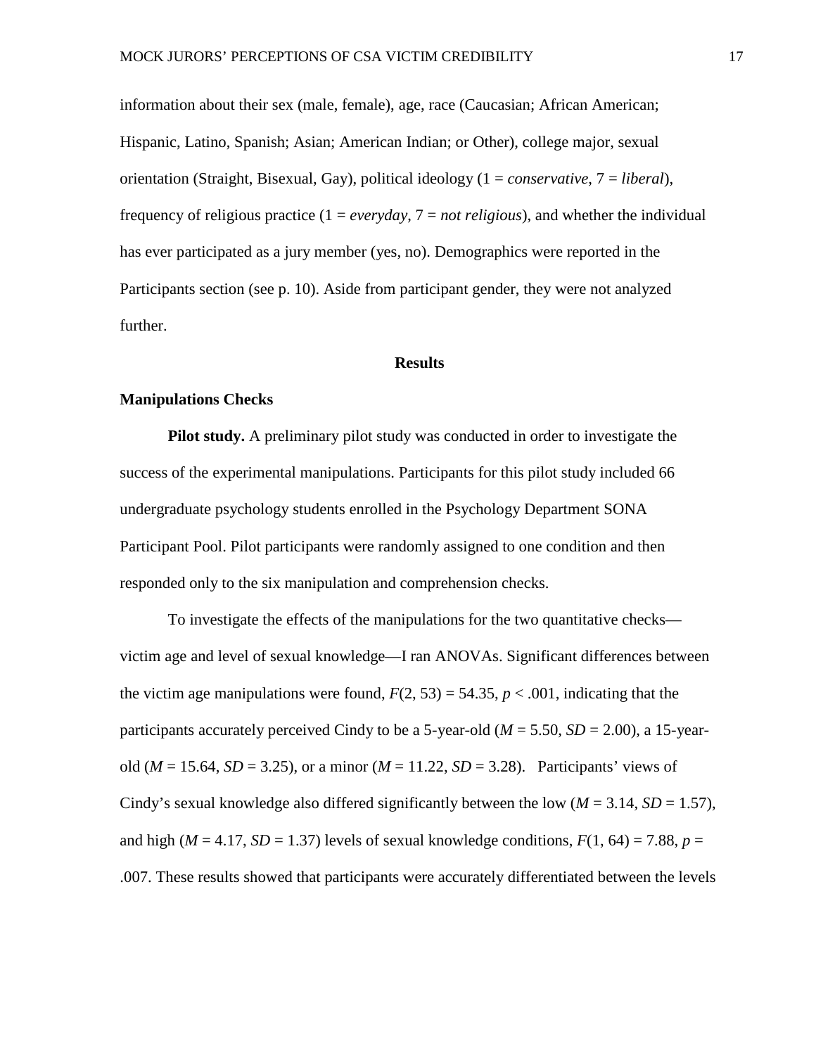information about their sex (male, female), age, race (Caucasian; African American; Hispanic, Latino, Spanish; Asian; American Indian; or Other), college major, sexual orientation (Straight, Bisexual, Gay), political ideology (1 = *conservative*, 7 = *liberal*), frequency of religious practice (1 = *everyday*, 7 = *not religious*), and whether the individual has ever participated as a jury member (yes, no). Demographics were reported in the Participants section (see p. 10). Aside from participant gender, they were not analyzed further.

## Results

### Manipulations Checks

**Pilot study.** A preliminary pilot study was conducted in order to investigate the success of the experimental manipulations. Participants for this pilot study included 66 undergraduate psychology students enrolled in the Psychology Department SONA Participant Pool. Pilot participants were randomly assigned to one condition and then responded only to the six manipulation and comprehension checks.

To investigate the effects of the manipulations for the two quantitative checks—victim age and level of sexual knowledge—I ran ANOVAs. Significant differences between the victim age manipulations were found, $F(2, 53) = 54.35$, $p < .001$, indicating that the participants accurately perceived Cindy to be a 5-year-old ($M = 5.50$, $SD = 2.00$), a 15-year-old ($M = 15.64$, $SD = 3.25$), or a minor ($M = 11.22$, $SD = 3.28$). Participants' views of Cindy's sexual knowledge also differed significantly between the low ($M = 3.14$, $SD = 1.57$), and high ($M = 4.17$, $SD = 1.37$) levels of sexual knowledge conditions, $F(1, 64) = 7.88$, $p = .007$. These results showed that participants were accurately differentiated between the levels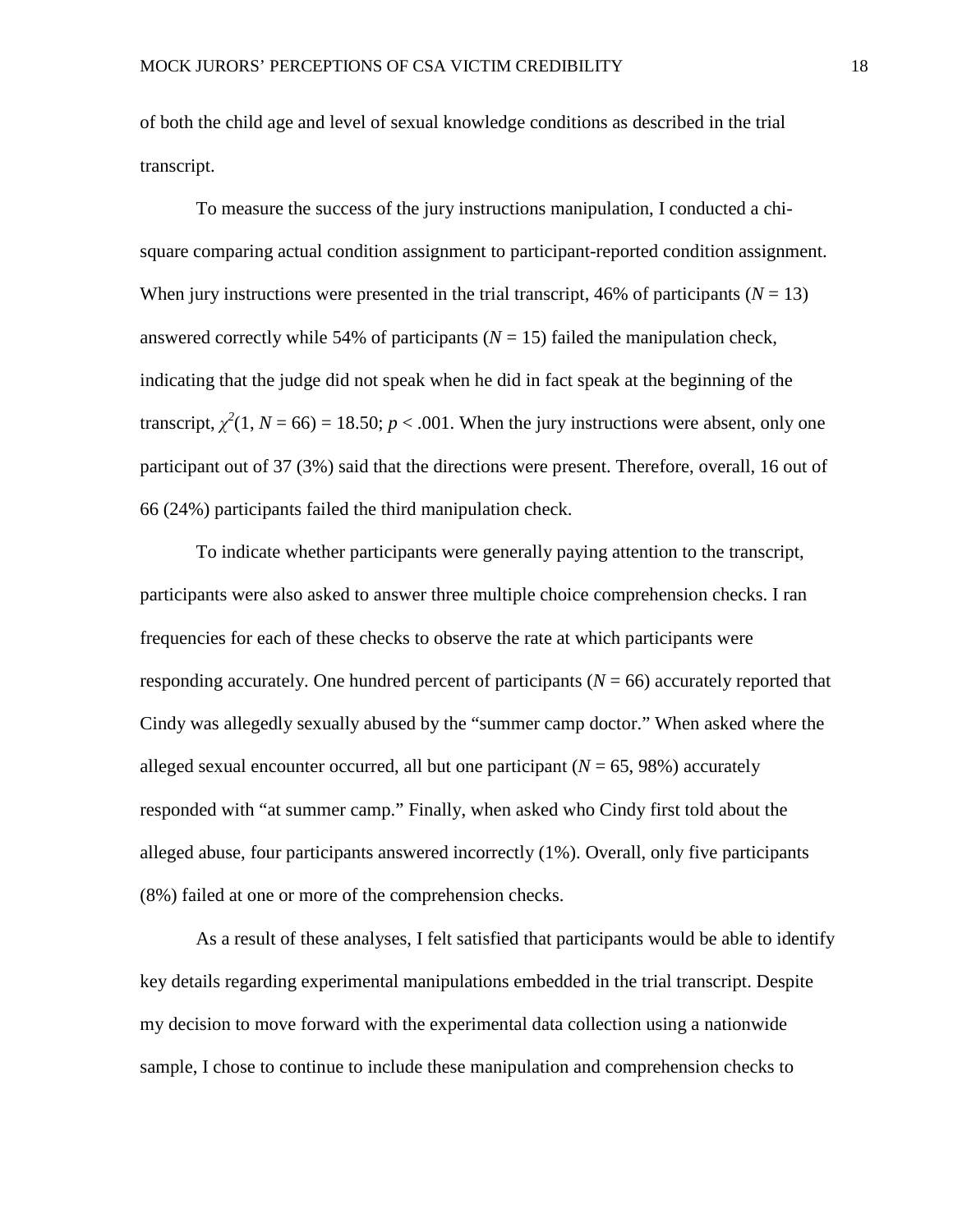of both the child age and level of sexual knowledge conditions as described in the trial transcript.

To measure the success of the jury instructions manipulation, I conducted a chi-square comparing actual condition assignment to participant-reported condition assignment. When jury instructions were presented in the trial transcript, 46% of participants ($N$ = 13) answered correctly while 54% of participants ($N$ = 15) failed the manipulation check, indicating that the judge did not speak when he did in fact speak at the beginning of the transcript, $\chi^2(1, N = 66) = 18.50$; $p < .001$. When the jury instructions were absent, only one participant out of 37 (3%) said that the directions were present. Therefore, overall, 16 out of 66 (24%) participants failed the third manipulation check.

To indicate whether participants were generally paying attention to the transcript, participants were also asked to answer three multiple choice comprehension checks. I ran frequencies for each of these checks to observe the rate at which participants were responding accurately. One hundred percent of participants ($N$ = 66) accurately reported that Cindy was allegedly sexually abused by the "summer camp doctor." When asked where the alleged sexual encounter occurred, all but one participant ($N$ = 65, 98%) accurately responded with "at summer camp." Finally, when asked who Cindy first told about the alleged abuse, four participants answered incorrectly (1%). Overall, only five participants (8%) failed at one or more of the comprehension checks.

As a result of these analyses, I felt satisfied that participants would be able to identify key details regarding experimental manipulations embedded in the trial transcript. Despite my decision to move forward with the experimental data collection using a nationwide sample, I chose to continue to include these manipulation and comprehension checks to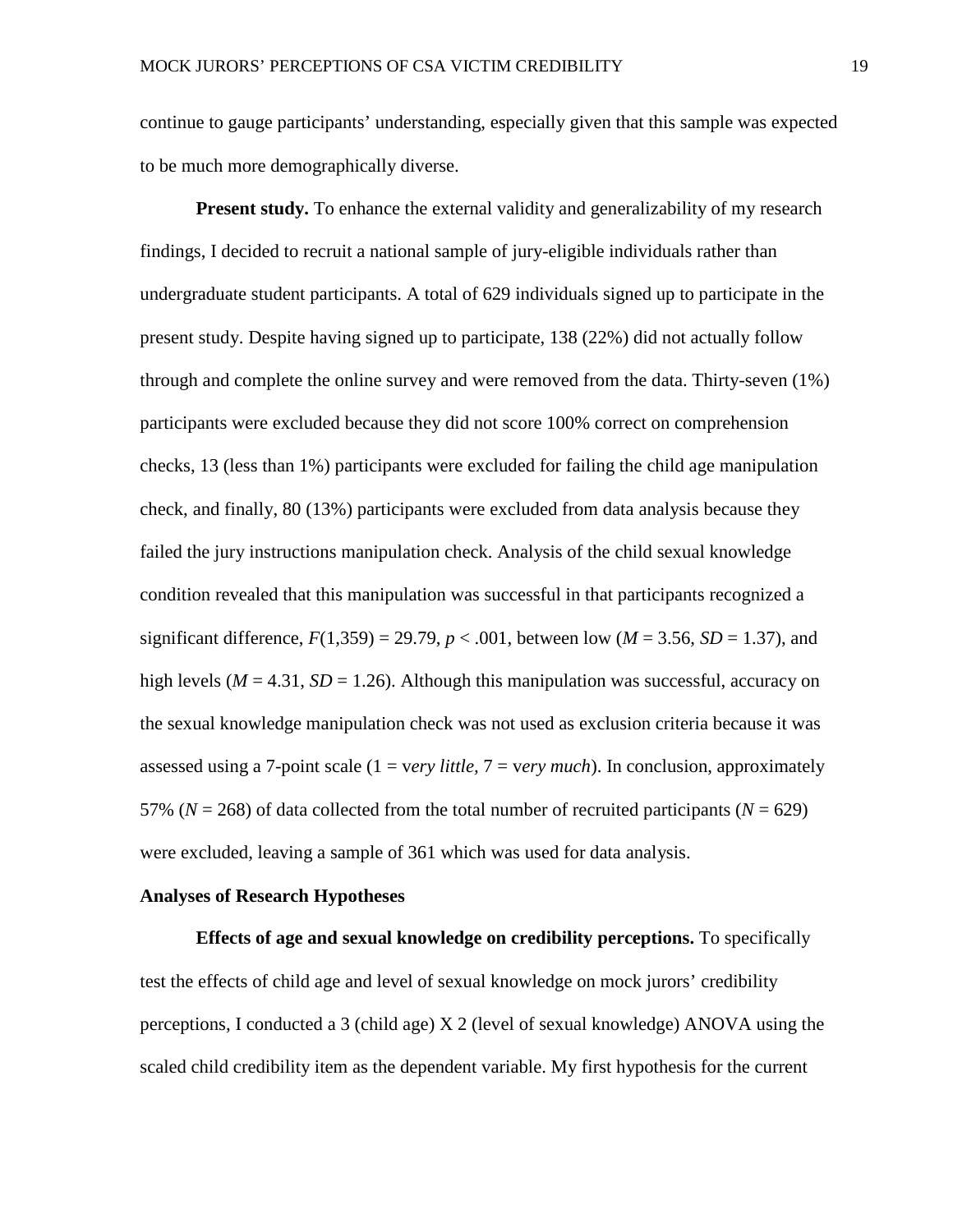continue to gauge participants' understanding, especially given that this sample was expected to be much more demographically diverse.

**Present study.** To enhance the external validity and generalizability of my research findings, I decided to recruit a national sample of jury-eligible individuals rather than undergraduate student participants. A total of 629 individuals signed up to participate in the present study. Despite having signed up to participate, 138 (22%) did not actually follow through and complete the online survey and were removed from the data. Thirty-seven (1%) participants were excluded because they did not score 100% correct on comprehension checks, 13 (less than 1%) participants were excluded for failing the child age manipulation check, and finally, 80 (13%) participants were excluded from data analysis because they failed the jury instructions manipulation check. Analysis of the child sexual knowledge condition revealed that this manipulation was successful in that participants recognized a significant difference, $F(1,359) = 29.79$, $p < .001$, between low ($M = 3.56$, $SD = 1.37$), and high levels ($M = 4.31$, $SD = 1.26$). Although this manipulation was successful, accuracy on the sexual knowledge manipulation check was not used as exclusion criteria because it was assessed using a 7-point scale (1 = v*ery little*, 7 = v*ery much*). In conclusion, approximately 57% ($N = 268$) of data collected from the total number of recruited participants ($N = 629$) were excluded, leaving a sample of 361 which was used for data analysis.

### Analyses of Research Hypotheses

**Effects of age and sexual knowledge on credibility perceptions.** To specifically test the effects of child age and level of sexual knowledge on mock jurors' credibility perceptions, I conducted a 3 (child age) X 2 (level of sexual knowledge) ANOVA using the scaled child credibility item as the dependent variable. My first hypothesis for the current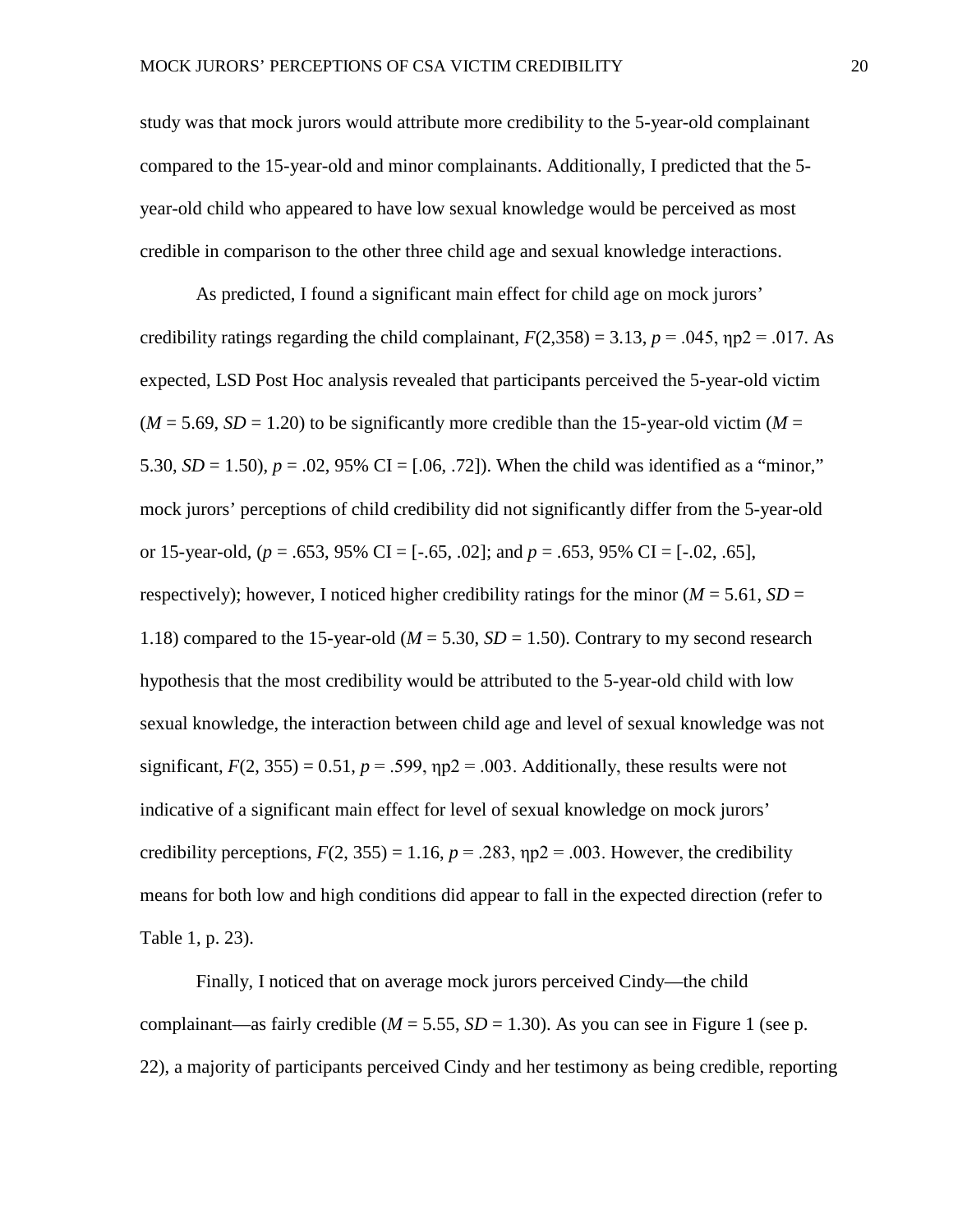study was that mock jurors would attribute more credibility to the 5-year-old complainant compared to the 15-year-old and minor complainants. Additionally, I predicted that the 5-year-old child who appeared to have low sexual knowledge would be perceived as most credible in comparison to the other three child age and sexual knowledge interactions.

As predicted, I found a significant main effect for child age on mock jurors' credibility ratings regarding the child complainant, $F(2,358) = 3.13$, $p = .045$, $\eta p2 = .017$. As expected, LSD Post Hoc analysis revealed that participants perceived the 5-year-old victim ($M = 5.69$, $SD = 1.20$) to be significantly more credible than the 15-year-old victim ($M = 5.30$, $SD = 1.50$), $p = .02$, 95% CI = [.06, .72]). When the child was identified as a "minor," mock jurors' perceptions of child credibility did not significantly differ from the 5-year-old or 15-year-old, ($p = .653$, 95% CI = [-.65, .02]; and $p = .653$, 95% CI = [-.02, .65], respectively); however, I noticed higher credibility ratings for the minor ($M = 5.61$, $SD = 1.18$) compared to the 15-year-old ($M = 5.30$, $SD = 1.50$). Contrary to my second research hypothesis that the most credibility would be attributed to the 5-year-old child with low sexual knowledge, the interaction between child age and level of sexual knowledge was not significant, $F(2, 355) = 0.51$, $p = .599$, $\eta p2 = .003$. Additionally, these results were not indicative of a significant main effect for level of sexual knowledge on mock jurors' credibility perceptions, $F(2, 355) = 1.16$, $p = .283$, $\eta p2 = .003$. However, the credibility means for both low and high conditions did appear to fall in the expected direction (refer to Table 1, p. 23).

Finally, I noticed that on average mock jurors perceived Cindy—the child complainant—as fairly credible ($M = 5.55$, $SD = 1.30$). As you can see in Figure 1 (see p. 22), a majority of participants perceived Cindy and her testimony as being credible, reporting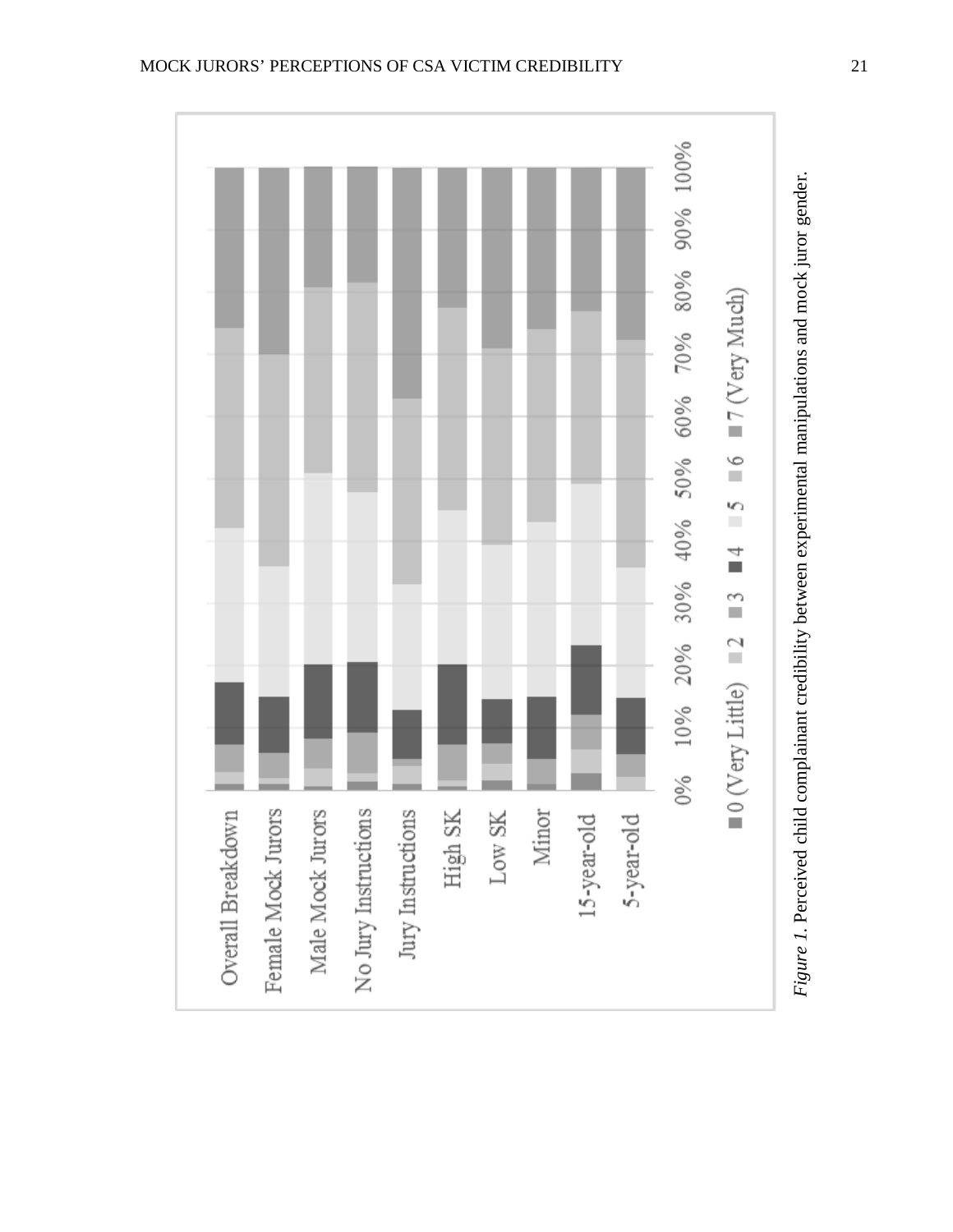*Figure 1.* Perceived child complainant credibility between experimental manipulations and mock juror gender.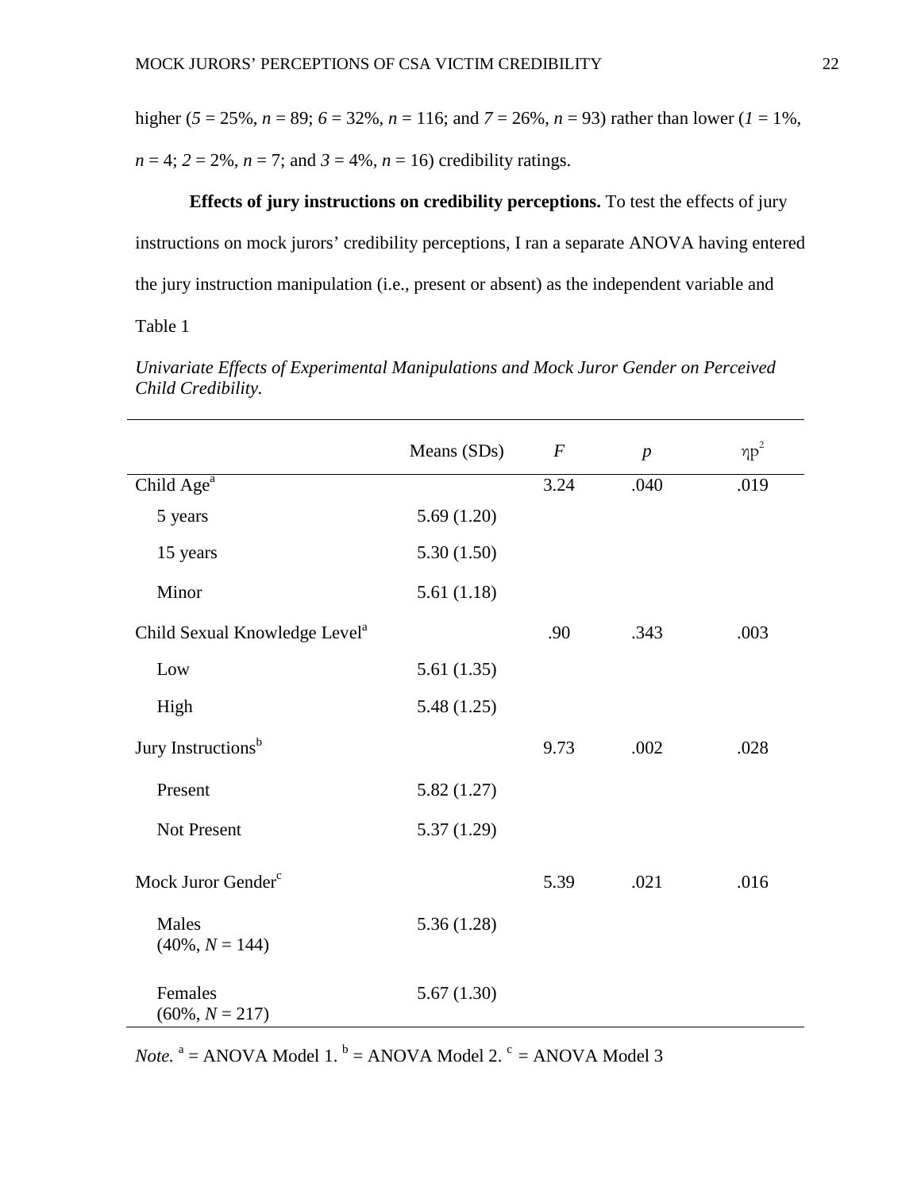higher (*5* = 25%, *n* = 89; *6* = 32%, *n* = 116; and *7* = 26%, *n* = 93) rather than lower (*1* = 1%, *n* = 4; *2* = 2%, *n* = 7; and *3* = 4%, *n* = 16) credibility ratings.

**Effects of jury instructions on credibility perceptions.** To test the effects of jury instructions on mock jurors' credibility perceptions, I ran a separate ANOVA having entered the jury instruction manipulation (i.e., present or absent) as the independent variable and

Table 1

*Univariate Effects of Experimental Manipulations and Mock Juror Gender on Perceived Child Credibility.*

| | Means (SDs) | *F* | *p* | $\eta p^2$ |
|---|---|---|---|---|
| Child Age[a] | | 3.24 | .040 | .019 |
| 5 years | 5.69 (1.20) | | | |
| 15 years | 5.30 (1.50) | | | |
| Minor | 5.61 (1.18) | | | |
| Child Sexual Knowledge Level[a] | | .90 | .343 | .003 |
| Low | 5.61 (1.35) | | | |
| High | 5.48 (1.25) | | | |
| Jury Instructions[b] | | 9.73 | .002 | .028 |
| Present | 5.82 (1.27) | | | |
| Not Present | 5.37 (1.29) | | | |
| Mock Juror Gender[c] | | 5.39 | .021 | .016 |
| Males (40%, *N* = 144) | 5.36 (1.28) | | | |
| Females (60%, *N* = 217) | 5.67 (1.30) | | | |

*Note.* [a] = ANOVA Model 1. [b] = ANOVA Model 2. [c] = ANOVA Model 3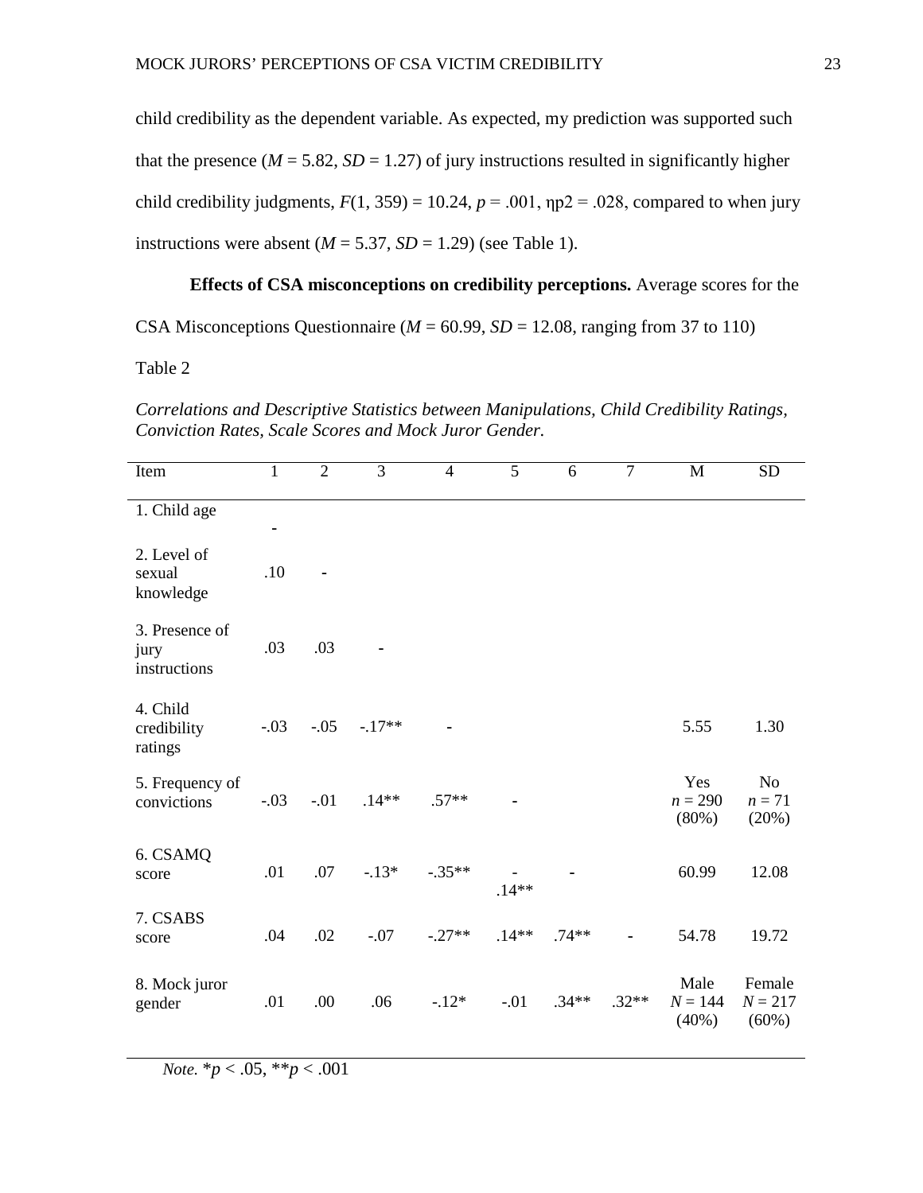child credibility as the dependent variable. As expected, my prediction was supported such that the presence ($M$ = 5.82, $SD$ = 1.27) of jury instructions resulted in significantly higher child credibility judgments, $F(1, 359) = 10.24$, $p = .001$, ηp2 = .028, compared to when jury instructions were absent ($M$ = 5.37, $SD$ = 1.29) (see Table 1).

**Effects of CSA misconceptions on credibility perceptions.** Average scores for the CSA Misconceptions Questionnaire ($M$ = 60.99, $SD$ = 12.08, ranging from 37 to 110)

Table 2

*Correlations and Descriptive Statistics between Manipulations, Child Credibility Ratings, Conviction Rates, Scale Scores and Mock Juror Gender.*

| Item | 1 | 2 | 3 | 4 | 5 | 6 | 7 | M | SD |
|---|---|---|---|---|---|---|---|---|---|
| 1. Child age | - | | | | | | | | |
| 2. Level of sexual knowledge | .10 | - | | | | | | | |
| 3. Presence of jury instructions | .03 | .03 | - | | | | | | |
| 4. Child credibility ratings | -.03 | -.05 | -.17** | - | | | | 5.55 | 1.30 |
| 5. Frequency of convictions | -.03 | -.01 | .14** | .57** | - | | | Yes $n$ = 290 (80%) | No $n$ = 71 (20%) |
| 6. CSAMQ score | .01 | .07 | -.13* | -.35** | -.14** | - | | 60.99 | 12.08 |
| 7. CSABS score | .04 | .02 | -.07 | -.27** | .14** | .74** | - | 54.78 | 19.72 |
| 8. Mock juror gender | .01 | .00 | .06 | -.12* | -.01 | .34** | .32** | Male $N$ = 144 (40%) | Female $N$ = 217 (60%) |

*Note.* *$p < .05$, **$p < .001$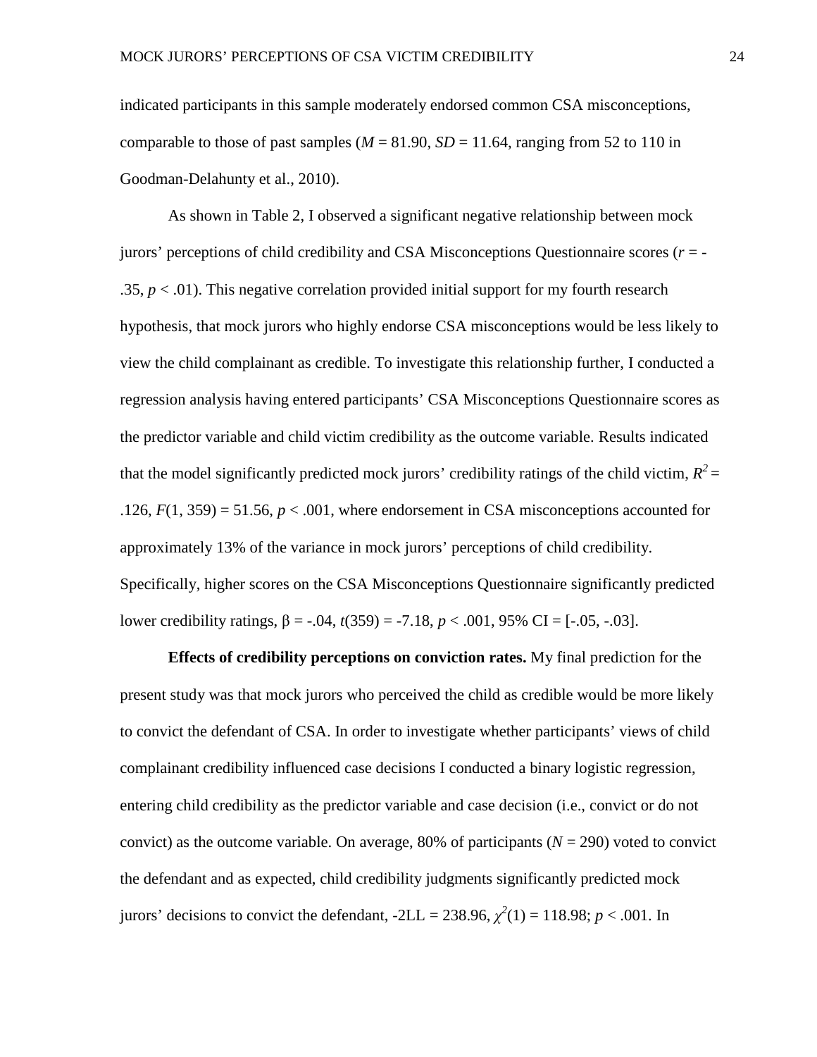indicated participants in this sample moderately endorsed common CSA misconceptions, comparable to those of past samples ($M$ = 81.90, $SD$ = 11.64, ranging from 52 to 110 in Goodman-Delahunty et al., 2010).

As shown in Table 2, I observed a significant negative relationship between mock jurors' perceptions of child credibility and CSA Misconceptions Questionnaire scores ($r$ = -.35, $p$ < .01). This negative correlation provided initial support for my fourth research hypothesis, that mock jurors who highly endorse CSA misconceptions would be less likely to view the child complainant as credible. To investigate this relationship further, I conducted a regression analysis having entered participants' CSA Misconceptions Questionnaire scores as the predictor variable and child victim credibility as the outcome variable. Results indicated that the model significantly predicted mock jurors' credibility ratings of the child victim, $R^2$ = .126, $F$(1, 359) = 51.56, $p$ < .001, where endorsement in CSA misconceptions accounted for approximately 13% of the variance in mock jurors' perceptions of child credibility. Specifically, higher scores on the CSA Misconceptions Questionnaire significantly predicted lower credibility ratings, β = -.04, $t$(359) = -7.18, $p$ < .001, 95% CI = [-.05, -.03].

**Effects of credibility perceptions on conviction rates.** My final prediction for the present study was that mock jurors who perceived the child as credible would be more likely to convict the defendant of CSA. In order to investigate whether participants' views of child complainant credibility influenced case decisions I conducted a binary logistic regression, entering child credibility as the predictor variable and case decision (i.e., convict or do not convict) as the outcome variable. On average, 80% of participants ($N$ = 290) voted to convict the defendant and as expected, child credibility judgments significantly predicted mock jurors' decisions to convict the defendant, -2LL = 238.96, $\chi^2(1)$ = 118.98; $p$ < .001. In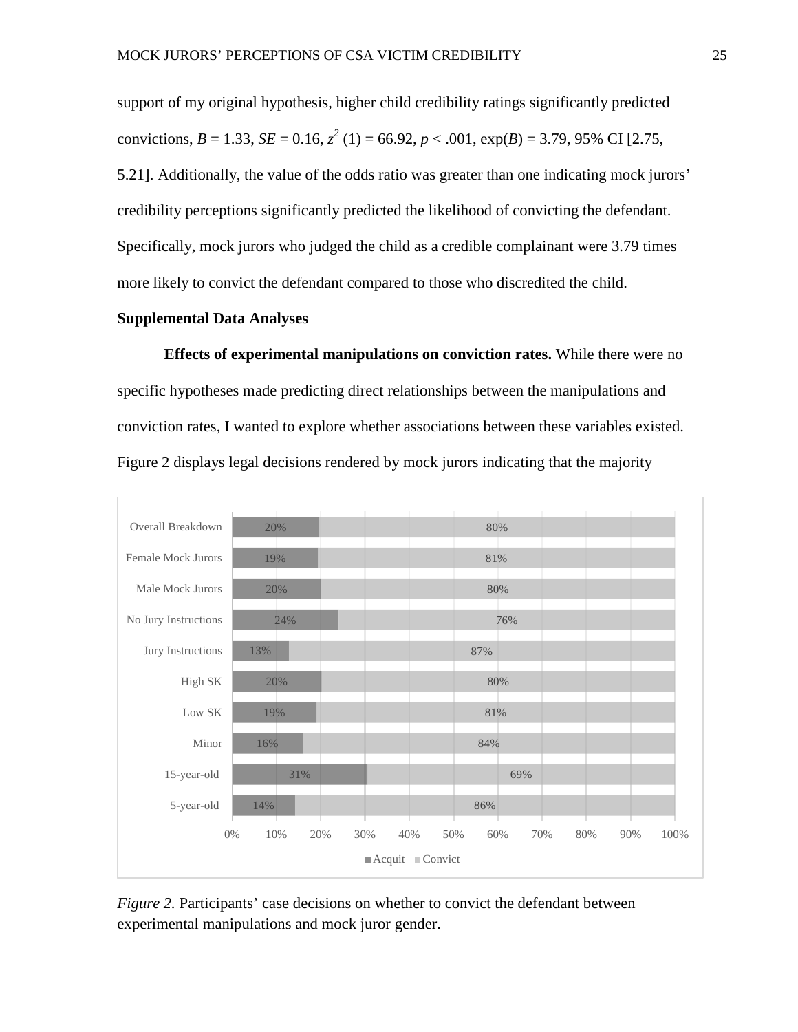support of my original hypothesis, higher child credibility ratings significantly predicted convictions, $B = 1.33$, $SE = 0.16$, $z^2$ (1) = 66.92, $p < .001$, exp($B$) = 3.79, 95% CI [2.75, 5.21]. Additionally, the value of the odds ratio was greater than one indicating mock jurors' credibility perceptions significantly predicted the likelihood of convicting the defendant. Specifically, mock jurors who judged the child as a credible complainant were 3.79 times more likely to convict the defendant compared to those who discredited the child.

## Supplemental Data Analyses

**Effects of experimental manipulations on conviction rates.** While there were no specific hypotheses made predicting direct relationships between the manipulations and conviction rates, I wanted to explore whether associations between these variables existed. Figure 2 displays legal decisions rendered by mock jurors indicating that the majority

| | Acquit | Convict |
|---|---|---|
| Overall Breakdown | 20% | 80% |
| Female Mock Jurors | 19% | 81% |
| Male Mock Jurors | 20% | 80% |
| No Jury Instructions | 24% | 76% |
| Jury Instructions | 13% | 87% |
| High SK | 20% | 80% |
| Low SK | 19% | 81% |
| Minor | 16% | 84% |
| 15-year-old | 31% | 69% |
| 5-year-old | 14% | 86% |

*Figure 2.* Participants' case decisions on whether to convict the defendant between experimental manipulations and mock juror gender.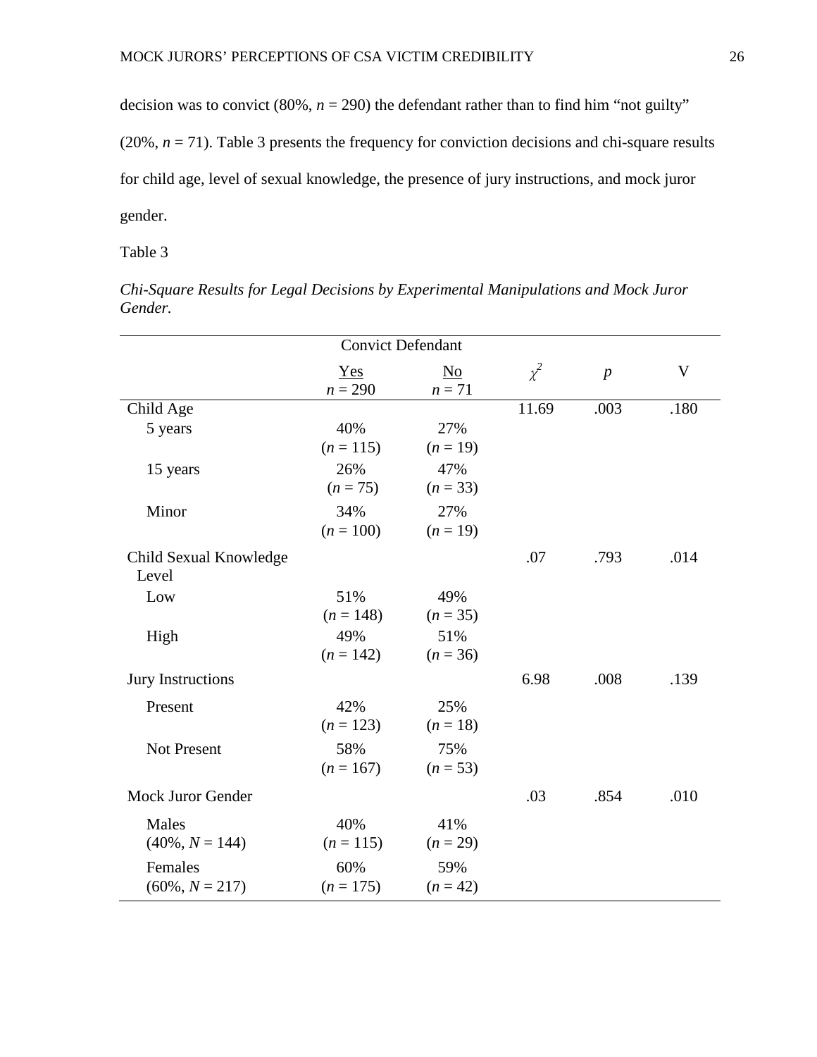decision was to convict (80%, $n$ = 290) the defendant rather than to find him "not guilty" (20%, $n$ = 71). Table 3 presents the frequency for conviction decisions and chi-square results for child age, level of sexual knowledge, the presence of jury instructions, and mock juror gender.

Table 3

*Chi-Square Results for Legal Decisions by Experimental Manipulations and Mock Juror Gender.*

| | Convict Defendant | | | | |
|---|---|---|---|---|---|
| | Yes $n$ = 290 | No $n$ = 71 | $\chi^2$ | $p$ | V |
| Child Age | | | 11.69 | .003 | .180 |
| 5 years | 40% ($n$ = 115) | 27% ($n$ = 19) | | | |
| 15 years | 26% ($n$ = 75) | 47% ($n$ = 33) | | | |
| Minor | 34% ($n$ = 100) | 27% ($n$ = 19) | | | |
| Child Sexual Knowledge Level | | | .07 | .793 | .014 |
| Low | 51% ($n$ = 148) | 49% ($n$ = 35) | | | |
| High | 49% ($n$ = 142) | 51% ($n$ = 36) | | | |
| Jury Instructions | | | 6.98 | .008 | .139 |
| Present | 42% ($n$ = 123) | 25% ($n$ = 18) | | | |
| Not Present | 58% ($n$ = 167) | 75% ($n$ = 53) | | | |
| Mock Juror Gender | | | .03 | .854 | .010 |
| Males (40%, $N$ = 144) | 40% ($n$ = 115) | 41% ($n$ = 29) | | | |
| Females (60%, $N$ = 217) | 60% ($n$ = 175) | 59% ($n$ = 42) | | | |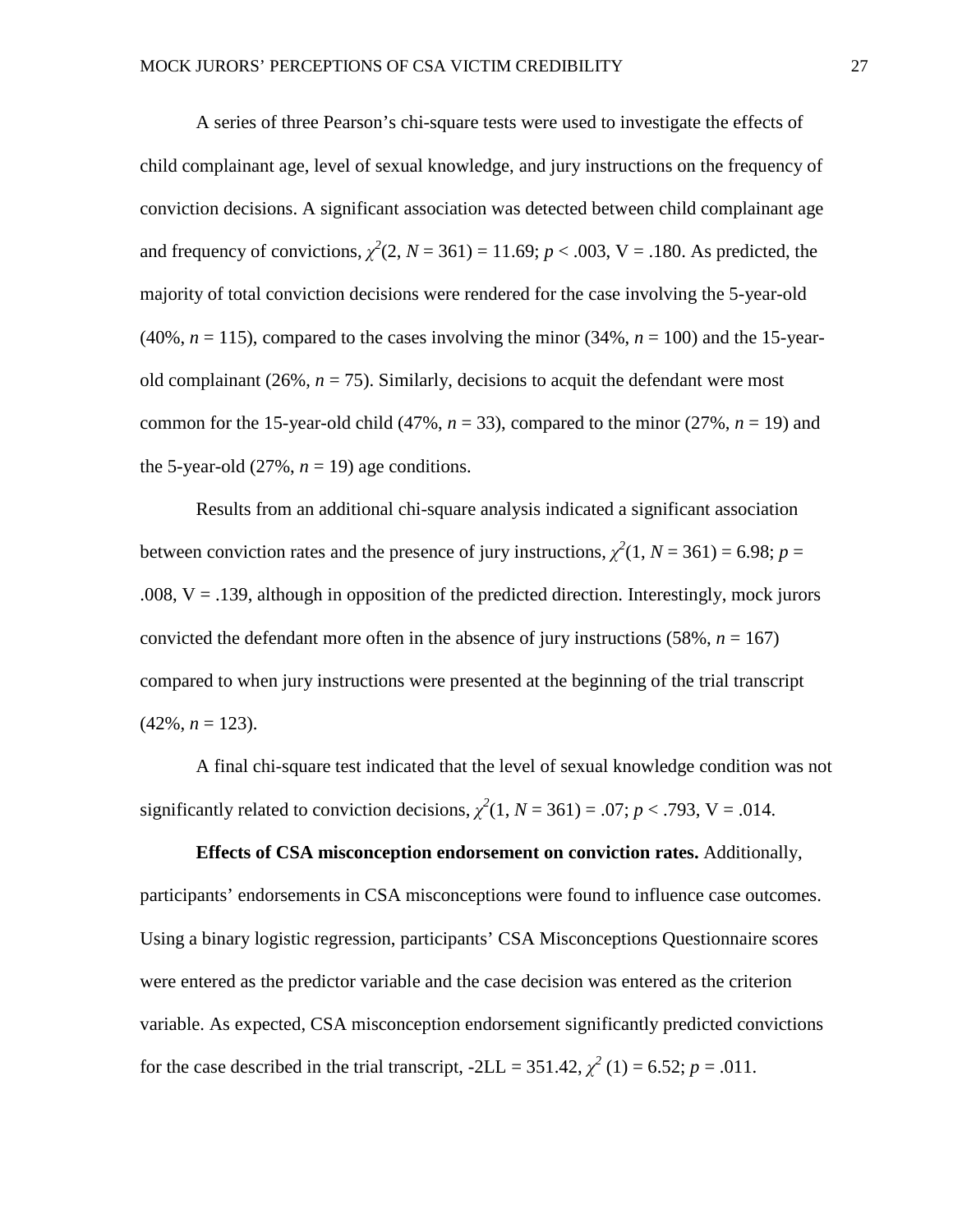A series of three Pearson's chi-square tests were used to investigate the effects of child complainant age, level of sexual knowledge, and jury instructions on the frequency of conviction decisions. A significant association was detected between child complainant age and frequency of convictions, $\chi^2(2, N = 361) = 11.69$; $p < .003$, V = .180. As predicted, the majority of total conviction decisions were rendered for the case involving the 5-year-old (40%, $n = 115$), compared to the cases involving the minor (34%, $n = 100$) and the 15-year-old complainant (26%, $n = 75$). Similarly, decisions to acquit the defendant were most common for the 15-year-old child (47%, $n = 33$), compared to the minor (27%, $n = 19$) and the 5-year-old (27%, $n = 19$) age conditions.

Results from an additional chi-square analysis indicated a significant association between conviction rates and the presence of jury instructions, $\chi^2(1, N = 361) = 6.98$; $p = .008$, V = .139, although in opposition of the predicted direction. Interestingly, mock jurors convicted the defendant more often in the absence of jury instructions (58%, $n = 167$) compared to when jury instructions were presented at the beginning of the trial transcript (42%, $n = 123$).

A final chi-square test indicated that the level of sexual knowledge condition was not significantly related to conviction decisions, $\chi^2(1, N = 361) = .07$; $p < .793$, V = .014.

**Effects of CSA misconception endorsement on conviction rates.** Additionally, participants' endorsements in CSA misconceptions were found to influence case outcomes. Using a binary logistic regression, participants' CSA Misconceptions Questionnaire scores were entered as the predictor variable and the case decision was entered as the criterion variable. As expected, CSA misconception endorsement significantly predicted convictions for the case described in the trial transcript, -2LL = 351.42, $\chi^2(1) = 6.52$; $p = .011$.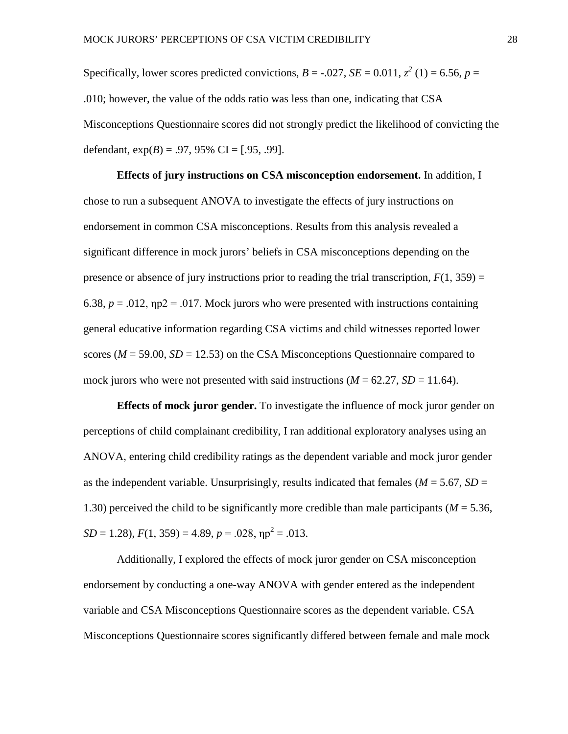Specifically, lower scores predicted convictions, $B = -.027$, $SE = 0.011$, $z^2\,(1) = 6.56$, $p = .010$; however, the value of the odds ratio was less than one, indicating that CSA Misconceptions Questionnaire scores did not strongly predict the likelihood of convicting the defendant, $\exp(B) = .97$, 95% CI = [.95, .99].

**Effects of jury instructions on CSA misconception endorsement.** In addition, I chose to run a subsequent ANOVA to investigate the effects of jury instructions on endorsement in common CSA misconceptions. Results from this analysis revealed a significant difference in mock jurors' beliefs in CSA misconceptions depending on the presence or absence of jury instructions prior to reading the trial transcription, $F(1, 359) = 6.38$, $p = .012$, $\eta p2 = .017$. Mock jurors who were presented with instructions containing general educative information regarding CSA victims and child witnesses reported lower scores ($M = 59.00$, $SD = 12.53$) on the CSA Misconceptions Questionnaire compared to mock jurors who were not presented with said instructions ($M = 62.27$, $SD = 11.64$).

**Effects of mock juror gender.** To investigate the influence of mock juror gender on perceptions of child complainant credibility, I ran additional exploratory analyses using an ANOVA, entering child credibility ratings as the dependent variable and mock juror gender as the independent variable. Unsurprisingly, results indicated that females ($M = 5.67$, $SD = 1.30$) perceived the child to be significantly more credible than male participants ($M = 5.36$, $SD = 1.28$), $F(1, 359) = 4.89$, $p = .028$, $\eta p^2 = .013$.

Additionally, I explored the effects of mock juror gender on CSA misconception endorsement by conducting a one-way ANOVA with gender entered as the independent variable and CSA Misconceptions Questionnaire scores as the dependent variable. CSA Misconceptions Questionnaire scores significantly differed between female and male mock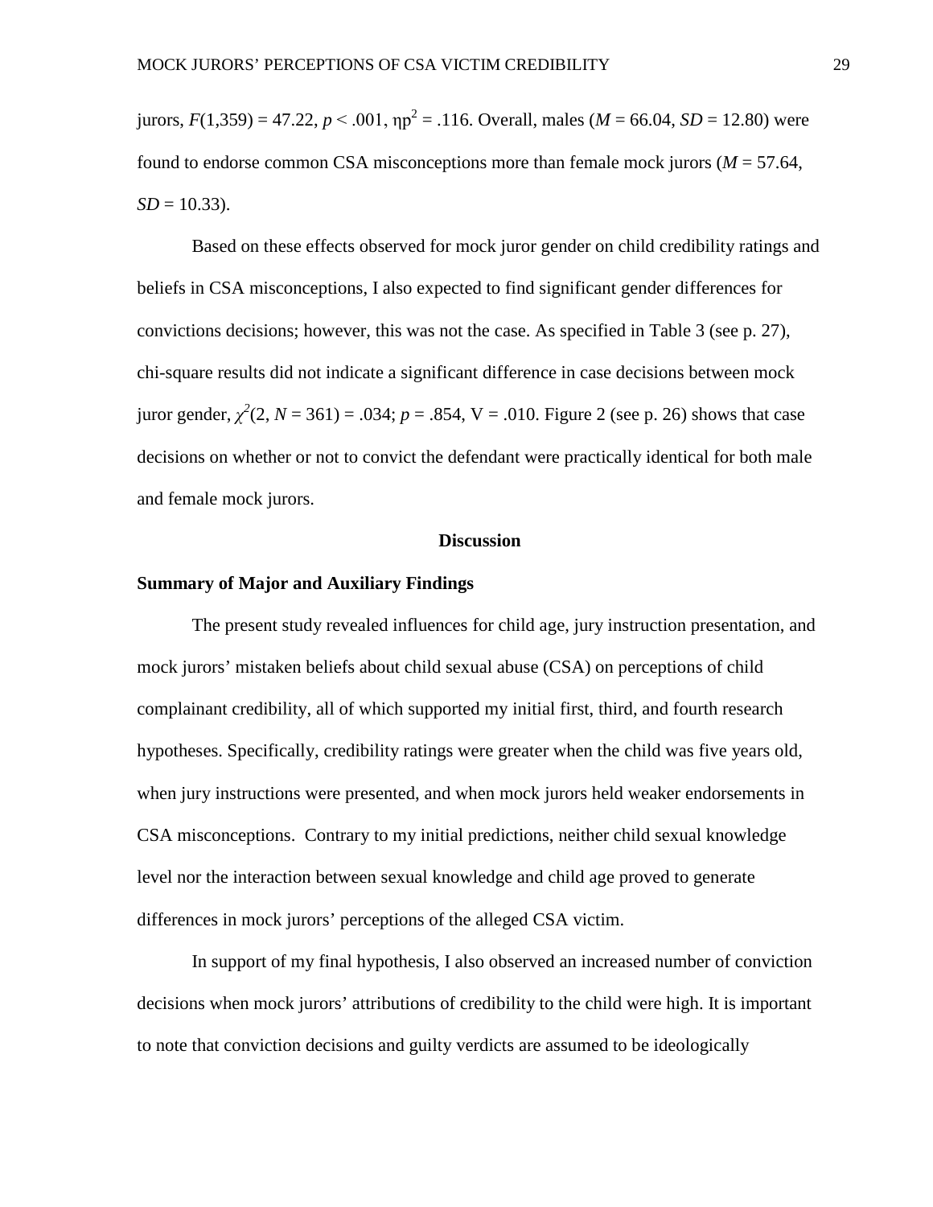jurors, $F(1,359) = 47.22$, $p < .001$, $\eta p^2 = .116$. Overall, males ($M = 66.04$, $SD = 12.80$) were found to endorse common CSA misconceptions more than female mock jurors ($M = 57.64$, $SD = 10.33$).

Based on these effects observed for mock juror gender on child credibility ratings and beliefs in CSA misconceptions, I also expected to find significant gender differences for convictions decisions; however, this was not the case. As specified in Table 3 (see p. 27), chi-square results did not indicate a significant difference in case decisions between mock juror gender, $\chi^2(2, N = 361) = .034$; $p = .854$, V = .010. Figure 2 (see p. 26) shows that case decisions on whether or not to convict the defendant were practically identical for both male and female mock jurors.

# Discussion

## Summary of Major and Auxiliary Findings

The present study revealed influences for child age, jury instruction presentation, and mock jurors' mistaken beliefs about child sexual abuse (CSA) on perceptions of child complainant credibility, all of which supported my initial first, third, and fourth research hypotheses. Specifically, credibility ratings were greater when the child was five years old, when jury instructions were presented, and when mock jurors held weaker endorsements in CSA misconceptions. Contrary to my initial predictions, neither child sexual knowledge level nor the interaction between sexual knowledge and child age proved to generate differences in mock jurors' perceptions of the alleged CSA victim.

In support of my final hypothesis, I also observed an increased number of conviction decisions when mock jurors' attributions of credibility to the child were high. It is important to note that conviction decisions and guilty verdicts are assumed to be ideologically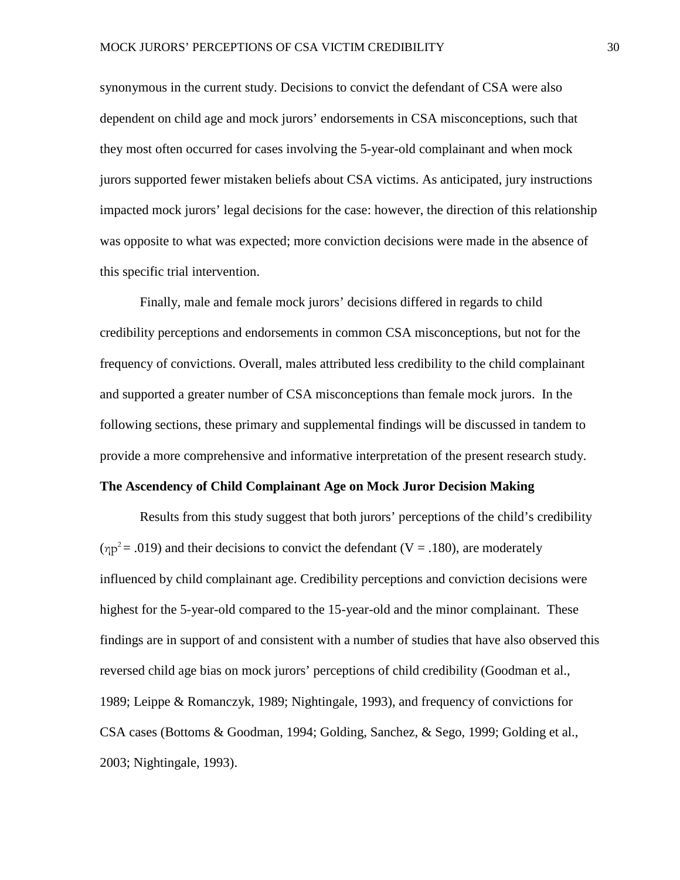synonymous in the current study. Decisions to convict the defendant of CSA were also dependent on child age and mock jurors' endorsements in CSA misconceptions, such that they most often occurred for cases involving the 5-year-old complainant and when mock jurors supported fewer mistaken beliefs about CSA victims. As anticipated, jury instructions impacted mock jurors' legal decisions for the case: however, the direction of this relationship was opposite to what was expected; more conviction decisions were made in the absence of this specific trial intervention.

Finally, male and female mock jurors' decisions differed in regards to child credibility perceptions and endorsements in common CSA misconceptions, but not for the frequency of convictions. Overall, males attributed less credibility to the child complainant and supported a greater number of CSA misconceptions than female mock jurors. In the following sections, these primary and supplemental findings will be discussed in tandem to provide a more comprehensive and informative interpretation of the present research study.

**The Ascendency of Child Complainant Age on Mock Juror Decision Making**

Results from this study suggest that both jurors' perceptions of the child's credibility ($\eta p^2 = .019$) and their decisions to convict the defendant ($V = .180$), are moderately influenced by child complainant age. Credibility perceptions and conviction decisions were highest for the 5-year-old compared to the 15-year-old and the minor complainant. These findings are in support of and consistent with a number of studies that have also observed this reversed child age bias on mock jurors' perceptions of child credibility (Goodman et al., 1989; Leippe & Romanczyk, 1989; Nightingale, 1993), and frequency of convictions for CSA cases (Bottoms & Goodman, 1994; Golding, Sanchez, & Sego, 1999; Golding et al., 2003; Nightingale, 1993).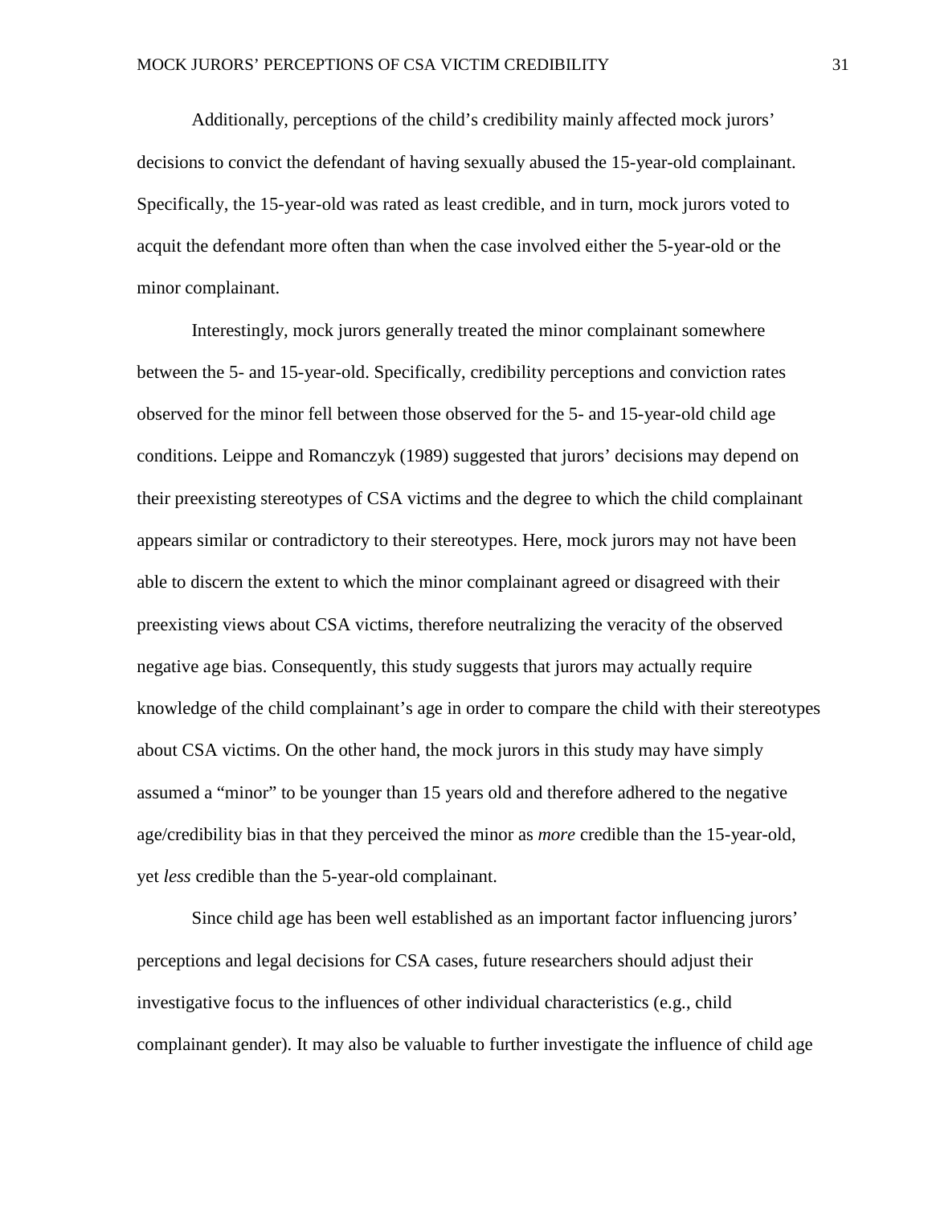Additionally, perceptions of the child's credibility mainly affected mock jurors' decisions to convict the defendant of having sexually abused the 15-year-old complainant. Specifically, the 15-year-old was rated as least credible, and in turn, mock jurors voted to acquit the defendant more often than when the case involved either the 5-year-old or the minor complainant.

Interestingly, mock jurors generally treated the minor complainant somewhere between the 5- and 15-year-old. Specifically, credibility perceptions and conviction rates observed for the minor fell between those observed for the 5- and 15-year-old child age conditions. Leippe and Romanczyk (1989) suggested that jurors' decisions may depend on their preexisting stereotypes of CSA victims and the degree to which the child complainant appears similar or contradictory to their stereotypes. Here, mock jurors may not have been able to discern the extent to which the minor complainant agreed or disagreed with their preexisting views about CSA victims, therefore neutralizing the veracity of the observed negative age bias. Consequently, this study suggests that jurors may actually require knowledge of the child complainant's age in order to compare the child with their stereotypes about CSA victims. On the other hand, the mock jurors in this study may have simply assumed a "minor" to be younger than 15 years old and therefore adhered to the negative age/credibility bias in that they perceived the minor as *more* credible than the 15-year-old, yet *less* credible than the 5-year-old complainant.

Since child age has been well established as an important factor influencing jurors' perceptions and legal decisions for CSA cases, future researchers should adjust their investigative focus to the influences of other individual characteristics (e.g., child complainant gender). It may also be valuable to further investigate the influence of child age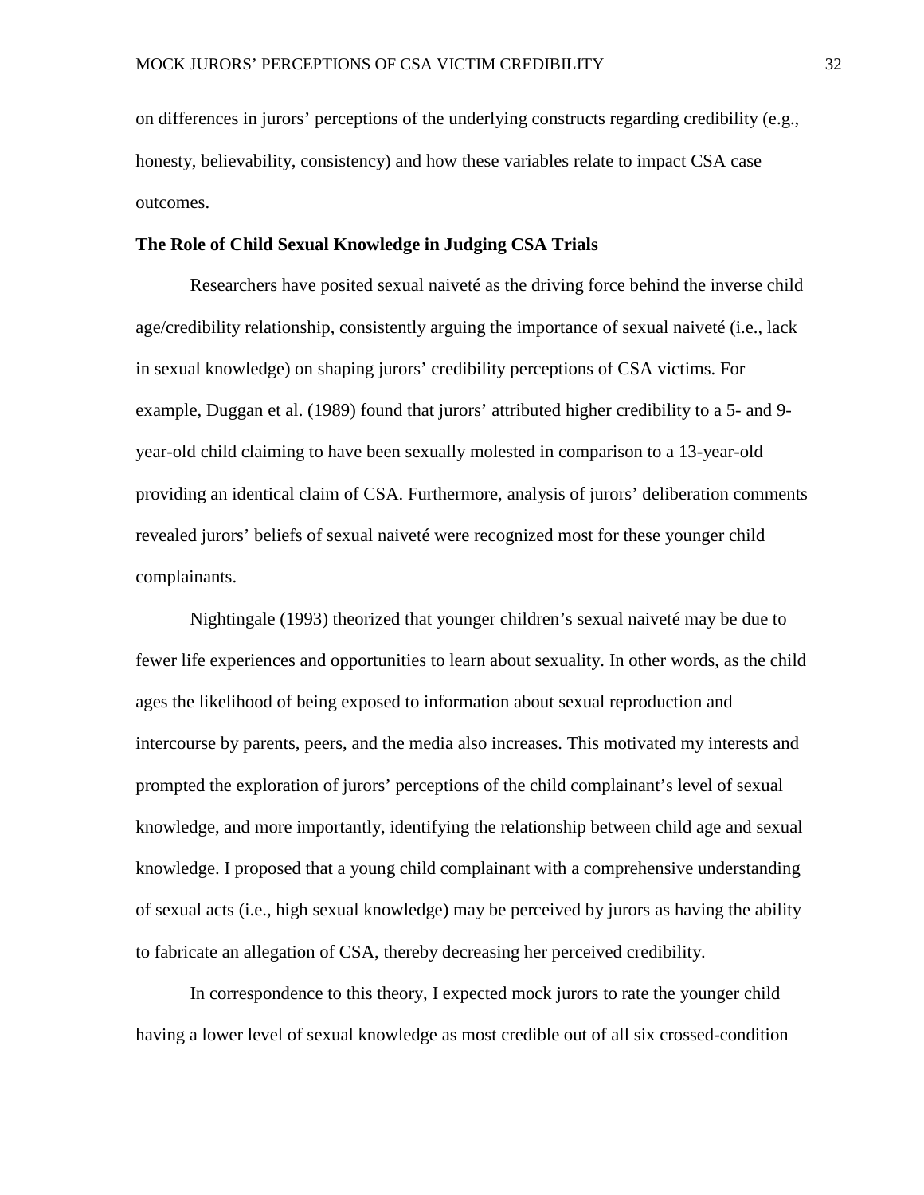on differences in jurors' perceptions of the underlying constructs regarding credibility (e.g., honesty, believability, consistency) and how these variables relate to impact CSA case outcomes.

**The Role of Child Sexual Knowledge in Judging CSA Trials**

Researchers have posited sexual naiveté as the driving force behind the inverse child age/credibility relationship, consistently arguing the importance of sexual naiveté (i.e., lack in sexual knowledge) on shaping jurors' credibility perceptions of CSA victims. For example, Duggan et al. (1989) found that jurors' attributed higher credibility to a 5- and 9-year-old child claiming to have been sexually molested in comparison to a 13-year-old providing an identical claim of CSA. Furthermore, analysis of jurors' deliberation comments revealed jurors' beliefs of sexual naiveté were recognized most for these younger child complainants.

Nightingale (1993) theorized that younger children's sexual naiveté may be due to fewer life experiences and opportunities to learn about sexuality. In other words, as the child ages the likelihood of being exposed to information about sexual reproduction and intercourse by parents, peers, and the media also increases. This motivated my interests and prompted the exploration of jurors' perceptions of the child complainant's level of sexual knowledge, and more importantly, identifying the relationship between child age and sexual knowledge. I proposed that a young child complainant with a comprehensive understanding of sexual acts (i.e., high sexual knowledge) may be perceived by jurors as having the ability to fabricate an allegation of CSA, thereby decreasing her perceived credibility.

In correspondence to this theory, I expected mock jurors to rate the younger child having a lower level of sexual knowledge as most credible out of all six crossed-condition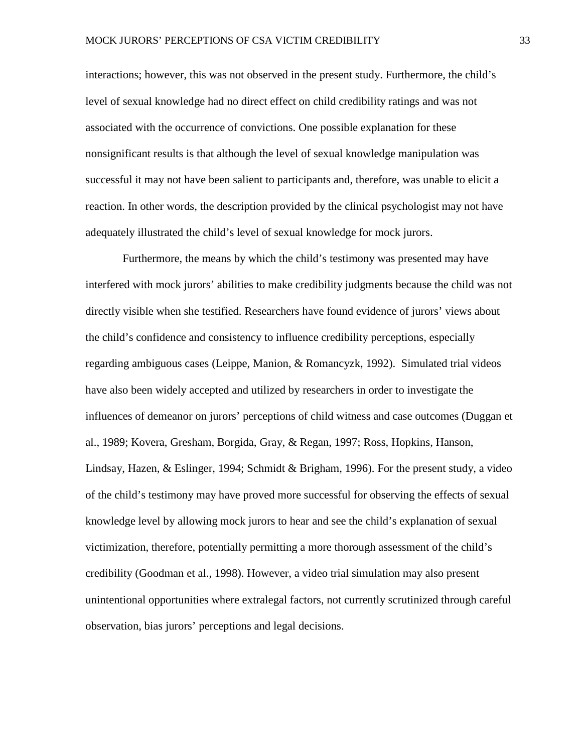interactions; however, this was not observed in the present study. Furthermore, the child's level of sexual knowledge had no direct effect on child credibility ratings and was not associated with the occurrence of convictions. One possible explanation for these nonsignificant results is that although the level of sexual knowledge manipulation was successful it may not have been salient to participants and, therefore, was unable to elicit a reaction. In other words, the description provided by the clinical psychologist may not have adequately illustrated the child's level of sexual knowledge for mock jurors.

Furthermore, the means by which the child's testimony was presented may have interfered with mock jurors' abilities to make credibility judgments because the child was not directly visible when she testified. Researchers have found evidence of jurors' views about the child's confidence and consistency to influence credibility perceptions, especially regarding ambiguous cases (Leippe, Manion, & Romancyzk, 1992). Simulated trial videos have also been widely accepted and utilized by researchers in order to investigate the influences of demeanor on jurors' perceptions of child witness and case outcomes (Duggan et al., 1989; Kovera, Gresham, Borgida, Gray, & Regan, 1997; Ross, Hopkins, Hanson, Lindsay, Hazen, & Eslinger, 1994; Schmidt & Brigham, 1996). For the present study, a video of the child's testimony may have proved more successful for observing the effects of sexual knowledge level by allowing mock jurors to hear and see the child's explanation of sexual victimization, therefore, potentially permitting a more thorough assessment of the child's credibility (Goodman et al., 1998). However, a video trial simulation may also present unintentional opportunities where extralegal factors, not currently scrutinized through careful observation, bias jurors' perceptions and legal decisions.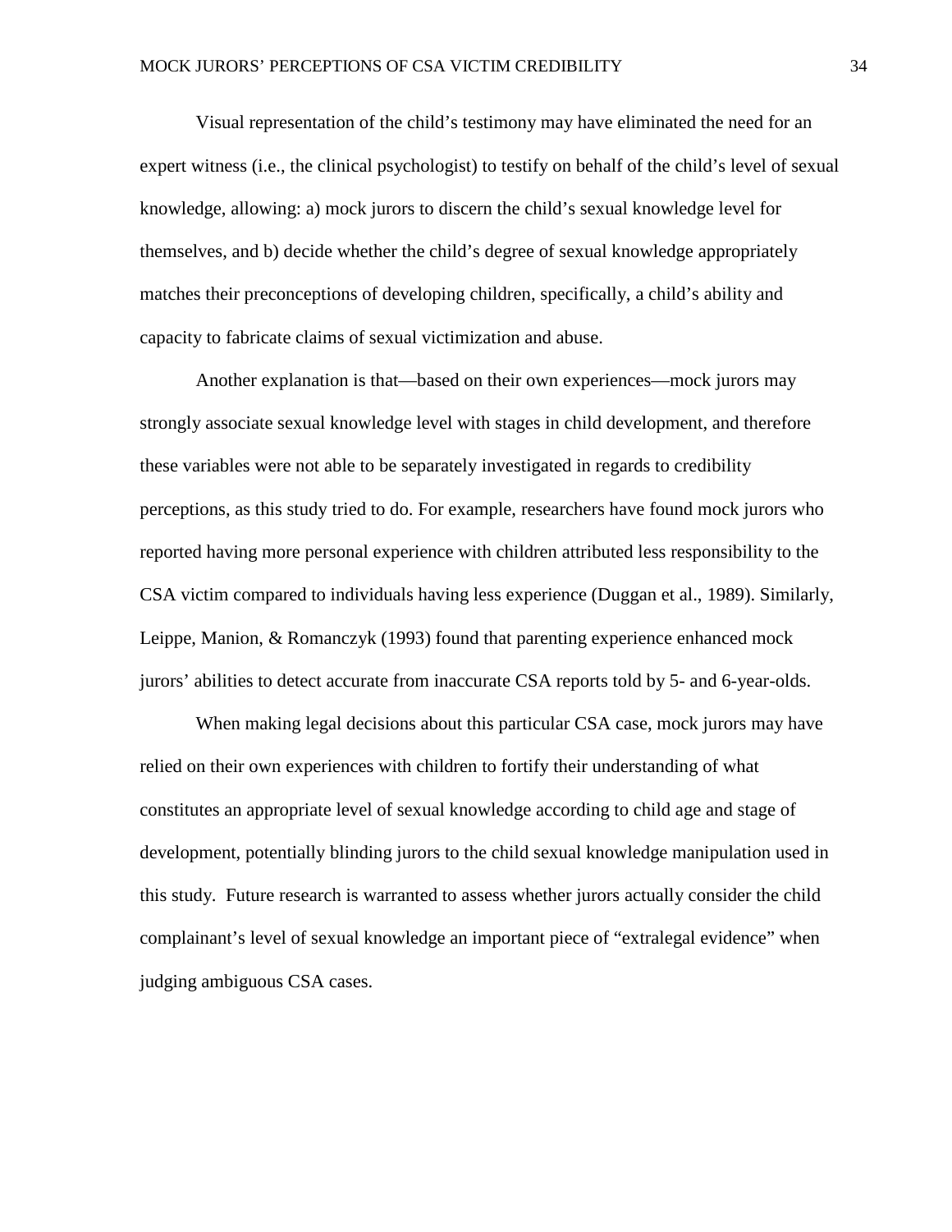Visual representation of the child's testimony may have eliminated the need for an expert witness (i.e., the clinical psychologist) to testify on behalf of the child's level of sexual knowledge, allowing: a) mock jurors to discern the child's sexual knowledge level for themselves, and b) decide whether the child's degree of sexual knowledge appropriately matches their preconceptions of developing children, specifically, a child's ability and capacity to fabricate claims of sexual victimization and abuse.

Another explanation is that—based on their own experiences—mock jurors may strongly associate sexual knowledge level with stages in child development, and therefore these variables were not able to be separately investigated in regards to credibility perceptions, as this study tried to do. For example, researchers have found mock jurors who reported having more personal experience with children attributed less responsibility to the CSA victim compared to individuals having less experience (Duggan et al., 1989). Similarly, Leippe, Manion, & Romanczyk (1993) found that parenting experience enhanced mock jurors' abilities to detect accurate from inaccurate CSA reports told by 5- and 6-year-olds.

When making legal decisions about this particular CSA case, mock jurors may have relied on their own experiences with children to fortify their understanding of what constitutes an appropriate level of sexual knowledge according to child age and stage of development, potentially blinding jurors to the child sexual knowledge manipulation used in this study. Future research is warranted to assess whether jurors actually consider the child complainant's level of sexual knowledge an important piece of "extralegal evidence" when judging ambiguous CSA cases.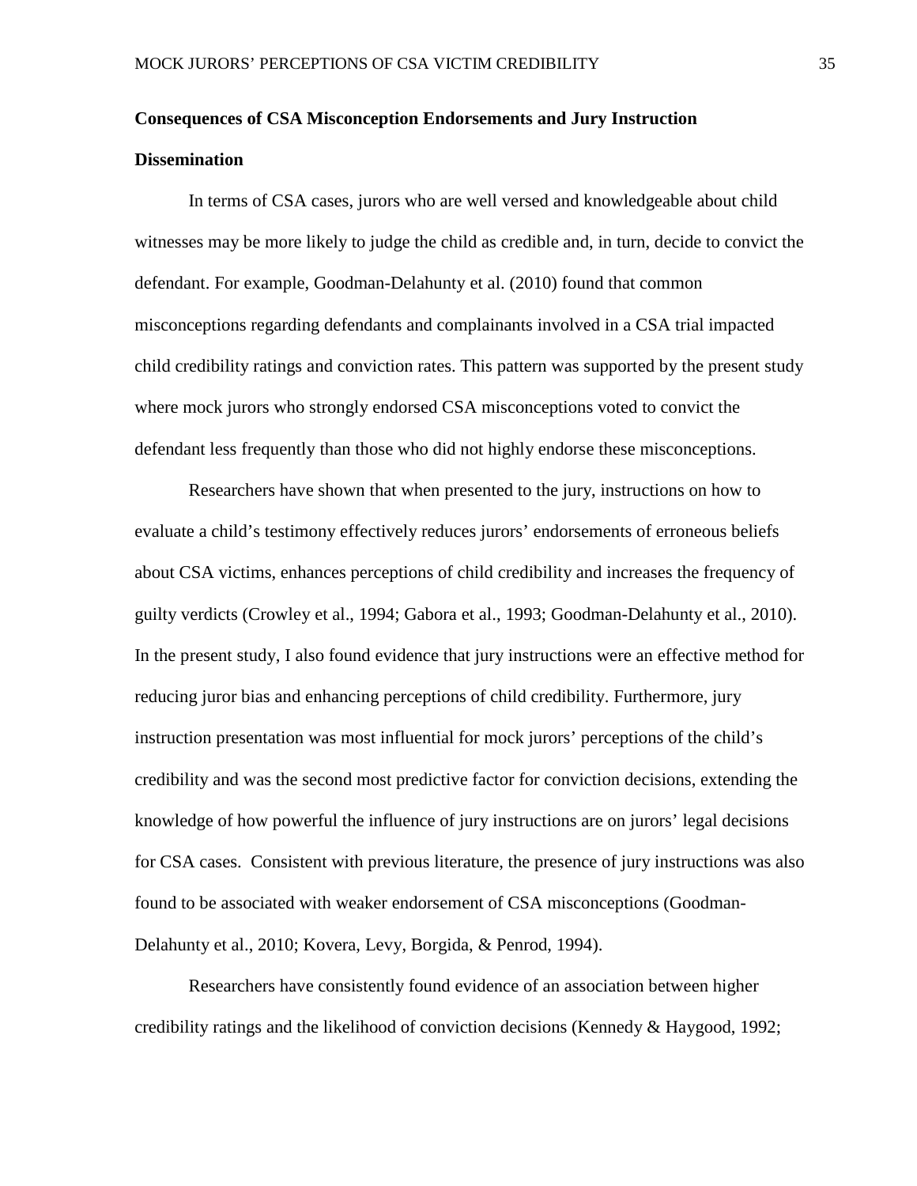### Consequences of CSA Misconception Endorsements and Jury Instruction Dissemination

In terms of CSA cases, jurors who are well versed and knowledgeable about child witnesses may be more likely to judge the child as credible and, in turn, decide to convict the defendant. For example, Goodman-Delahunty et al. (2010) found that common misconceptions regarding defendants and complainants involved in a CSA trial impacted child credibility ratings and conviction rates. This pattern was supported by the present study where mock jurors who strongly endorsed CSA misconceptions voted to convict the defendant less frequently than those who did not highly endorse these misconceptions.

Researchers have shown that when presented to the jury, instructions on how to evaluate a child's testimony effectively reduces jurors' endorsements of erroneous beliefs about CSA victims, enhances perceptions of child credibility and increases the frequency of guilty verdicts (Crowley et al., 1994; Gabora et al., 1993; Goodman-Delahunty et al., 2010). In the present study, I also found evidence that jury instructions were an effective method for reducing juror bias and enhancing perceptions of child credibility. Furthermore, jury instruction presentation was most influential for mock jurors' perceptions of the child's credibility and was the second most predictive factor for conviction decisions, extending the knowledge of how powerful the influence of jury instructions are on jurors' legal decisions for CSA cases. Consistent with previous literature, the presence of jury instructions was also found to be associated with weaker endorsement of CSA misconceptions (Goodman-Delahunty et al., 2010; Kovera, Levy, Borgida, & Penrod, 1994).

Researchers have consistently found evidence of an association between higher credibility ratings and the likelihood of conviction decisions (Kennedy & Haygood, 1992;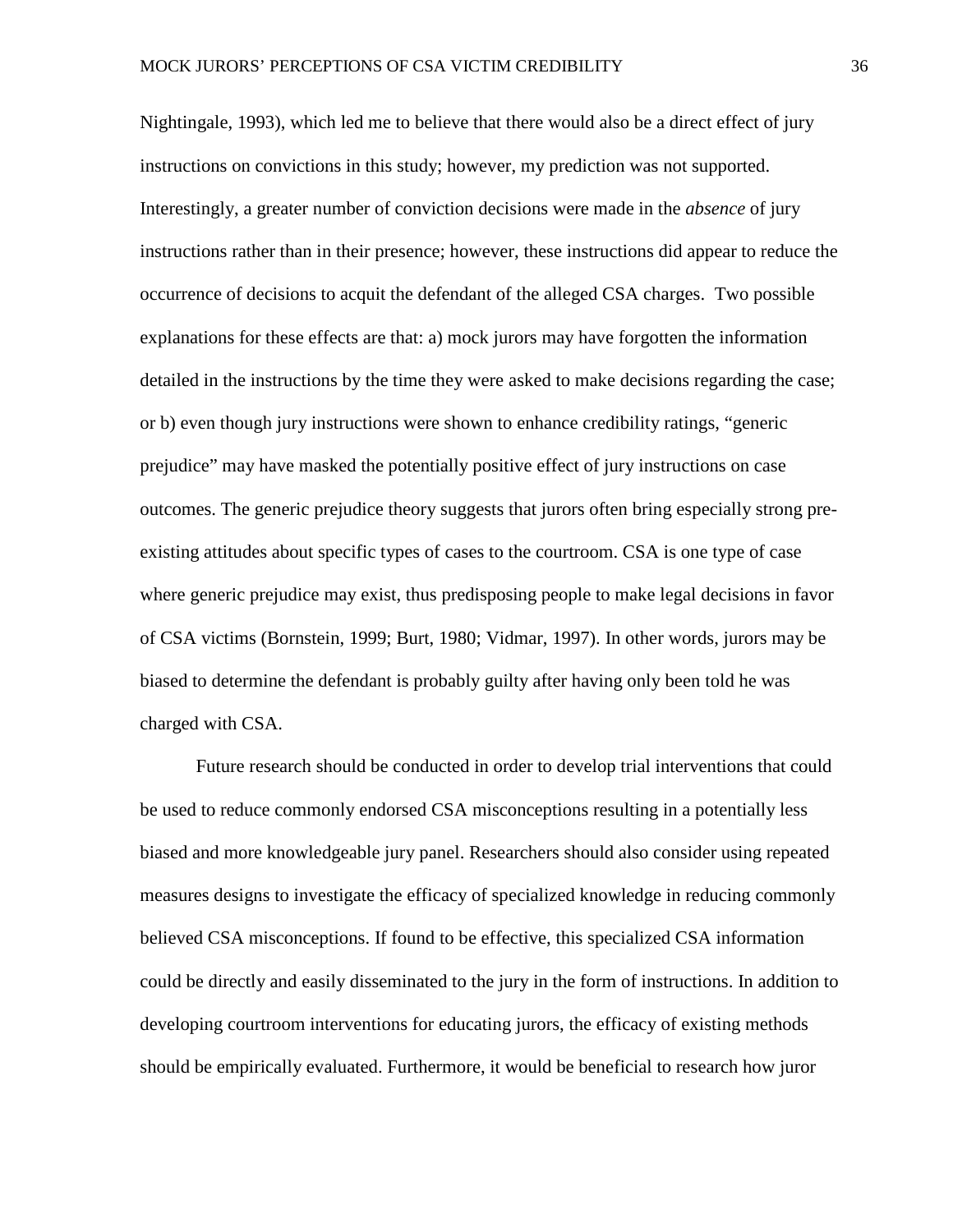Nightingale, 1993), which led me to believe that there would also be a direct effect of jury instructions on convictions in this study; however, my prediction was not supported. Interestingly, a greater number of conviction decisions were made in the *absence* of jury instructions rather than in their presence; however, these instructions did appear to reduce the occurrence of decisions to acquit the defendant of the alleged CSA charges. Two possible explanations for these effects are that: a) mock jurors may have forgotten the information detailed in the instructions by the time they were asked to make decisions regarding the case; or b) even though jury instructions were shown to enhance credibility ratings, "generic prejudice" may have masked the potentially positive effect of jury instructions on case outcomes. The generic prejudice theory suggests that jurors often bring especially strong pre-existing attitudes about specific types of cases to the courtroom. CSA is one type of case where generic prejudice may exist, thus predisposing people to make legal decisions in favor of CSA victims (Bornstein, 1999; Burt, 1980; Vidmar, 1997). In other words, jurors may be biased to determine the defendant is probably guilty after having only been told he was charged with CSA.

Future research should be conducted in order to develop trial interventions that could be used to reduce commonly endorsed CSA misconceptions resulting in a potentially less biased and more knowledgeable jury panel. Researchers should also consider using repeated measures designs to investigate the efficacy of specialized knowledge in reducing commonly believed CSA misconceptions. If found to be effective, this specialized CSA information could be directly and easily disseminated to the jury in the form of instructions. In addition to developing courtroom interventions for educating jurors, the efficacy of existing methods should be empirically evaluated. Furthermore, it would be beneficial to research how juror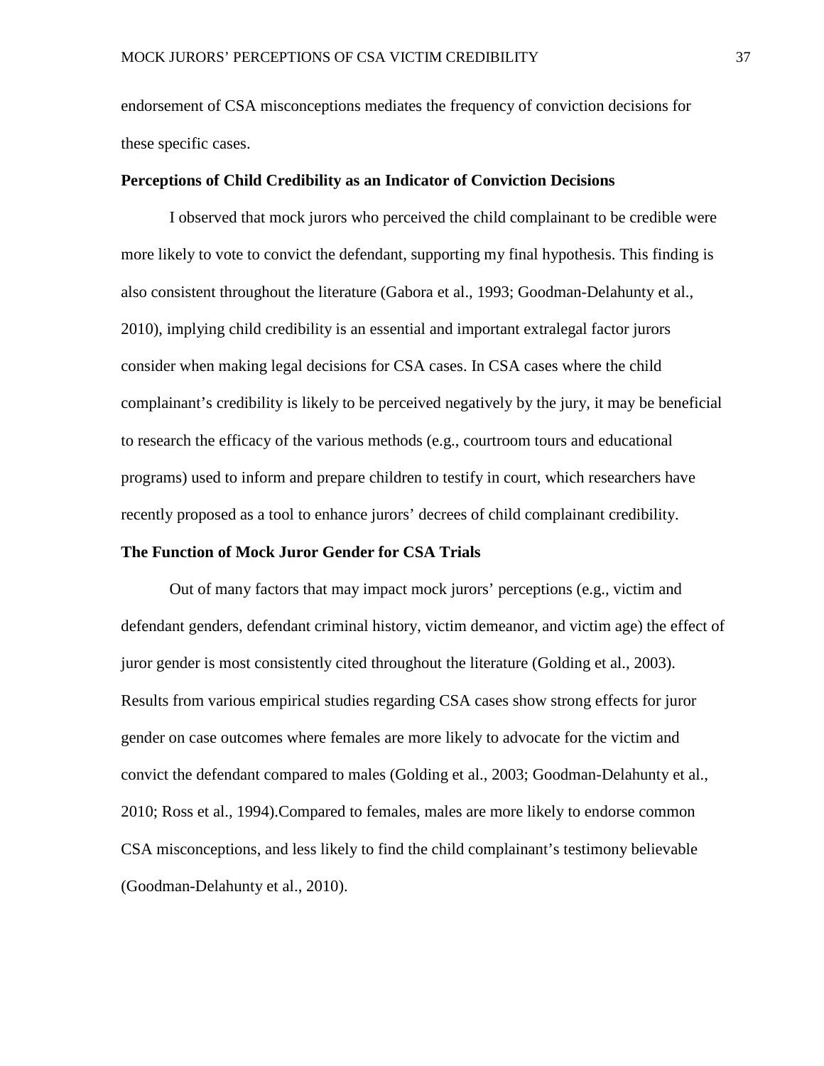endorsement of CSA misconceptions mediates the frequency of conviction decisions for these specific cases.

### Perceptions of Child Credibility as an Indicator of Conviction Decisions

I observed that mock jurors who perceived the child complainant to be credible were more likely to vote to convict the defendant, supporting my final hypothesis. This finding is also consistent throughout the literature (Gabora et al., 1993; Goodman-Delahunty et al., 2010), implying child credibility is an essential and important extralegal factor jurors consider when making legal decisions for CSA cases. In CSA cases where the child complainant's credibility is likely to be perceived negatively by the jury, it may be beneficial to research the efficacy of the various methods (e.g., courtroom tours and educational programs) used to inform and prepare children to testify in court, which researchers have recently proposed as a tool to enhance jurors' decrees of child complainant credibility.

### The Function of Mock Juror Gender for CSA Trials

Out of many factors that may impact mock jurors' perceptions (e.g., victim and defendant genders, defendant criminal history, victim demeanor, and victim age) the effect of juror gender is most consistently cited throughout the literature (Golding et al., 2003). Results from various empirical studies regarding CSA cases show strong effects for juror gender on case outcomes where females are more likely to advocate for the victim and convict the defendant compared to males (Golding et al., 2003; Goodman-Delahunty et al., 2010; Ross et al., 1994).Compared to females, males are more likely to endorse common CSA misconceptions, and less likely to find the child complainant's testimony believable (Goodman-Delahunty et al., 2010).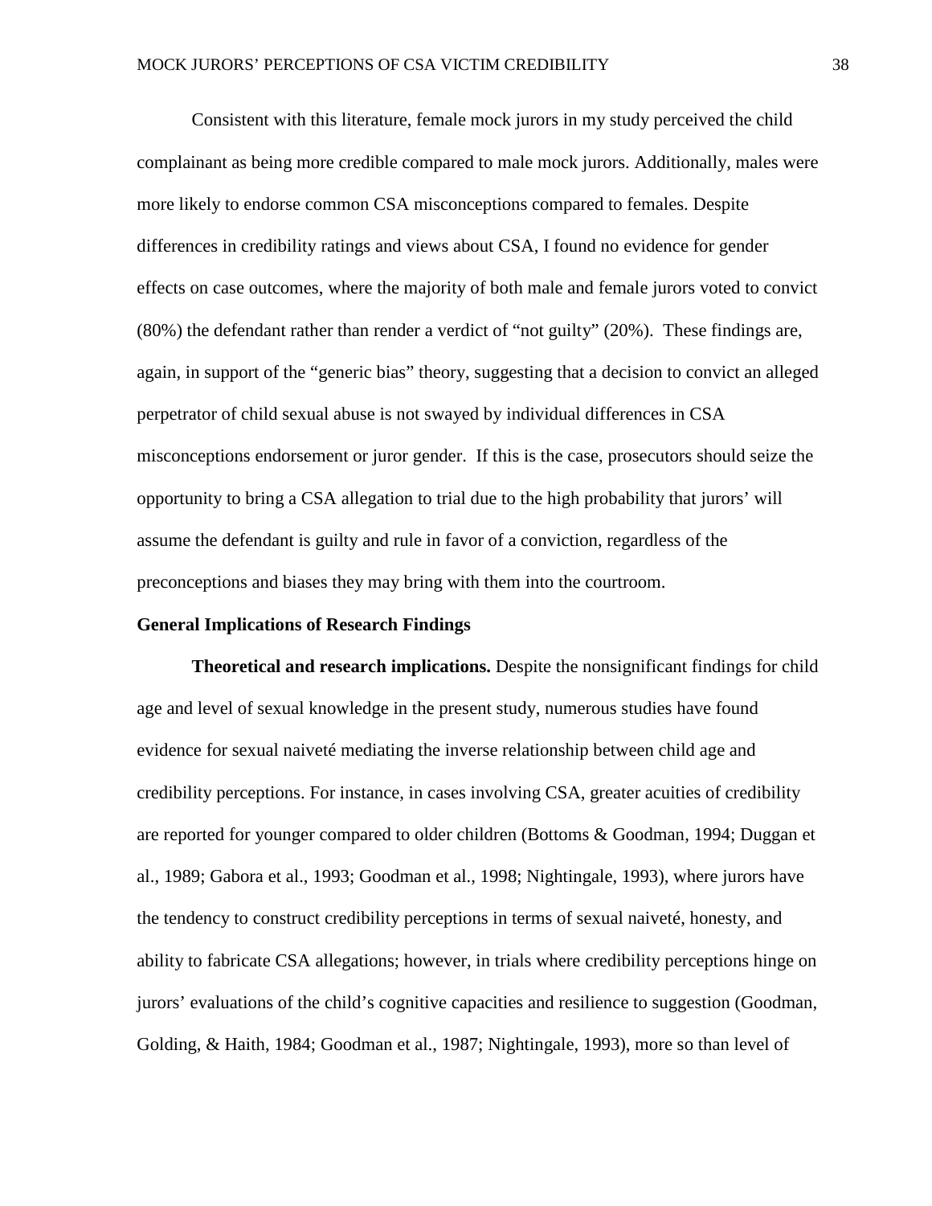Consistent with this literature, female mock jurors in my study perceived the child complainant as being more credible compared to male mock jurors. Additionally, males were more likely to endorse common CSA misconceptions compared to females. Despite differences in credibility ratings and views about CSA, I found no evidence for gender effects on case outcomes, where the majority of both male and female jurors voted to convict (80%) the defendant rather than render a verdict of "not guilty" (20%). These findings are, again, in support of the "generic bias" theory, suggesting that a decision to convict an alleged perpetrator of child sexual abuse is not swayed by individual differences in CSA misconceptions endorsement or juror gender. If this is the case, prosecutors should seize the opportunity to bring a CSA allegation to trial due to the high probability that jurors' will assume the defendant is guilty and rule in favor of a conviction, regardless of the preconceptions and biases they may bring with them into the courtroom.

## General Implications of Research Findings

**Theoretical and research implications.** Despite the nonsignificant findings for child age and level of sexual knowledge in the present study, numerous studies have found evidence for sexual naiveté mediating the inverse relationship between child age and credibility perceptions. For instance, in cases involving CSA, greater acuities of credibility are reported for younger compared to older children (Bottoms & Goodman, 1994; Duggan et al., 1989; Gabora et al., 1993; Goodman et al., 1998; Nightingale, 1993), where jurors have the tendency to construct credibility perceptions in terms of sexual naiveté, honesty, and ability to fabricate CSA allegations; however, in trials where credibility perceptions hinge on jurors' evaluations of the child's cognitive capacities and resilience to suggestion (Goodman, Golding, & Haith, 1984; Goodman et al., 1987; Nightingale, 1993), more so than level of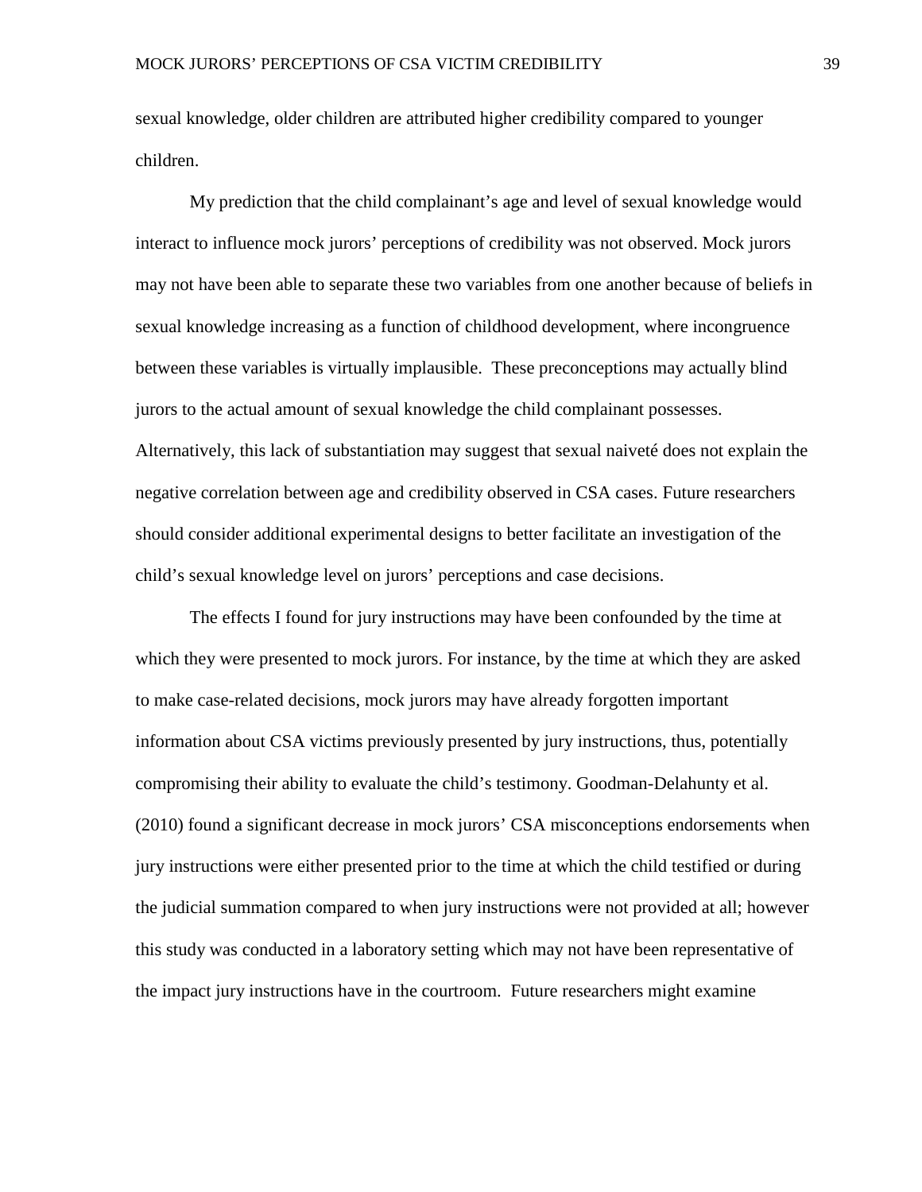sexual knowledge, older children are attributed higher credibility compared to younger children.

My prediction that the child complainant's age and level of sexual knowledge would interact to influence mock jurors' perceptions of credibility was not observed. Mock jurors may not have been able to separate these two variables from one another because of beliefs in sexual knowledge increasing as a function of childhood development, where incongruence between these variables is virtually implausible. These preconceptions may actually blind jurors to the actual amount of sexual knowledge the child complainant possesses. Alternatively, this lack of substantiation may suggest that sexual naiveté does not explain the negative correlation between age and credibility observed in CSA cases. Future researchers should consider additional experimental designs to better facilitate an investigation of the child's sexual knowledge level on jurors' perceptions and case decisions.

The effects I found for jury instructions may have been confounded by the time at which they were presented to mock jurors. For instance, by the time at which they are asked to make case-related decisions, mock jurors may have already forgotten important information about CSA victims previously presented by jury instructions, thus, potentially compromising their ability to evaluate the child's testimony. Goodman-Delahunty et al. (2010) found a significant decrease in mock jurors' CSA misconceptions endorsements when jury instructions were either presented prior to the time at which the child testified or during the judicial summation compared to when jury instructions were not provided at all; however this study was conducted in a laboratory setting which may not have been representative of the impact jury instructions have in the courtroom. Future researchers might examine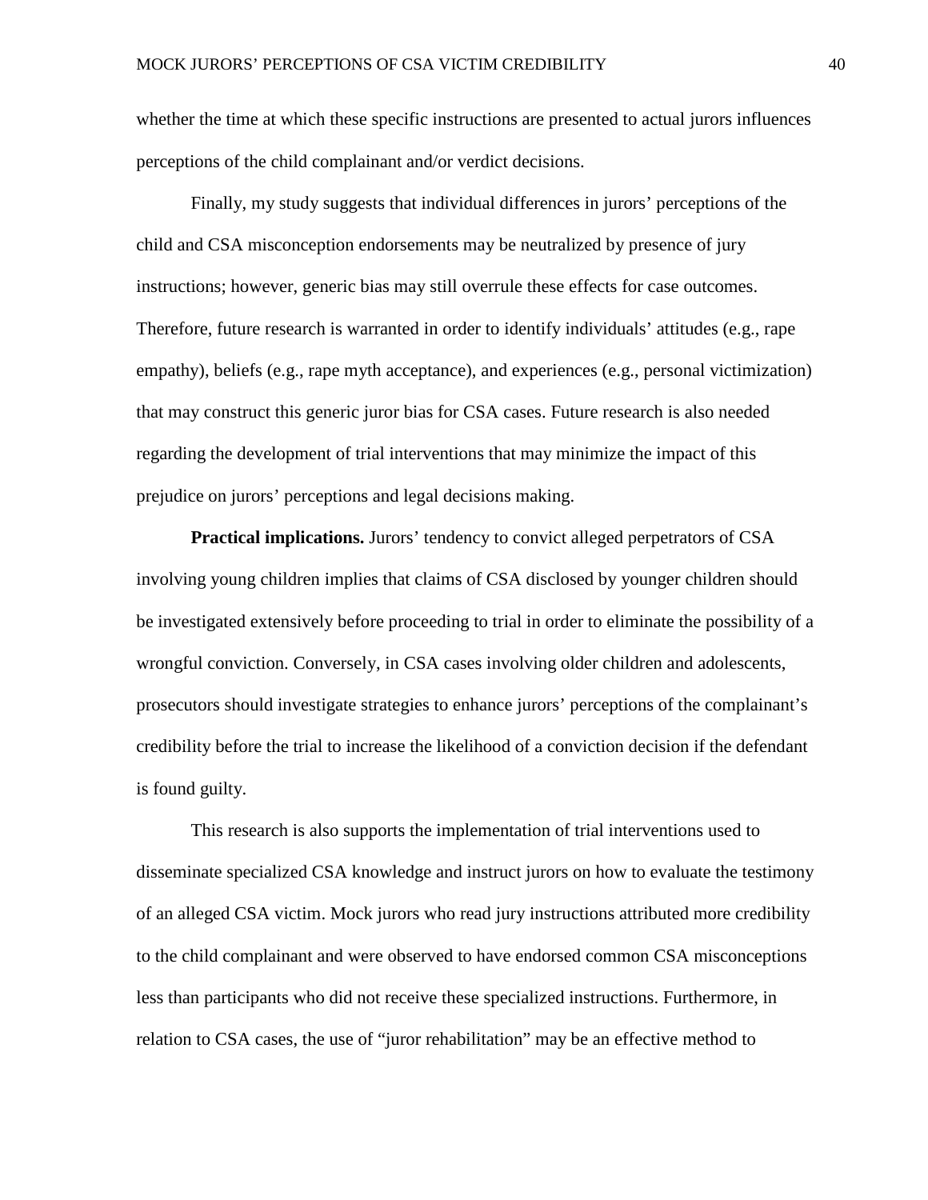whether the time at which these specific instructions are presented to actual jurors influences perceptions of the child complainant and/or verdict decisions.

Finally, my study suggests that individual differences in jurors' perceptions of the child and CSA misconception endorsements may be neutralized by presence of jury instructions; however, generic bias may still overrule these effects for case outcomes. Therefore, future research is warranted in order to identify individuals' attitudes (e.g., rape empathy), beliefs (e.g., rape myth acceptance), and experiences (e.g., personal victimization) that may construct this generic juror bias for CSA cases. Future research is also needed regarding the development of trial interventions that may minimize the impact of this prejudice on jurors' perceptions and legal decisions making.

**Practical implications.** Jurors' tendency to convict alleged perpetrators of CSA involving young children implies that claims of CSA disclosed by younger children should be investigated extensively before proceeding to trial in order to eliminate the possibility of a wrongful conviction. Conversely, in CSA cases involving older children and adolescents, prosecutors should investigate strategies to enhance jurors' perceptions of the complainant's credibility before the trial to increase the likelihood of a conviction decision if the defendant is found guilty.

This research is also supports the implementation of trial interventions used to disseminate specialized CSA knowledge and instruct jurors on how to evaluate the testimony of an alleged CSA victim. Mock jurors who read jury instructions attributed more credibility to the child complainant and were observed to have endorsed common CSA misconceptions less than participants who did not receive these specialized instructions. Furthermore, in relation to CSA cases, the use of "juror rehabilitation" may be an effective method to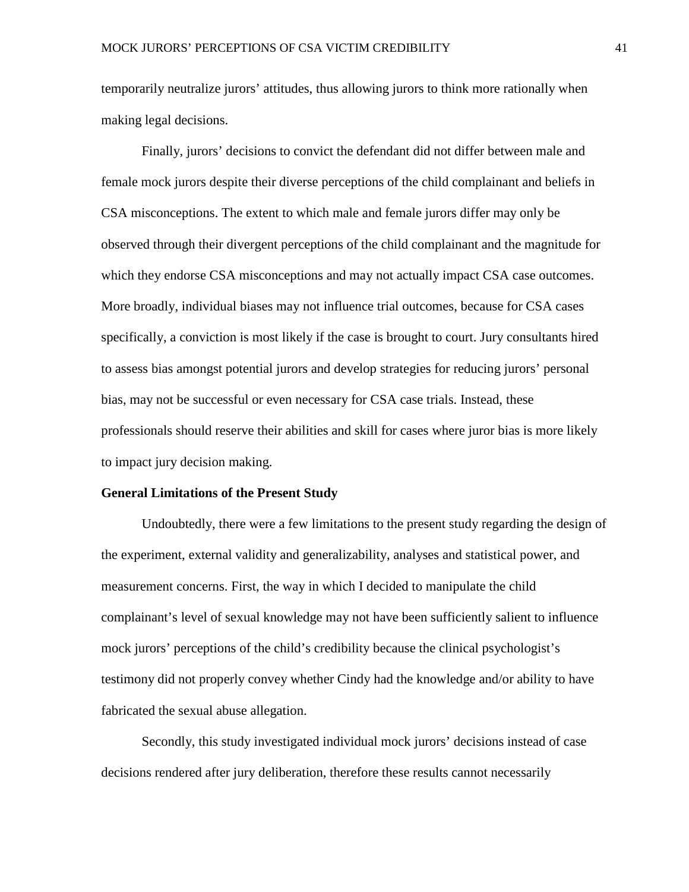temporarily neutralize jurors' attitudes, thus allowing jurors to think more rationally when making legal decisions.

Finally, jurors' decisions to convict the defendant did not differ between male and female mock jurors despite their diverse perceptions of the child complainant and beliefs in CSA misconceptions. The extent to which male and female jurors differ may only be observed through their divergent perceptions of the child complainant and the magnitude for which they endorse CSA misconceptions and may not actually impact CSA case outcomes. More broadly, individual biases may not influence trial outcomes, because for CSA cases specifically, a conviction is most likely if the case is brought to court. Jury consultants hired to assess bias amongst potential jurors and develop strategies for reducing jurors' personal bias, may not be successful or even necessary for CSA case trials. Instead, these professionals should reserve their abilities and skill for cases where juror bias is more likely to impact jury decision making.

**General Limitations of the Present Study**

Undoubtedly, there were a few limitations to the present study regarding the design of the experiment, external validity and generalizability, analyses and statistical power, and measurement concerns. First, the way in which I decided to manipulate the child complainant's level of sexual knowledge may not have been sufficiently salient to influence mock jurors' perceptions of the child's credibility because the clinical psychologist's testimony did not properly convey whether Cindy had the knowledge and/or ability to have fabricated the sexual abuse allegation.

Secondly, this study investigated individual mock jurors' decisions instead of case decisions rendered after jury deliberation, therefore these results cannot necessarily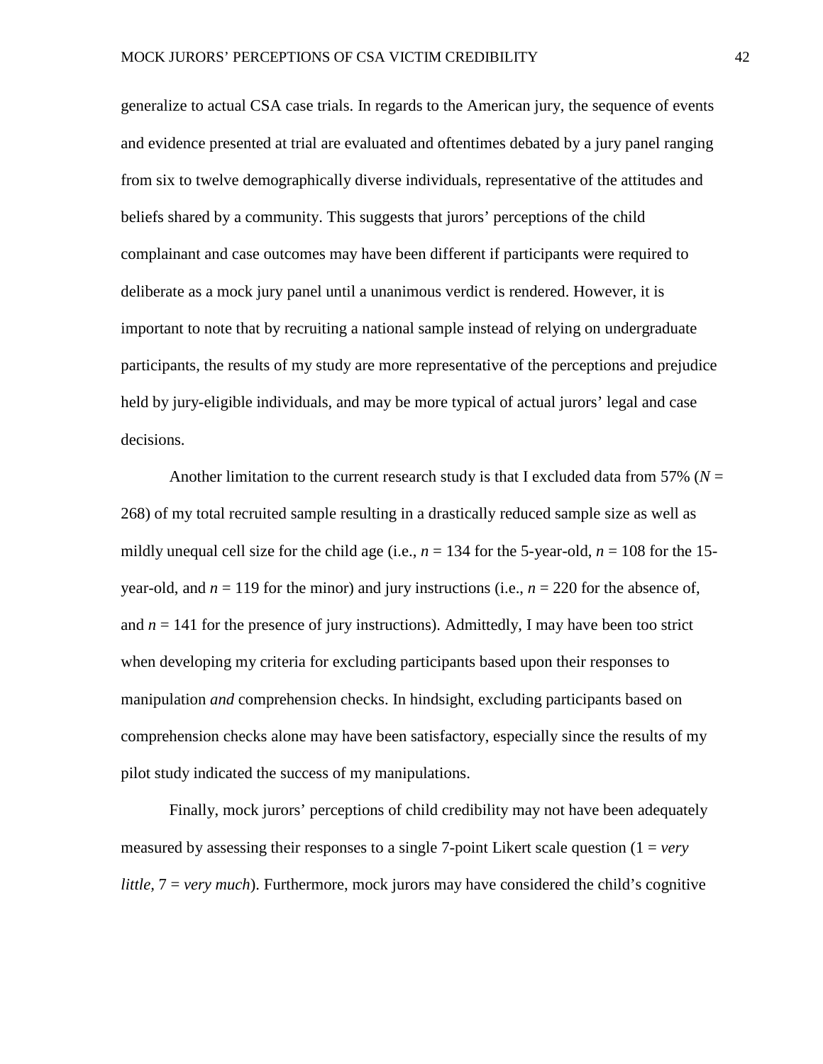generalize to actual CSA case trials. In regards to the American jury, the sequence of events and evidence presented at trial are evaluated and oftentimes debated by a jury panel ranging from six to twelve demographically diverse individuals, representative of the attitudes and beliefs shared by a community. This suggests that jurors' perceptions of the child complainant and case outcomes may have been different if participants were required to deliberate as a mock jury panel until a unanimous verdict is rendered. However, it is important to note that by recruiting a national sample instead of relying on undergraduate participants, the results of my study are more representative of the perceptions and prejudice held by jury-eligible individuals, and may be more typical of actual jurors' legal and case decisions.

Another limitation to the current research study is that I excluded data from 57% ($N$ = 268) of my total recruited sample resulting in a drastically reduced sample size as well as mildly unequal cell size for the child age (i.e., $n$ = 134 for the 5-year-old, $n$ = 108 for the 15-year-old, and $n$ = 119 for the minor) and jury instructions (i.e., $n$ = 220 for the absence of, and $n$ = 141 for the presence of jury instructions). Admittedly, I may have been too strict when developing my criteria for excluding participants based upon their responses to manipulation *and* comprehension checks. In hindsight, excluding participants based on comprehension checks alone may have been satisfactory, especially since the results of my pilot study indicated the success of my manipulations.

Finally, mock jurors' perceptions of child credibility may not have been adequately measured by assessing their responses to a single 7-point Likert scale question (1 = *very little*, 7 = *very much*). Furthermore, mock jurors may have considered the child's cognitive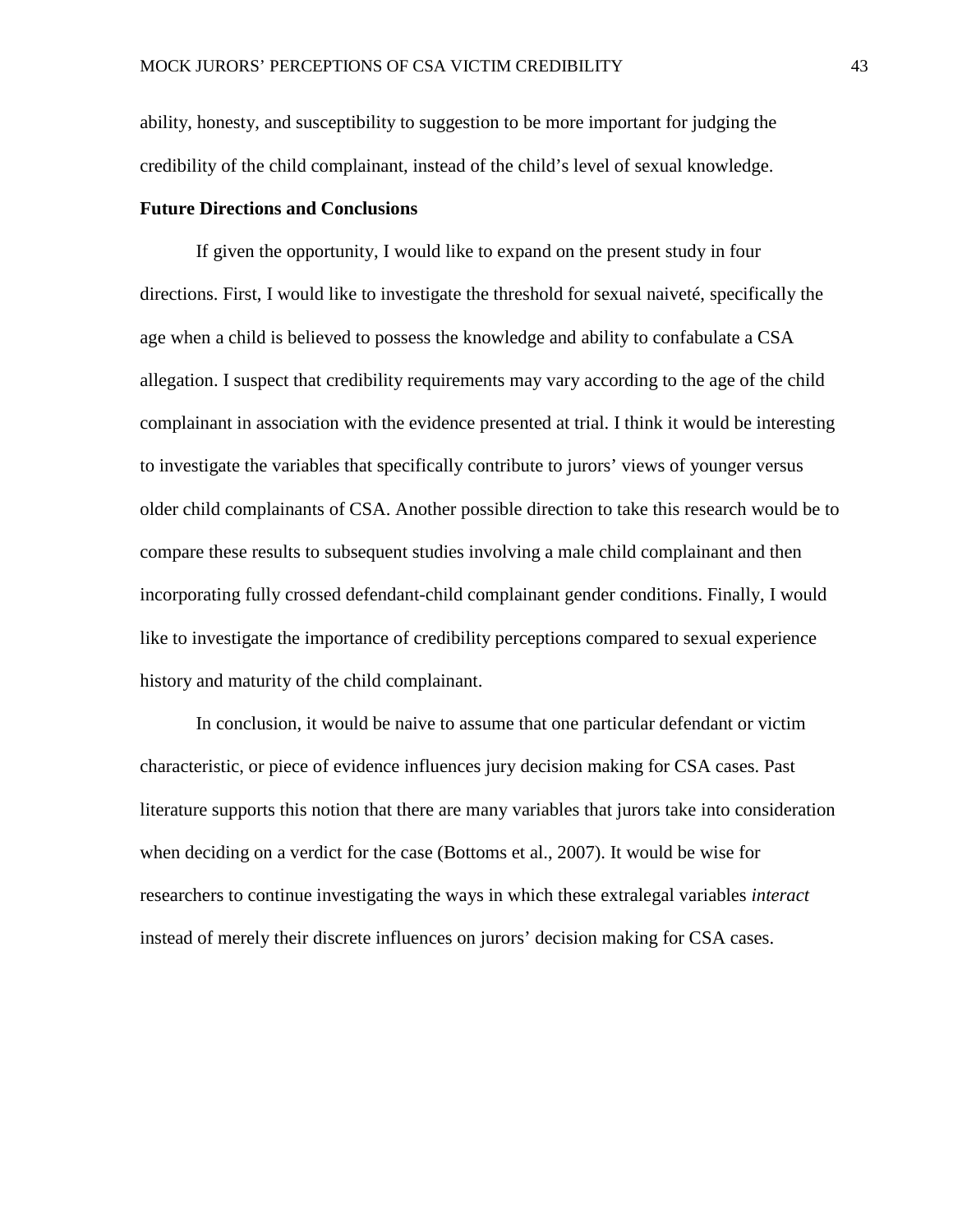ability, honesty, and susceptibility to suggestion to be more important for judging the credibility of the child complainant, instead of the child's level of sexual knowledge.

**Future Directions and Conclusions**

If given the opportunity, I would like to expand on the present study in four directions. First, I would like to investigate the threshold for sexual naiveté, specifically the age when a child is believed to possess the knowledge and ability to confabulate a CSA allegation. I suspect that credibility requirements may vary according to the age of the child complainant in association with the evidence presented at trial. I think it would be interesting to investigate the variables that specifically contribute to jurors' views of younger versus older child complainants of CSA. Another possible direction to take this research would be to compare these results to subsequent studies involving a male child complainant and then incorporating fully crossed defendant-child complainant gender conditions. Finally, I would like to investigate the importance of credibility perceptions compared to sexual experience history and maturity of the child complainant.

In conclusion, it would be naive to assume that one particular defendant or victim characteristic, or piece of evidence influences jury decision making for CSA cases. Past literature supports this notion that there are many variables that jurors take into consideration when deciding on a verdict for the case (Bottoms et al., 2007). It would be wise for researchers to continue investigating the ways in which these extralegal variables *interact* instead of merely their discrete influences on jurors' decision making for CSA cases.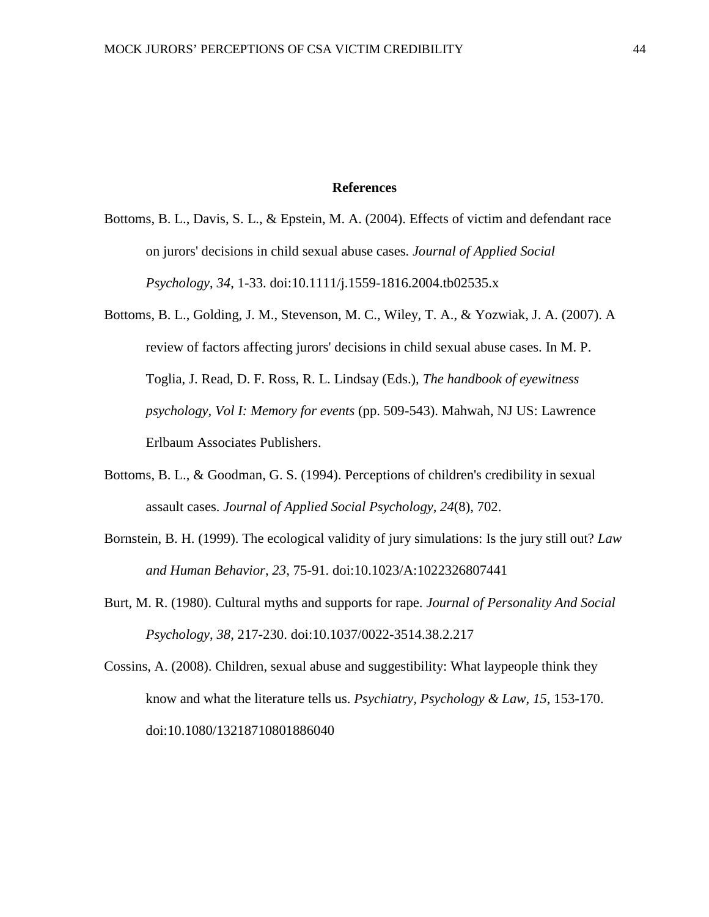# References

Bottoms, B. L., Davis, S. L., & Epstein, M. A. (2004). Effects of victim and defendant race on jurors' decisions in child sexual abuse cases. *Journal of Applied Social Psychology*, *34*, 1-33. doi:10.1111/j.1559-1816.2004.tb02535.x

Bottoms, B. L., Golding, J. M., Stevenson, M. C., Wiley, T. A., & Yozwiak, J. A. (2007). A review of factors affecting jurors' decisions in child sexual abuse cases. In M. P. Toglia, J. Read, D. F. Ross, R. L. Lindsay (Eds.), *The handbook of eyewitness psychology, Vol I: Memory for events* (pp. 509-543). Mahwah, NJ US: Lawrence Erlbaum Associates Publishers.

Bottoms, B. L., & Goodman, G. S. (1994). Perceptions of children's credibility in sexual assault cases. *Journal of Applied Social Psychology*, *24*(8), 702.

Bornstein, B. H. (1999). The ecological validity of jury simulations: Is the jury still out? *Law and Human Behavior*, *23*, 75-91. doi:10.1023/A:1022326807441

Burt, M. R. (1980). Cultural myths and supports for rape. *Journal of Personality And Social Psychology*, *38*, 217-230. doi:10.1037/0022-3514.38.2.217

Cossins, A. (2008). Children, sexual abuse and suggestibility: What laypeople think they know and what the literature tells us. *Psychiatry, Psychology & Law*, *15*, 153-170. doi:10.1080/13218710801886040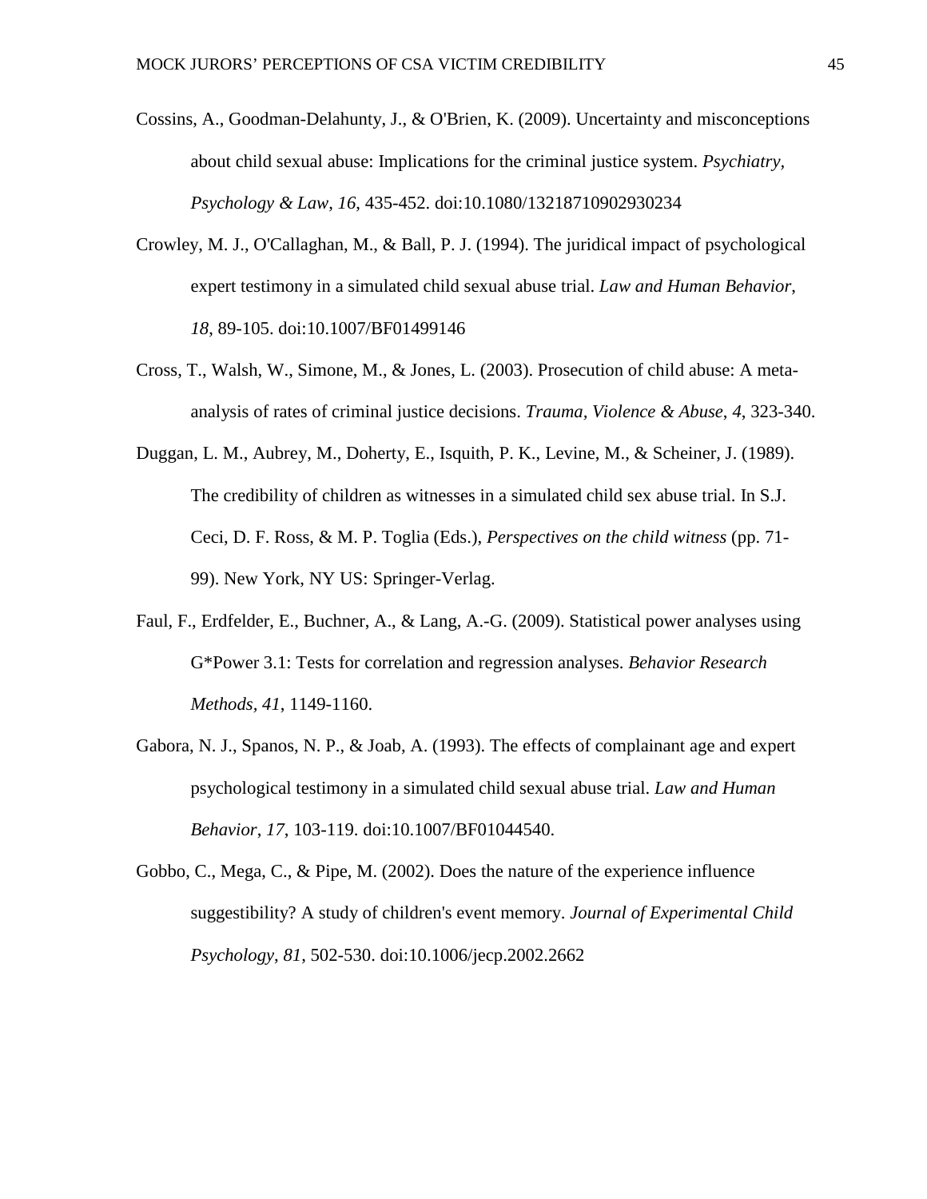Cossins, A., Goodman-Delahunty, J., & O'Brien, K. (2009). Uncertainty and misconceptions about child sexual abuse: Implications for the criminal justice system. *Psychiatry, Psychology & Law*, *16*, 435-452. doi:10.1080/13218710902930234

Crowley, M. J., O'Callaghan, M., & Ball, P. J. (1994). The juridical impact of psychological expert testimony in a simulated child sexual abuse trial. *Law and Human Behavior*, *18*, 89-105. doi:10.1007/BF01499146

Cross, T., Walsh, W., Simone, M., & Jones, L. (2003). Prosecution of child abuse: A meta-analysis of rates of criminal justice decisions. *Trauma, Violence & Abuse*, *4*, 323-340.

Duggan, L. M., Aubrey, M., Doherty, E., Isquith, P. K., Levine, M., & Scheiner, J. (1989). The credibility of children as witnesses in a simulated child sex abuse trial. In S.J. Ceci, D. F. Ross, & M. P. Toglia (Eds.), *Perspectives on the child witness* (pp. 71-99). New York, NY US: Springer-Verlag.

Faul, F., Erdfelder, E., Buchner, A., & Lang, A.-G. (2009). Statistical power analyses using G*Power 3.1: Tests for correlation and regression analyses. *Behavior Research Methods*, *41*, 1149-1160.

Gabora, N. J., Spanos, N. P., & Joab, A. (1993). The effects of complainant age and expert psychological testimony in a simulated child sexual abuse trial. *Law and Human Behavior*, *17*, 103-119. doi:10.1007/BF01044540.

Gobbo, C., Mega, C., & Pipe, M. (2002). Does the nature of the experience influence suggestibility? A study of children's event memory. *Journal of Experimental Child Psychology*, *81*, 502-530. doi:10.1006/jecp.2002.2662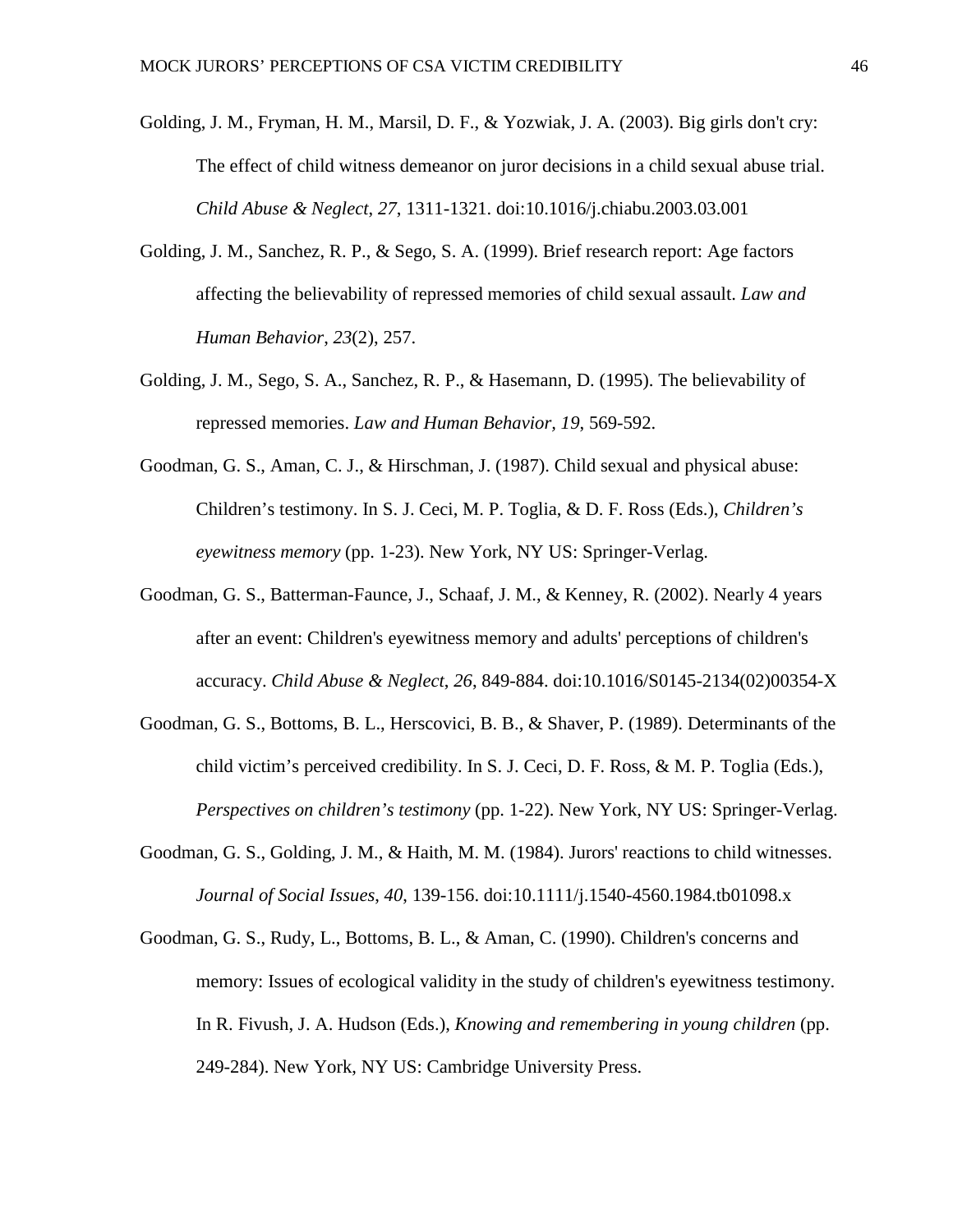Golding, J. M., Fryman, H. M., Marsil, D. F., & Yozwiak, J. A. (2003). Big girls don't cry: The effect of child witness demeanor on juror decisions in a child sexual abuse trial. *Child Abuse & Neglect*, *27*, 1311-1321. doi:10.1016/j.chiabu.2003.03.001

Golding, J. M., Sanchez, R. P., & Sego, S. A. (1999). Brief research report: Age factors affecting the believability of repressed memories of child sexual assault. *Law and Human Behavior*, *23*(2), 257.

Golding, J. M., Sego, S. A., Sanchez, R. P., & Hasemann, D. (1995). The believability of repressed memories. *Law and Human Behavior, 19*, 569-592.

Goodman, G. S., Aman, C. J., & Hirschman, J. (1987). Child sexual and physical abuse: Children's testimony. In S. J. Ceci, M. P. Toglia, & D. F. Ross (Eds.), *Children's eyewitness memory* (pp. 1-23). New York, NY US: Springer-Verlag.

Goodman, G. S., Batterman-Faunce, J., Schaaf, J. M., & Kenney, R. (2002). Nearly 4 years after an event: Children's eyewitness memory and adults' perceptions of children's accuracy. *Child Abuse & Neglect*, *26*, 849-884. doi:10.1016/S0145-2134(02)00354-X

Goodman, G. S., Bottoms, B. L., Herscovici, B. B., & Shaver, P. (1989). Determinants of the child victim's perceived credibility. In S. J. Ceci, D. F. Ross, & M. P. Toglia (Eds.), *Perspectives on children's testimony* (pp. 1-22). New York, NY US: Springer-Verlag.

Goodman, G. S., Golding, J. M., & Haith, M. M. (1984). Jurors' reactions to child witnesses. *Journal of Social Issues*, *40*, 139-156. doi:10.1111/j.1540-4560.1984.tb01098.x

Goodman, G. S., Rudy, L., Bottoms, B. L., & Aman, C. (1990). Children's concerns and memory: Issues of ecological validity in the study of children's eyewitness testimony. In R. Fivush, J. A. Hudson (Eds.), *Knowing and remembering in young children* (pp. 249-284). New York, NY US: Cambridge University Press.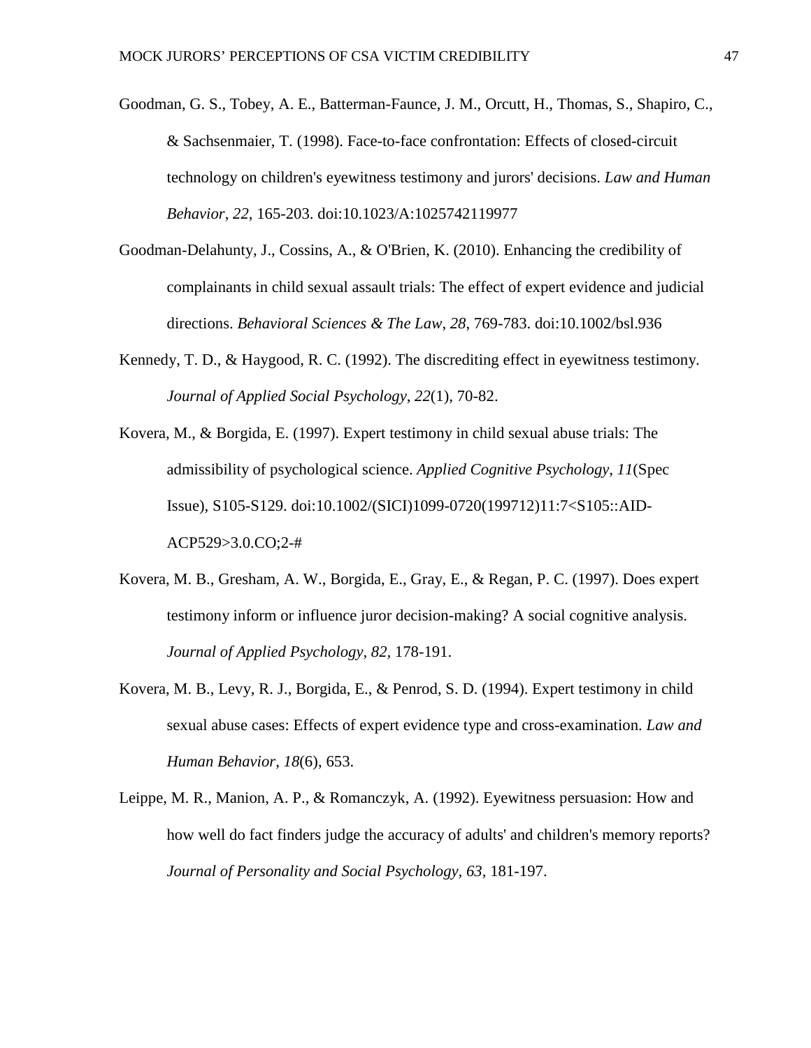Goodman, G. S., Tobey, A. E., Batterman-Faunce, J. M., Orcutt, H., Thomas, S., Shapiro, C., & Sachsenmaier, T. (1998). Face-to-face confrontation: Effects of closed-circuit technology on children's eyewitness testimony and jurors' decisions. *Law and Human Behavior*, *22*, 165-203. doi:10.1023/A:1025742119977

Goodman-Delahunty, J., Cossins, A., & O'Brien, K. (2010). Enhancing the credibility of complainants in child sexual assault trials: The effect of expert evidence and judicial directions. *Behavioral Sciences & The Law*, *28*, 769-783. doi:10.1002/bsl.936

Kennedy, T. D., & Haygood, R. C. (1992). The discrediting effect in eyewitness testimony. *Journal of Applied Social Psychology*, *22*(1), 70-82.

Kovera, M., & Borgida, E. (1997). Expert testimony in child sexual abuse trials: The admissibility of psychological science. *Applied Cognitive Psychology*, *11*(Spec Issue), S105-S129. doi:10.1002/(SICI)1099-0720(199712)11:7<S105::AID-ACP529>3.0.CO;2-#

Kovera, M. B., Gresham, A. W., Borgida, E., Gray, E., & Regan, P. C. (1997). Does expert testimony inform or influence juror decision-making? A social cognitive analysis. *Journal of Applied Psychology*, *82*, 178-191.

Kovera, M. B., Levy, R. J., Borgida, E., & Penrod, S. D. (1994). Expert testimony in child sexual abuse cases: Effects of expert evidence type and cross-examination. *Law and Human Behavior*, *18*(6), 653.

Leippe, M. R., Manion, A. P., & Romanczyk, A. (1992). Eyewitness persuasion: How and how well do fact finders judge the accuracy of adults' and children's memory reports? *Journal of Personality and Social Psychology*, *63*, 181-197.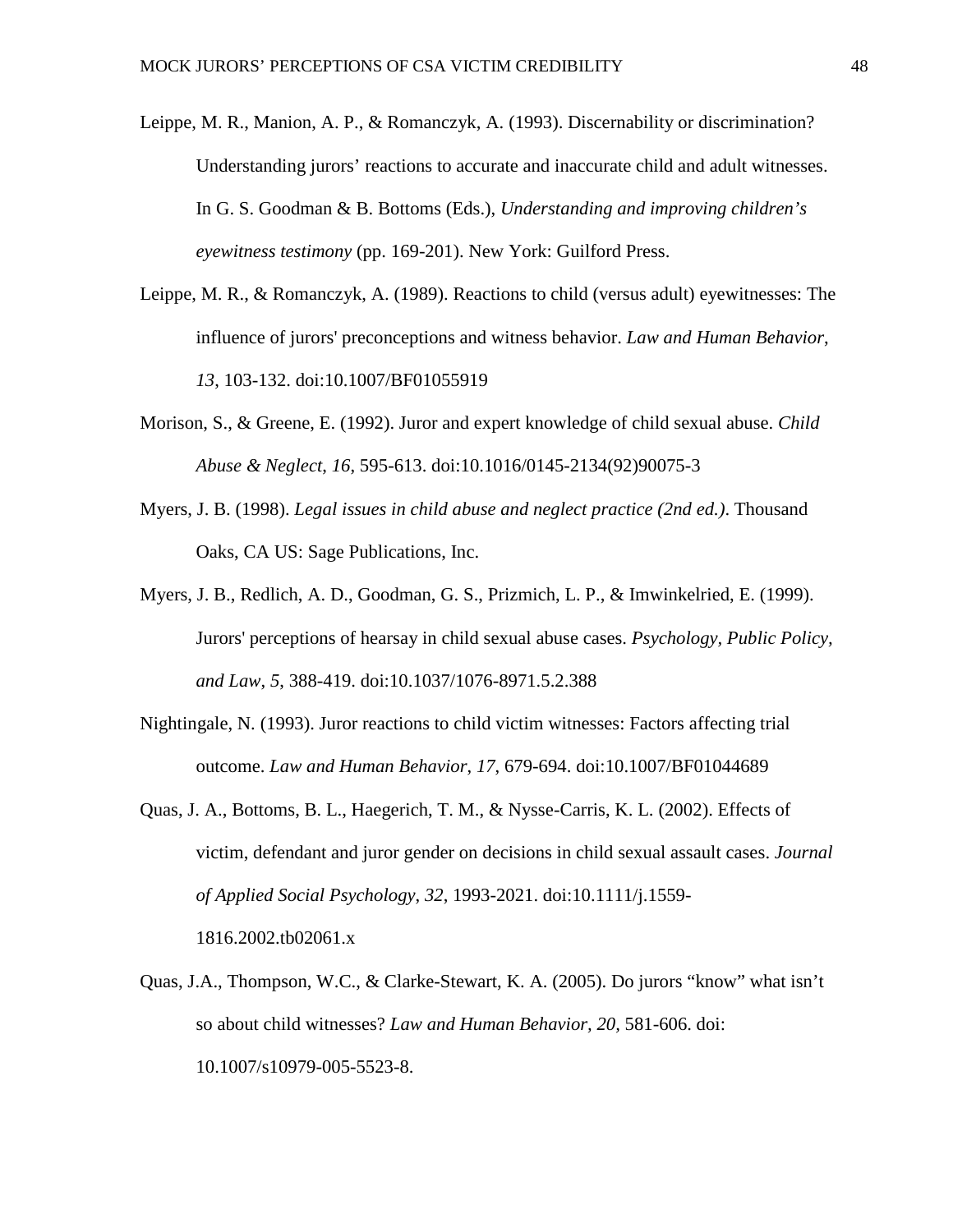Leippe, M. R., Manion, A. P., & Romanczyk, A. (1993). Discernability or discrimination? Understanding jurors' reactions to accurate and inaccurate child and adult witnesses. In G. S. Goodman & B. Bottoms (Eds.), *Understanding and improving children's eyewitness testimony* (pp. 169-201). New York: Guilford Press.

Leippe, M. R., & Romanczyk, A. (1989). Reactions to child (versus adult) eyewitnesses: The influence of jurors' preconceptions and witness behavior. *Law and Human Behavior*, *13*, 103-132. doi:10.1007/BF01055919

Morison, S., & Greene, E. (1992). Juror and expert knowledge of child sexual abuse. *Child Abuse & Neglect*, *16*, 595-613. doi:10.1016/0145-2134(92)90075-3

Myers, J. B. (1998). *Legal issues in child abuse and neglect practice (2nd ed.)*. Thousand Oaks, CA US: Sage Publications, Inc.

Myers, J. B., Redlich, A. D., Goodman, G. S., Prizmich, L. P., & Imwinkelried, E. (1999). Jurors' perceptions of hearsay in child sexual abuse cases. *Psychology, Public Policy, and Law*, *5*, 388-419. doi:10.1037/1076-8971.5.2.388

Nightingale, N. (1993). Juror reactions to child victim witnesses: Factors affecting trial outcome. *Law and Human Behavior*, *17*, 679-694. doi:10.1007/BF01044689

Quas, J. A., Bottoms, B. L., Haegerich, T. M., & Nysse-Carris, K. L. (2002). Effects of victim, defendant and juror gender on decisions in child sexual assault cases. *Journal of Applied Social Psychology*, *32*, 1993-2021. doi:10.1111/j.1559-1816.2002.tb02061.x

Quas, J.A., Thompson, W.C., & Clarke-Stewart, K. A. (2005). Do jurors "know" what isn't so about child witnesses? *Law and Human Behavior, 20,* 581-606. doi: 10.1007/s10979-005-5523-8.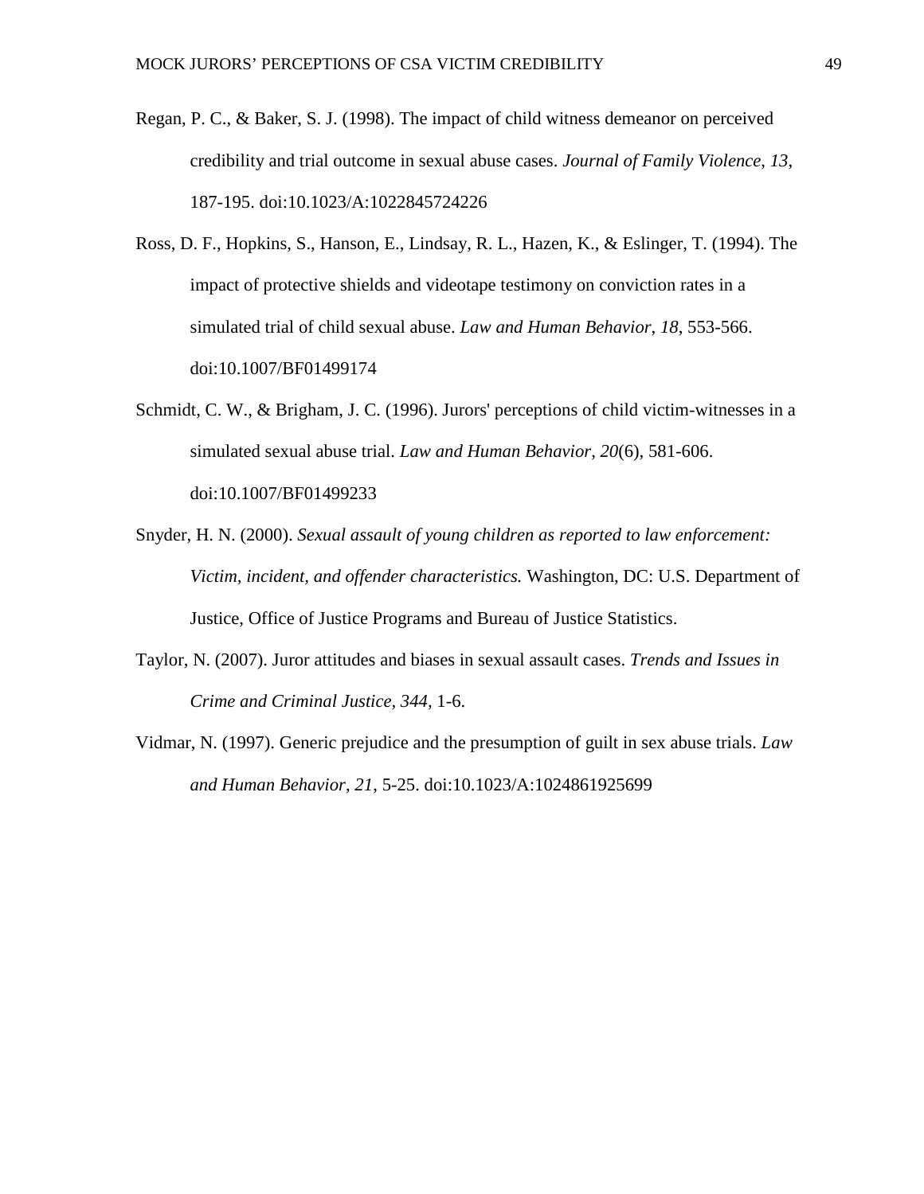Regan, P. C., & Baker, S. J. (1998). The impact of child witness demeanor on perceived credibility and trial outcome in sexual abuse cases. *Journal of Family Violence*, *13*, 187-195. doi:10.1023/A:1022845724226

Ross, D. F., Hopkins, S., Hanson, E., Lindsay, R. L., Hazen, K., & Eslinger, T. (1994). The impact of protective shields and videotape testimony on conviction rates in a simulated trial of child sexual abuse. *Law and Human Behavior*, *18*, 553-566. doi:10.1007/BF01499174

Schmidt, C. W., & Brigham, J. C. (1996). Jurors' perceptions of child victim-witnesses in a simulated sexual abuse trial. *Law and Human Behavior*, *20*(6), 581-606. doi:10.1007/BF01499233

Snyder, H. N. (2000). *Sexual assault of young children as reported to law enforcement: Victim, incident, and offender characteristics.* Washington, DC: U.S. Department of Justice, Office of Justice Programs and Bureau of Justice Statistics.

Taylor, N. (2007). Juror attitudes and biases in sexual assault cases. *Trends and Issues in Crime and Criminal Justice, 344,* 1-6.

Vidmar, N. (1997). Generic prejudice and the presumption of guilt in sex abuse trials. *Law and Human Behavior*, *21*, 5-25. doi:10.1023/A:1024861925699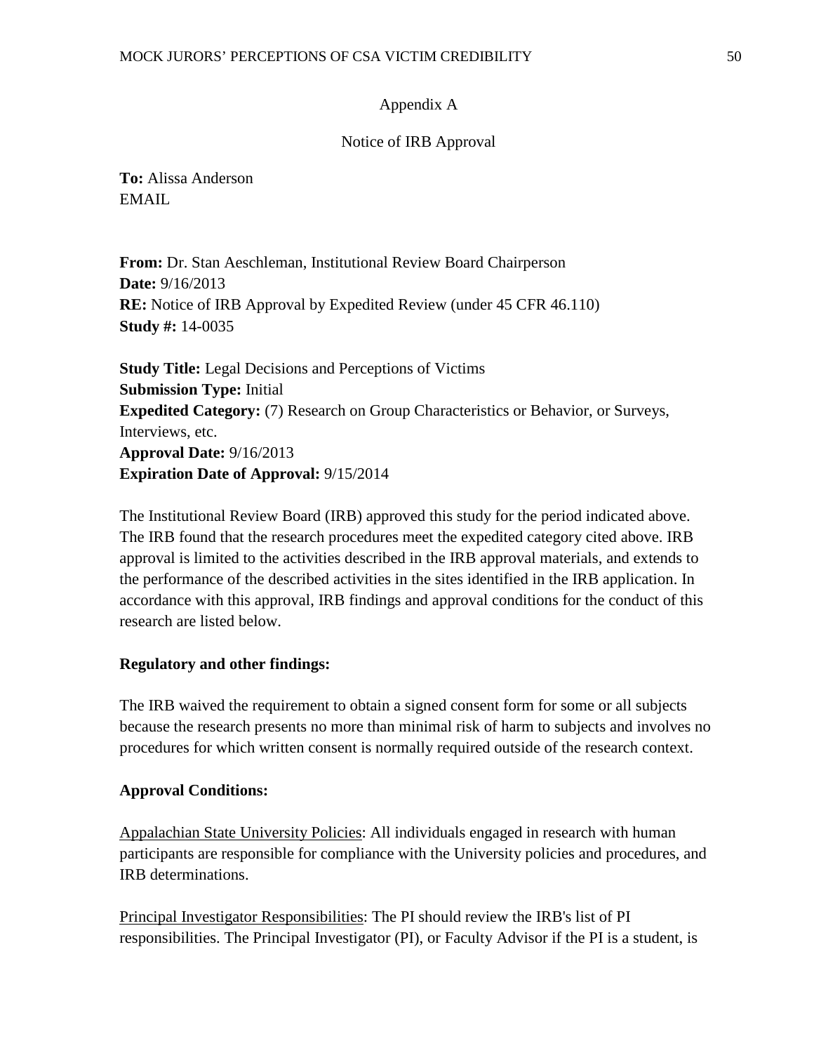Appendix A

Notice of IRB Approval

**To:** Alissa Anderson
EMAIL

**From:** Dr. Stan Aeschleman, Institutional Review Board Chairperson
**Date:** 9/16/2013
**RE:** Notice of IRB Approval by Expedited Review (under 45 CFR 46.110)
**Study #:** 14-0035

**Study Title:** Legal Decisions and Perceptions of Victims
**Submission Type:** Initial
**Expedited Category:** (7) Research on Group Characteristics or Behavior, or Surveys, Interviews, etc.
**Approval Date:** 9/16/2013
**Expiration Date of Approval:** 9/15/2014

The Institutional Review Board (IRB) approved this study for the period indicated above. The IRB found that the research procedures meet the expedited category cited above. IRB approval is limited to the activities described in the IRB approval materials, and extends to the performance of the described activities in the sites identified in the IRB application. In accordance with this approval, IRB findings and approval conditions for the conduct of this research are listed below.

**Regulatory and other findings:**

The IRB waived the requirement to obtain a signed consent form for some or all subjects because the research presents no more than minimal risk of harm to subjects and involves no procedures for which written consent is normally required outside of the research context.

**Approval Conditions:**

Appalachian State University Policies: All individuals engaged in research with human participants are responsible for compliance with the University policies and procedures, and IRB determinations.

Principal Investigator Responsibilities: The PI should review the IRB's list of PI responsibilities. The Principal Investigator (PI), or Faculty Advisor if the PI is a student, is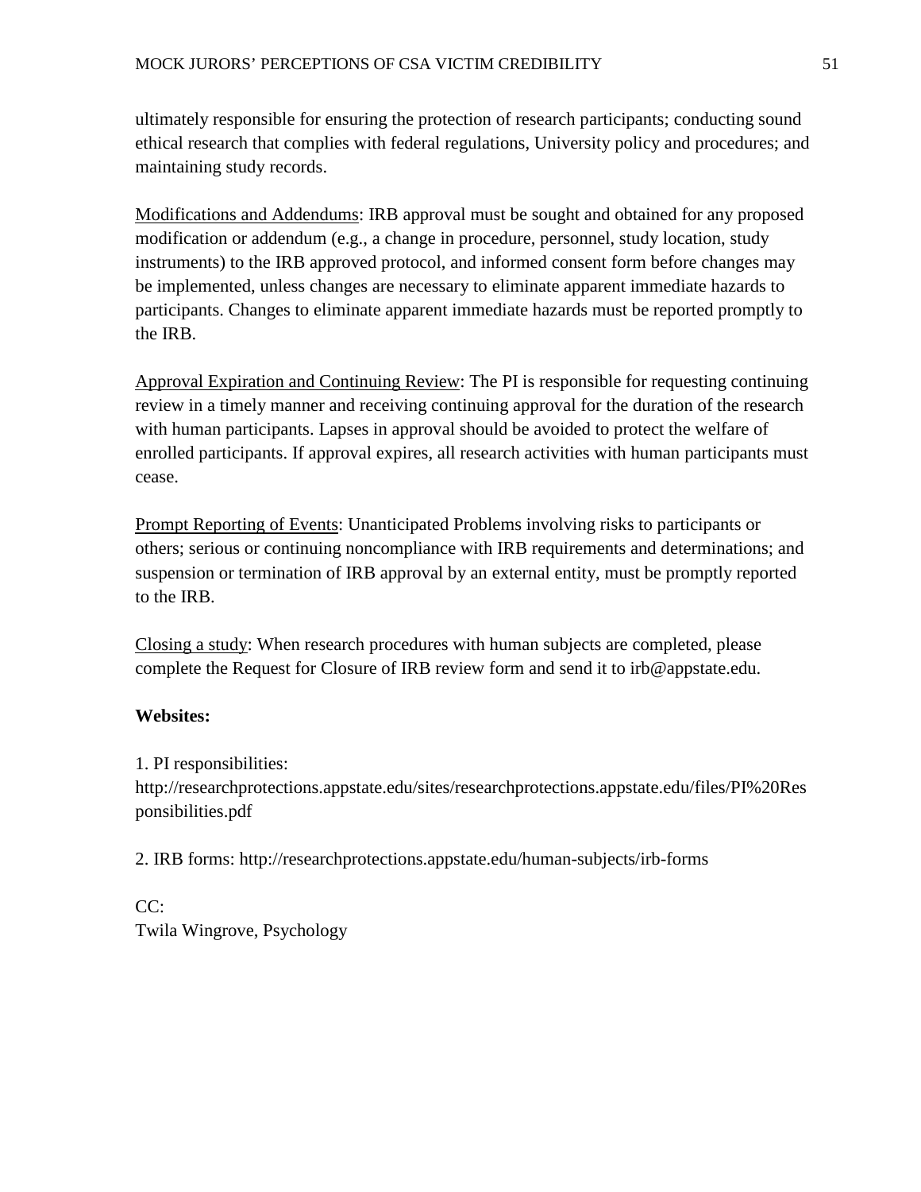ultimately responsible for ensuring the protection of research participants; conducting sound ethical research that complies with federal regulations, University policy and procedures; and maintaining study records.

Modifications and Addendums: IRB approval must be sought and obtained for any proposed modification or addendum (e.g., a change in procedure, personnel, study location, study instruments) to the IRB approved protocol, and informed consent form before changes may be implemented, unless changes are necessary to eliminate apparent immediate hazards to participants. Changes to eliminate apparent immediate hazards must be reported promptly to the IRB.

Approval Expiration and Continuing Review: The PI is responsible for requesting continuing review in a timely manner and receiving continuing approval for the duration of the research with human participants. Lapses in approval should be avoided to protect the welfare of enrolled participants. If approval expires, all research activities with human participants must cease.

Prompt Reporting of Events: Unanticipated Problems involving risks to participants or others; serious or continuing noncompliance with IRB requirements and determinations; and suspension or termination of IRB approval by an external entity, must be promptly reported to the IRB.

Closing a study: When research procedures with human subjects are completed, please complete the Request for Closure of IRB review form and send it to irb@appstate.edu.

**Websites:**

1. PI responsibilities: http://researchprotections.appstate.edu/sites/researchprotections.appstate.edu/files/PI%20Responsibilities.pdf

2. IRB forms: http://researchprotections.appstate.edu/human-subjects/irb-forms

CC:
Twila Wingrove, Psychology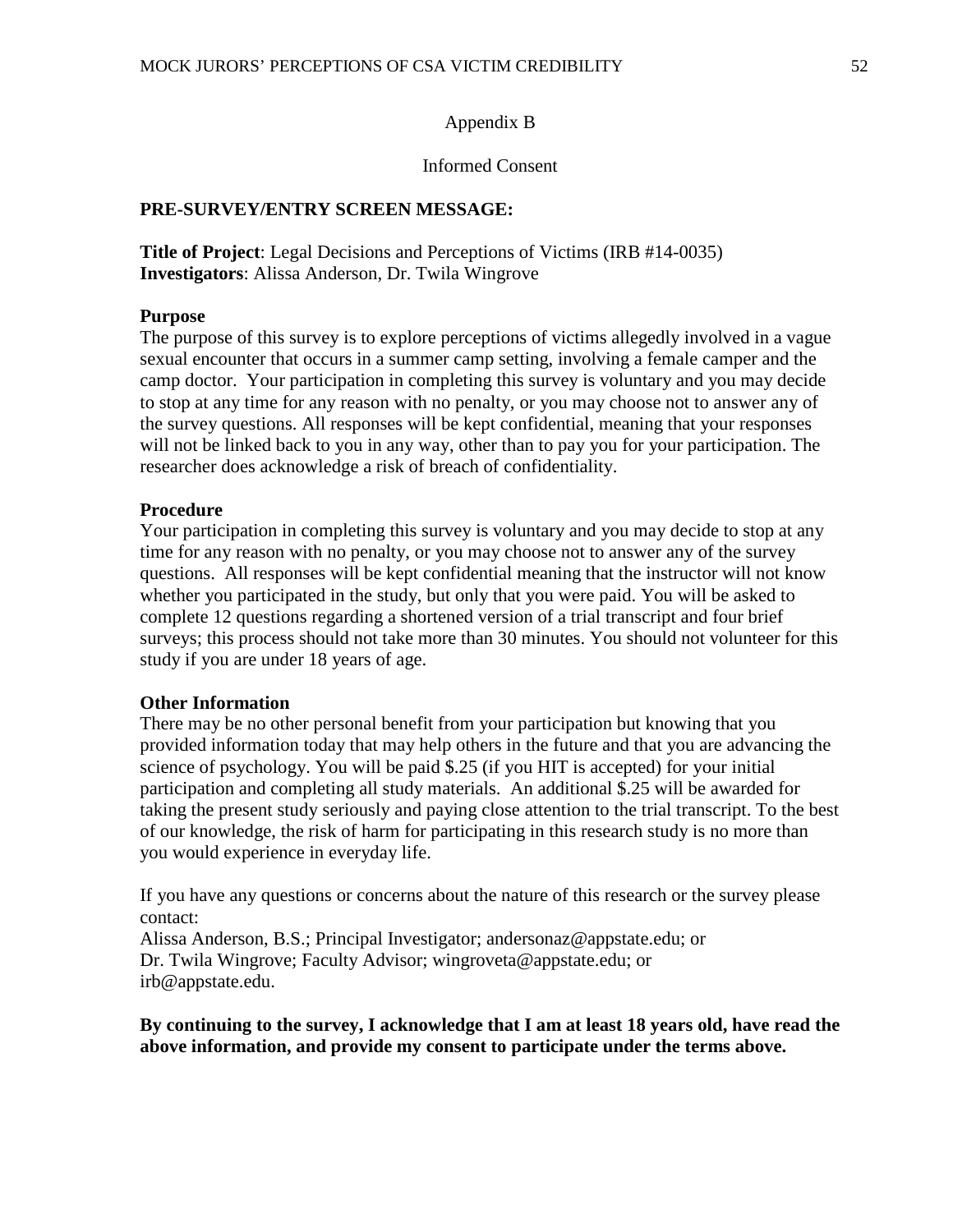# Appendix B

## Informed Consent

**PRE-SURVEY/ENTRY SCREEN MESSAGE:**

**Title of Project**: Legal Decisions and Perceptions of Victims (IRB #14-0035)
**Investigators**: Alissa Anderson, Dr. Twila Wingrove

**Purpose**

The purpose of this survey is to explore perceptions of victims allegedly involved in a vague sexual encounter that occurs in a summer camp setting, involving a female camper and the camp doctor. Your participation in completing this survey is voluntary and you may decide to stop at any time for any reason with no penalty, or you may choose not to answer any of the survey questions. All responses will be kept confidential, meaning that your responses will not be linked back to you in any way, other than to pay you for your participation. The researcher does acknowledge a risk of breach of confidentiality.

**Procedure**

Your participation in completing this survey is voluntary and you may decide to stop at any time for any reason with no penalty, or you may choose not to answer any of the survey questions. All responses will be kept confidential meaning that the instructor will not know whether you participated in the study, but only that you were paid. You will be asked to complete 12 questions regarding a shortened version of a trial transcript and four brief surveys; this process should not take more than 30 minutes. You should not volunteer for this study if you are under 18 years of age.

**Other Information**

There may be no other personal benefit from your participation but knowing that you provided information today that may help others in the future and that you are advancing the science of psychology. You will be paid $.25 (if you HIT is accepted) for your initial participation and completing all study materials. An additional $.25 will be awarded for taking the present study seriously and paying close attention to the trial transcript. To the best of our knowledge, the risk of harm for participating in this research study is no more than you would experience in everyday life.

If you have any questions or concerns about the nature of this research or the survey please contact:
Alissa Anderson, B.S.; Principal Investigator; andersonaz@appstate.edu; or
Dr. Twila Wingrove; Faculty Advisor; wingroveta@appstate.edu; or
irb@appstate.edu.

**By continuing to the survey, I acknowledge that I am at least 18 years old, have read the above information, and provide my consent to participate under the terms above.**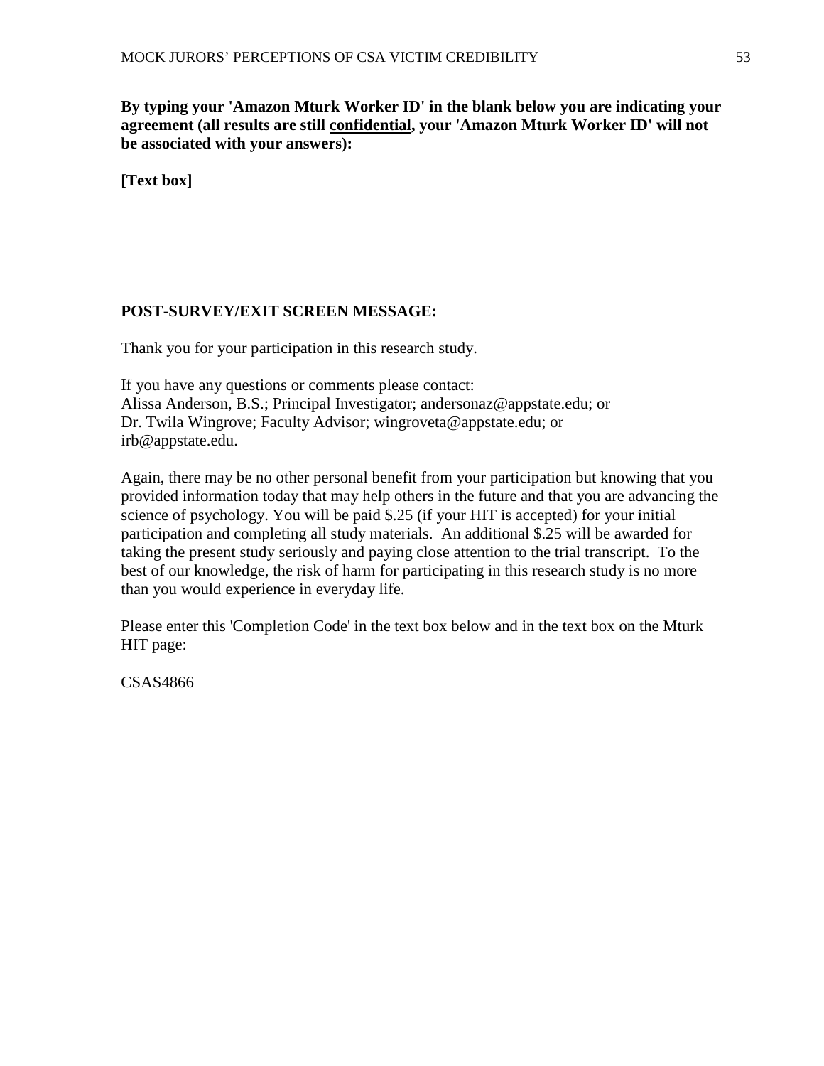**By typing your 'Amazon Mturk Worker ID' in the blank below you are indicating your agreement (all results are still <u>confidential</u>, your 'Amazon Mturk Worker ID' will not be associated with your answers):**

**[Text box]**

**POST-SURVEY/EXIT SCREEN MESSAGE:**

Thank you for your participation in this research study.

If you have any questions or comments please contact:
Alissa Anderson, B.S.; Principal Investigator; andersonaz@appstate.edu; or
Dr. Twila Wingrove; Faculty Advisor; wingroveta@appstate.edu; or
irb@appstate.edu.

Again, there may be no other personal benefit from your participation but knowing that you provided information today that may help others in the future and that you are advancing the science of psychology. You will be paid $.25 (if your HIT is accepted) for your initial participation and completing all study materials. An additional $.25 will be awarded for taking the present study seriously and paying close attention to the trial transcript. To the best of our knowledge, the risk of harm for participating in this research study is no more than you would experience in everyday life.

Please enter this 'Completion Code' in the text box below and in the text box on the Mturk HIT page:

CSAS4866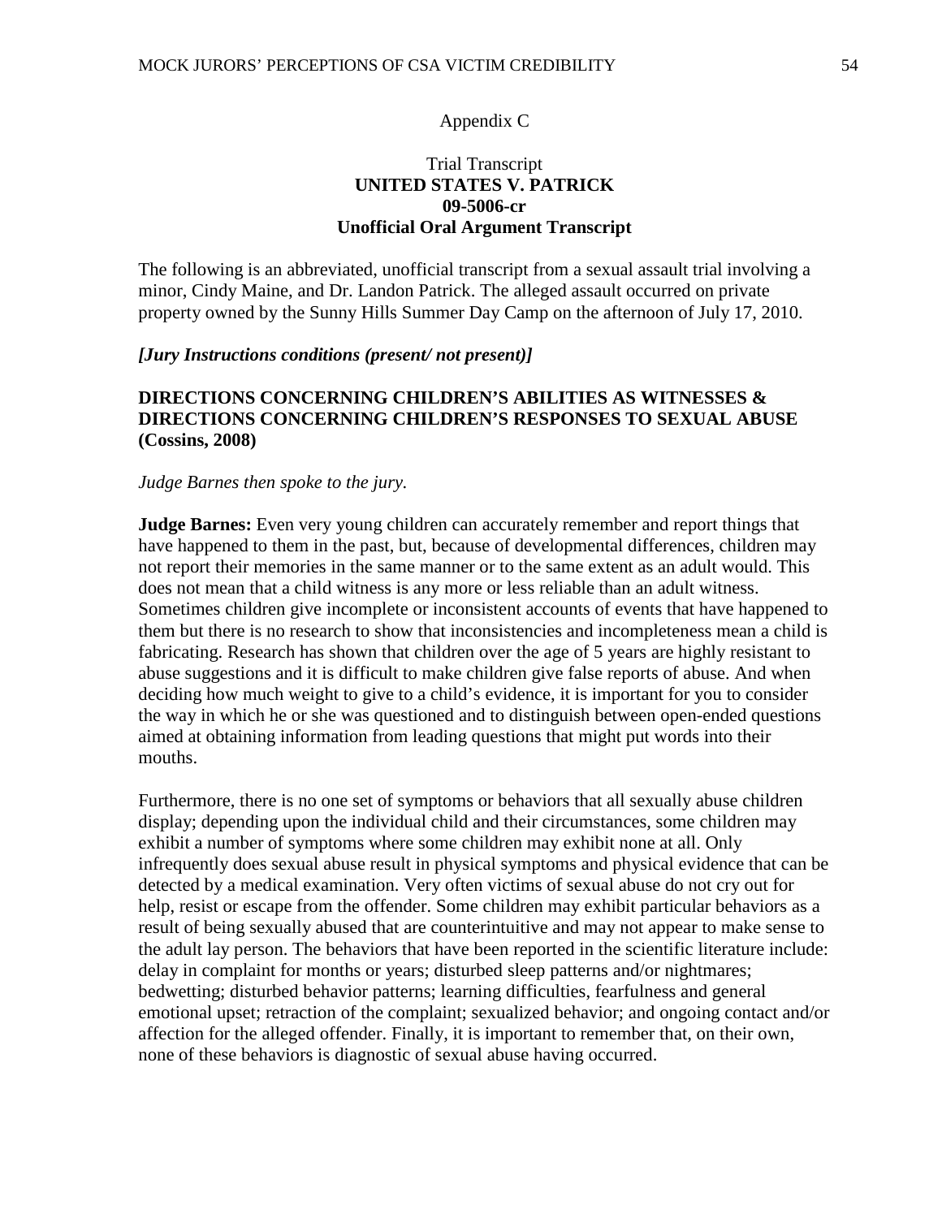Appendix C

Trial Transcript
**UNITED STATES V. PATRICK**
**09-5006-cr**
**Unofficial Oral Argument Transcript**

The following is an abbreviated, unofficial transcript from a sexual assault trial involving a minor, Cindy Maine, and Dr. Landon Patrick. The alleged assault occurred on private property owned by the Sunny Hills Summer Day Camp on the afternoon of July 17, 2010.

***[Jury Instructions conditions (present/ not present)]***

**DIRECTIONS CONCERNING CHILDREN'S ABILITIES AS WITNESSES & DIRECTIONS CONCERNING CHILDREN'S RESPONSES TO SEXUAL ABUSE (Cossins, 2008)**

*Judge Barnes then spoke to the jury.*

**Judge Barnes:** Even very young children can accurately remember and report things that have happened to them in the past, but, because of developmental differences, children may not report their memories in the same manner or to the same extent as an adult would. This does not mean that a child witness is any more or less reliable than an adult witness. Sometimes children give incomplete or inconsistent accounts of events that have happened to them but there is no research to show that inconsistencies and incompleteness mean a child is fabricating. Research has shown that children over the age of 5 years are highly resistant to abuse suggestions and it is difficult to make children give false reports of abuse. And when deciding how much weight to give to a child's evidence, it is important for you to consider the way in which he or she was questioned and to distinguish between open-ended questions aimed at obtaining information from leading questions that might put words into their mouths.

Furthermore, there is no one set of symptoms or behaviors that all sexually abuse children display; depending upon the individual child and their circumstances, some children may exhibit a number of symptoms where some children may exhibit none at all. Only infrequently does sexual abuse result in physical symptoms and physical evidence that can be detected by a medical examination. Very often victims of sexual abuse do not cry out for help, resist or escape from the offender. Some children may exhibit particular behaviors as a result of being sexually abused that are counterintuitive and may not appear to make sense to the adult lay person. The behaviors that have been reported in the scientific literature include: delay in complaint for months or years; disturbed sleep patterns and/or nightmares; bedwetting; disturbed behavior patterns; learning difficulties, fearfulness and general emotional upset; retraction of the complaint; sexualized behavior; and ongoing contact and/or affection for the alleged offender. Finally, it is important to remember that, on their own, none of these behaviors is diagnostic of sexual abuse having occurred.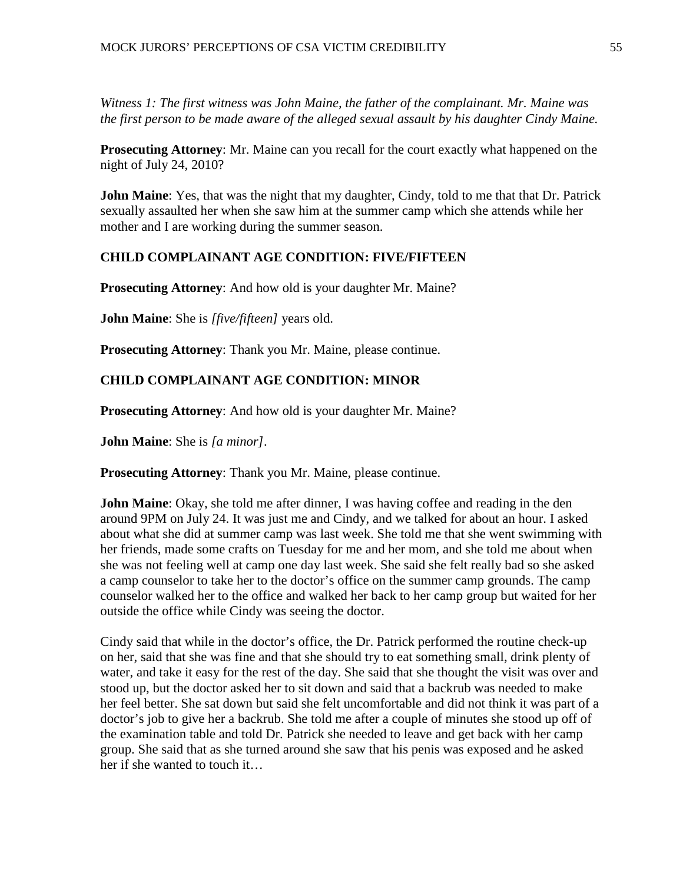*Witness 1: The first witness was John Maine, the father of the complainant. Mr. Maine was the first person to be made aware of the alleged sexual assault by his daughter Cindy Maine.*

**Prosecuting Attorney**: Mr. Maine can you recall for the court exactly what happened on the night of July 24, 2010?

**John Maine**: Yes, that was the night that my daughter, Cindy, told to me that that Dr. Patrick sexually assaulted her when she saw him at the summer camp which she attends while her mother and I are working during the summer season.

**CHILD COMPLAINANT AGE CONDITION: FIVE/FIFTEEN**

**Prosecuting Attorney**: And how old is your daughter Mr. Maine?

**John Maine**: She is *[five/fifteen]* years old.

**Prosecuting Attorney**: Thank you Mr. Maine, please continue.

**CHILD COMPLAINANT AGE CONDITION: MINOR**

**Prosecuting Attorney**: And how old is your daughter Mr. Maine?

**John Maine**: She is *[a minor]*.

**Prosecuting Attorney**: Thank you Mr. Maine, please continue.

**John Maine**: Okay, she told me after dinner, I was having coffee and reading in the den around 9PM on July 24. It was just me and Cindy, and we talked for about an hour. I asked about what she did at summer camp was last week. She told me that she went swimming with her friends, made some crafts on Tuesday for me and her mom, and she told me about when she was not feeling well at camp one day last week. She said she felt really bad so she asked a camp counselor to take her to the doctor's office on the summer camp grounds. The camp counselor walked her to the office and walked her back to her camp group but waited for her outside the office while Cindy was seeing the doctor.

Cindy said that while in the doctor's office, the Dr. Patrick performed the routine check-up on her, said that she was fine and that she should try to eat something small, drink plenty of water, and take it easy for the rest of the day. She said that she thought the visit was over and stood up, but the doctor asked her to sit down and said that a backrub was needed to make her feel better. She sat down but said she felt uncomfortable and did not think it was part of a doctor's job to give her a backrub. She told me after a couple of minutes she stood up off of the examination table and told Dr. Patrick she needed to leave and get back with her camp group. She said that as she turned around she saw that his penis was exposed and he asked her if she wanted to touch it…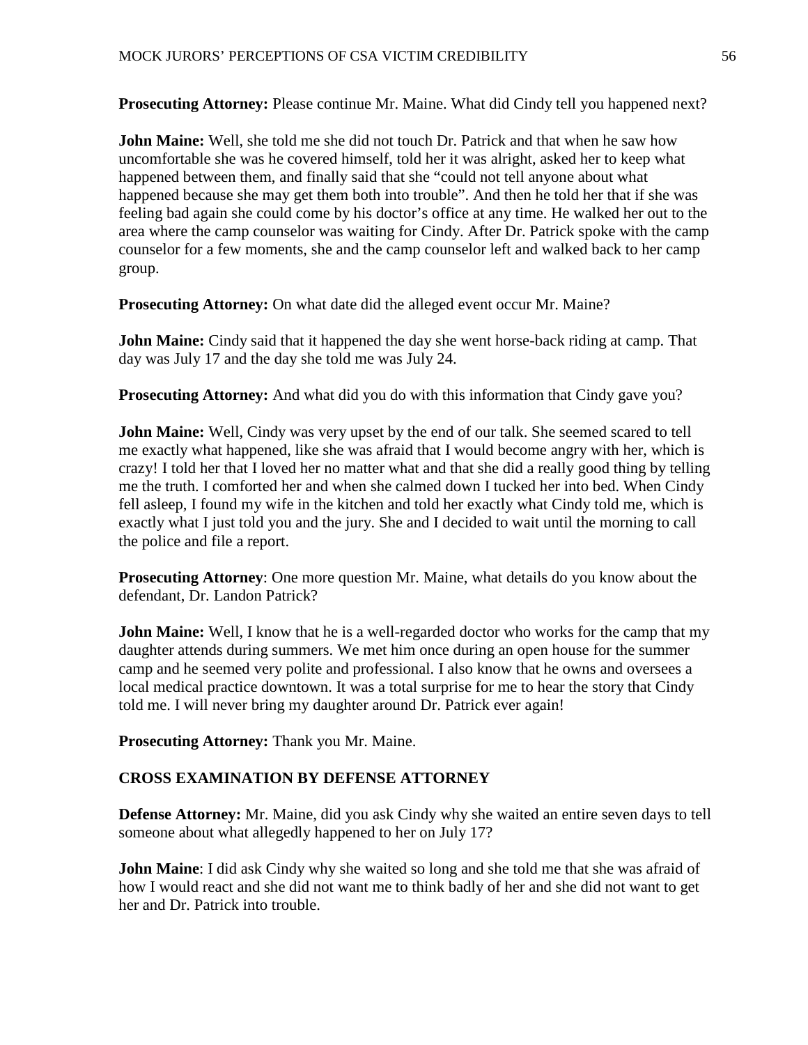**Prosecuting Attorney:** Please continue Mr. Maine. What did Cindy tell you happened next?

**John Maine:** Well, she told me she did not touch Dr. Patrick and that when he saw how uncomfortable she was he covered himself, told her it was alright, asked her to keep what happened between them, and finally said that she "could not tell anyone about what happened because she may get them both into trouble". And then he told her that if she was feeling bad again she could come by his doctor's office at any time. He walked her out to the area where the camp counselor was waiting for Cindy. After Dr. Patrick spoke with the camp counselor for a few moments, she and the camp counselor left and walked back to her camp group.

**Prosecuting Attorney:** On what date did the alleged event occur Mr. Maine?

**John Maine:** Cindy said that it happened the day she went horse-back riding at camp. That day was July 17 and the day she told me was July 24.

**Prosecuting Attorney:** And what did you do with this information that Cindy gave you?

**John Maine:** Well, Cindy was very upset by the end of our talk. She seemed scared to tell me exactly what happened, like she was afraid that I would become angry with her, which is crazy! I told her that I loved her no matter what and that she did a really good thing by telling me the truth. I comforted her and when she calmed down I tucked her into bed. When Cindy fell asleep, I found my wife in the kitchen and told her exactly what Cindy told me, which is exactly what I just told you and the jury. She and I decided to wait until the morning to call the police and file a report.

**Prosecuting Attorney**: One more question Mr. Maine, what details do you know about the defendant, Dr. Landon Patrick?

**John Maine:** Well, I know that he is a well-regarded doctor who works for the camp that my daughter attends during summers. We met him once during an open house for the summer camp and he seemed very polite and professional. I also know that he owns and oversees a local medical practice downtown. It was a total surprise for me to hear the story that Cindy told me. I will never bring my daughter around Dr. Patrick ever again!

**Prosecuting Attorney:** Thank you Mr. Maine.

**CROSS EXAMINATION BY DEFENSE ATTORNEY**

**Defense Attorney:** Mr. Maine, did you ask Cindy why she waited an entire seven days to tell someone about what allegedly happened to her on July 17?

**John Maine**: I did ask Cindy why she waited so long and she told me that she was afraid of how I would react and she did not want me to think badly of her and she did not want to get her and Dr. Patrick into trouble.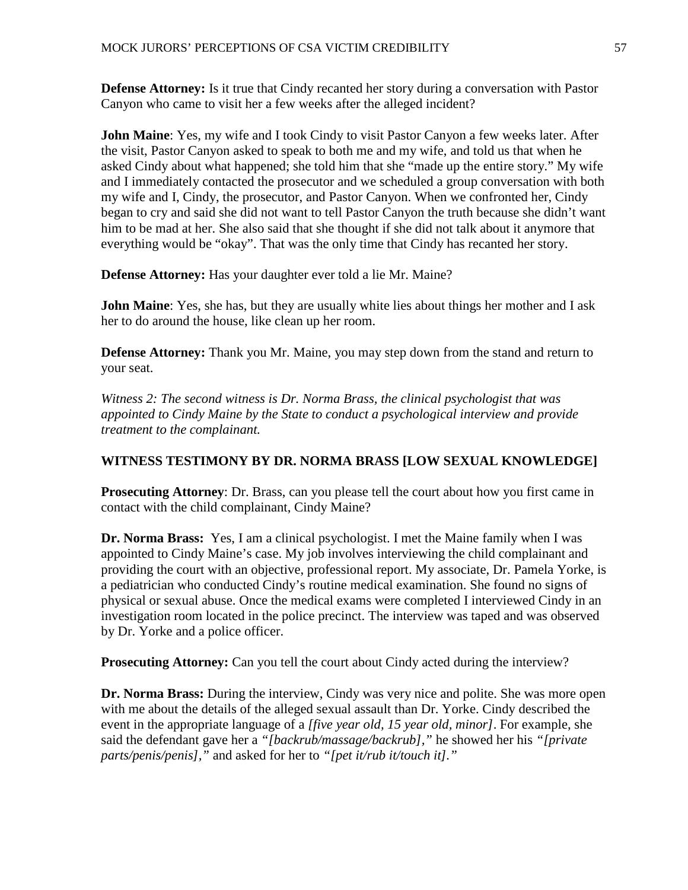**Defense Attorney:** Is it true that Cindy recanted her story during a conversation with Pastor Canyon who came to visit her a few weeks after the alleged incident?

**John Maine**: Yes, my wife and I took Cindy to visit Pastor Canyon a few weeks later. After the visit, Pastor Canyon asked to speak to both me and my wife, and told us that when he asked Cindy about what happened; she told him that she "made up the entire story." My wife and I immediately contacted the prosecutor and we scheduled a group conversation with both my wife and I, Cindy, the prosecutor, and Pastor Canyon. When we confronted her, Cindy began to cry and said she did not want to tell Pastor Canyon the truth because she didn't want him to be mad at her. She also said that she thought if she did not talk about it anymore that everything would be "okay". That was the only time that Cindy has recanted her story.

**Defense Attorney:** Has your daughter ever told a lie Mr. Maine?

**John Maine**: Yes, she has, but they are usually white lies about things her mother and I ask her to do around the house, like clean up her room.

**Defense Attorney:** Thank you Mr. Maine, you may step down from the stand and return to your seat.

*Witness 2: The second witness is Dr. Norma Brass, the clinical psychologist that was appointed to Cindy Maine by the State to conduct a psychological interview and provide treatment to the complainant.*

**WITNESS TESTIMONY BY DR. NORMA BRASS [LOW SEXUAL KNOWLEDGE]**

**Prosecuting Attorney**: Dr. Brass, can you please tell the court about how you first came in contact with the child complainant, Cindy Maine?

**Dr. Norma Brass:** Yes, I am a clinical psychologist. I met the Maine family when I was appointed to Cindy Maine's case. My job involves interviewing the child complainant and providing the court with an objective, professional report. My associate, Dr. Pamela Yorke, is a pediatrician who conducted Cindy's routine medical examination. She found no signs of physical or sexual abuse. Once the medical exams were completed I interviewed Cindy in an investigation room located in the police precinct. The interview was taped and was observed by Dr. Yorke and a police officer.

**Prosecuting Attorney:** Can you tell the court about Cindy acted during the interview?

**Dr. Norma Brass:** During the interview, Cindy was very nice and polite. She was more open with me about the details of the alleged sexual assault than Dr. Yorke. Cindy described the event in the appropriate language of a *[five year old, 15 year old, minor]*. For example, she said the defendant gave her a *"[backrub/massage/backrub],"* he showed her his *"[private parts/penis/penis],"* and asked for her to *"[pet it/rub it/touch it]."*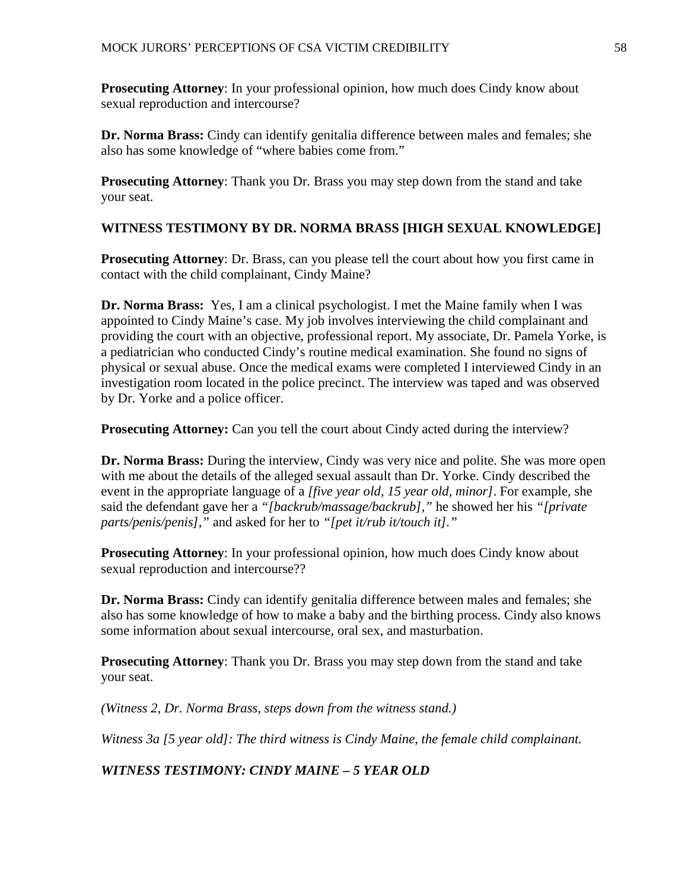**Prosecuting Attorney**: In your professional opinion, how much does Cindy know about sexual reproduction and intercourse?

**Dr. Norma Brass:** Cindy can identify genitalia difference between males and females; she also has some knowledge of "where babies come from."

**Prosecuting Attorney**: Thank you Dr. Brass you may step down from the stand and take your seat.

**WITNESS TESTIMONY BY DR. NORMA BRASS [HIGH SEXUAL KNOWLEDGE]**

**Prosecuting Attorney**: Dr. Brass, can you please tell the court about how you first came in contact with the child complainant, Cindy Maine?

**Dr. Norma Brass:** Yes, I am a clinical psychologist. I met the Maine family when I was appointed to Cindy Maine's case. My job involves interviewing the child complainant and providing the court with an objective, professional report. My associate, Dr. Pamela Yorke, is a pediatrician who conducted Cindy's routine medical examination. She found no signs of physical or sexual abuse. Once the medical exams were completed I interviewed Cindy in an investigation room located in the police precinct. The interview was taped and was observed by Dr. Yorke and a police officer.

**Prosecuting Attorney:** Can you tell the court about Cindy acted during the interview?

**Dr. Norma Brass:** During the interview, Cindy was very nice and polite. She was more open with me about the details of the alleged sexual assault than Dr. Yorke. Cindy described the event in the appropriate language of a *[five year old, 15 year old, minor]*. For example, she said the defendant gave her a *"[backrub/massage/backrub],"* he showed her his *"[private parts/penis/penis],"* and asked for her to *"[pet it/rub it/touch it]."*

**Prosecuting Attorney**: In your professional opinion, how much does Cindy know about sexual reproduction and intercourse??

**Dr. Norma Brass:** Cindy can identify genitalia difference between males and females; she also has some knowledge of how to make a baby and the birthing process. Cindy also knows some information about sexual intercourse, oral sex, and masturbation.

**Prosecuting Attorney**: Thank you Dr. Brass you may step down from the stand and take your seat.

*(Witness 2, Dr. Norma Brass, steps down from the witness stand.)*

*Witness 3a [5 year old]: The third witness is Cindy Maine, the female child complainant.*

***WITNESS TESTIMONY: CINDY MAINE – 5 YEAR OLD***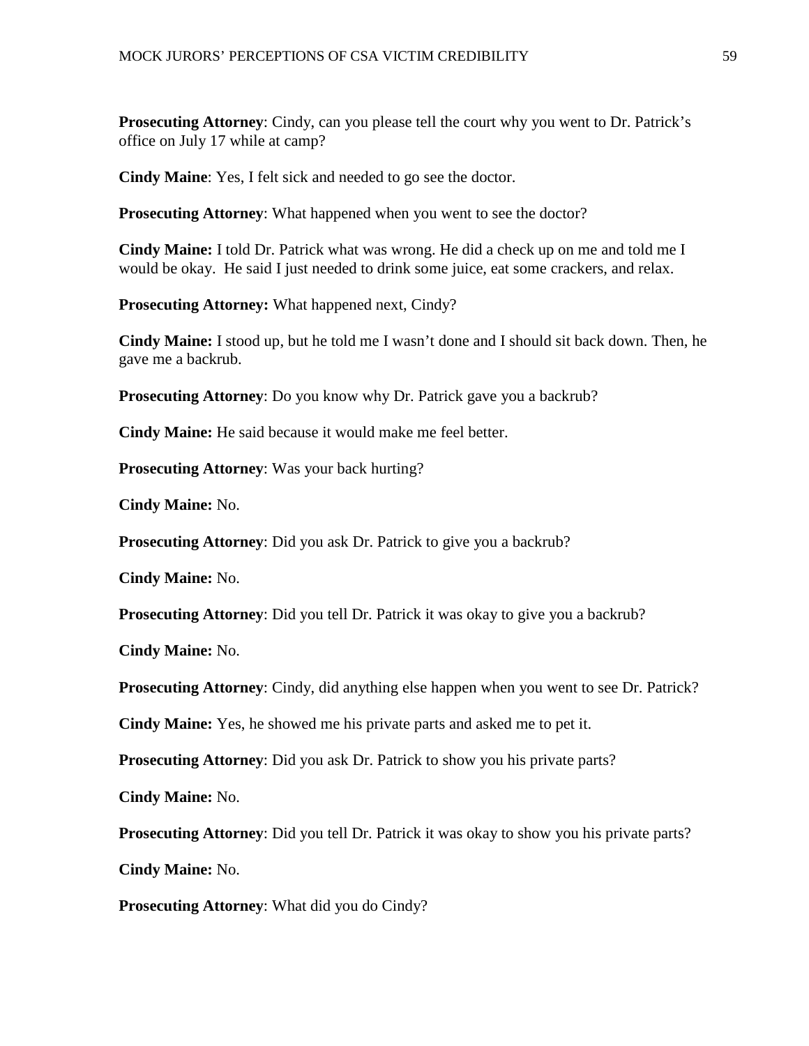**Prosecuting Attorney**: Cindy, can you please tell the court why you went to Dr. Patrick's office on July 17 while at camp?

**Cindy Maine**: Yes, I felt sick and needed to go see the doctor.

**Prosecuting Attorney**: What happened when you went to see the doctor?

**Cindy Maine:** I told Dr. Patrick what was wrong. He did a check up on me and told me I would be okay. He said I just needed to drink some juice, eat some crackers, and relax.

**Prosecuting Attorney:** What happened next, Cindy?

**Cindy Maine:** I stood up, but he told me I wasn't done and I should sit back down. Then, he gave me a backrub.

**Prosecuting Attorney**: Do you know why Dr. Patrick gave you a backrub?

**Cindy Maine:** He said because it would make me feel better.

**Prosecuting Attorney**: Was your back hurting?

**Cindy Maine:** No.

**Prosecuting Attorney**: Did you ask Dr. Patrick to give you a backrub?

**Cindy Maine:** No.

**Prosecuting Attorney**: Did you tell Dr. Patrick it was okay to give you a backrub?

**Cindy Maine:** No.

**Prosecuting Attorney**: Cindy, did anything else happen when you went to see Dr. Patrick?

**Cindy Maine:** Yes, he showed me his private parts and asked me to pet it.

**Prosecuting Attorney**: Did you ask Dr. Patrick to show you his private parts?

**Cindy Maine:** No.

**Prosecuting Attorney**: Did you tell Dr. Patrick it was okay to show you his private parts?

**Cindy Maine:** No.

**Prosecuting Attorney**: What did you do Cindy?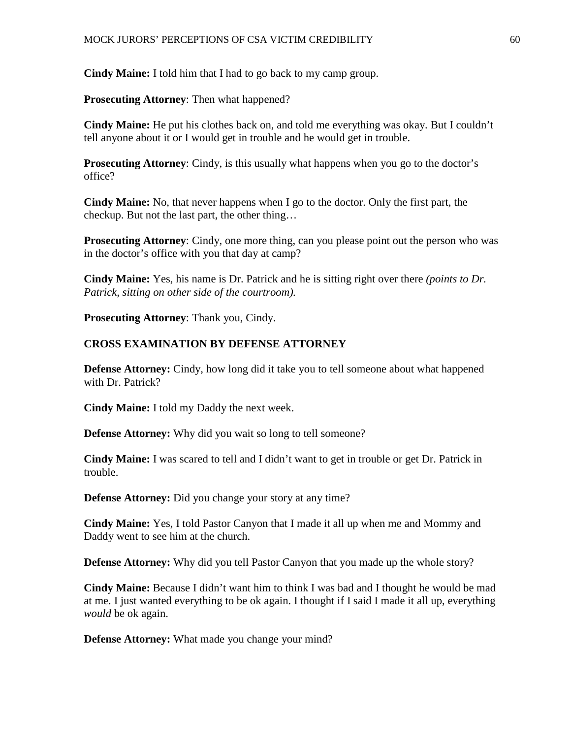**Cindy Maine:** I told him that I had to go back to my camp group.

**Prosecuting Attorney**: Then what happened?

**Cindy Maine:** He put his clothes back on, and told me everything was okay. But I couldn't tell anyone about it or I would get in trouble and he would get in trouble.

**Prosecuting Attorney**: Cindy, is this usually what happens when you go to the doctor's office?

**Cindy Maine:** No, that never happens when I go to the doctor. Only the first part, the checkup. But not the last part, the other thing…

**Prosecuting Attorney**: Cindy, one more thing, can you please point out the person who was in the doctor's office with you that day at camp?

**Cindy Maine:** Yes, his name is Dr. Patrick and he is sitting right over there *(points to Dr. Patrick, sitting on other side of the courtroom).*

**Prosecuting Attorney**: Thank you, Cindy.

**CROSS EXAMINATION BY DEFENSE ATTORNEY**

**Defense Attorney:** Cindy, how long did it take you to tell someone about what happened with Dr. Patrick?

**Cindy Maine:** I told my Daddy the next week.

**Defense Attorney:** Why did you wait so long to tell someone?

**Cindy Maine:** I was scared to tell and I didn't want to get in trouble or get Dr. Patrick in trouble.

**Defense Attorney:** Did you change your story at any time?

**Cindy Maine:** Yes, I told Pastor Canyon that I made it all up when me and Mommy and Daddy went to see him at the church.

**Defense Attorney:** Why did you tell Pastor Canyon that you made up the whole story?

**Cindy Maine:** Because I didn't want him to think I was bad and I thought he would be mad at me. I just wanted everything to be ok again. I thought if I said I made it all up, everything *would* be ok again.

**Defense Attorney:** What made you change your mind?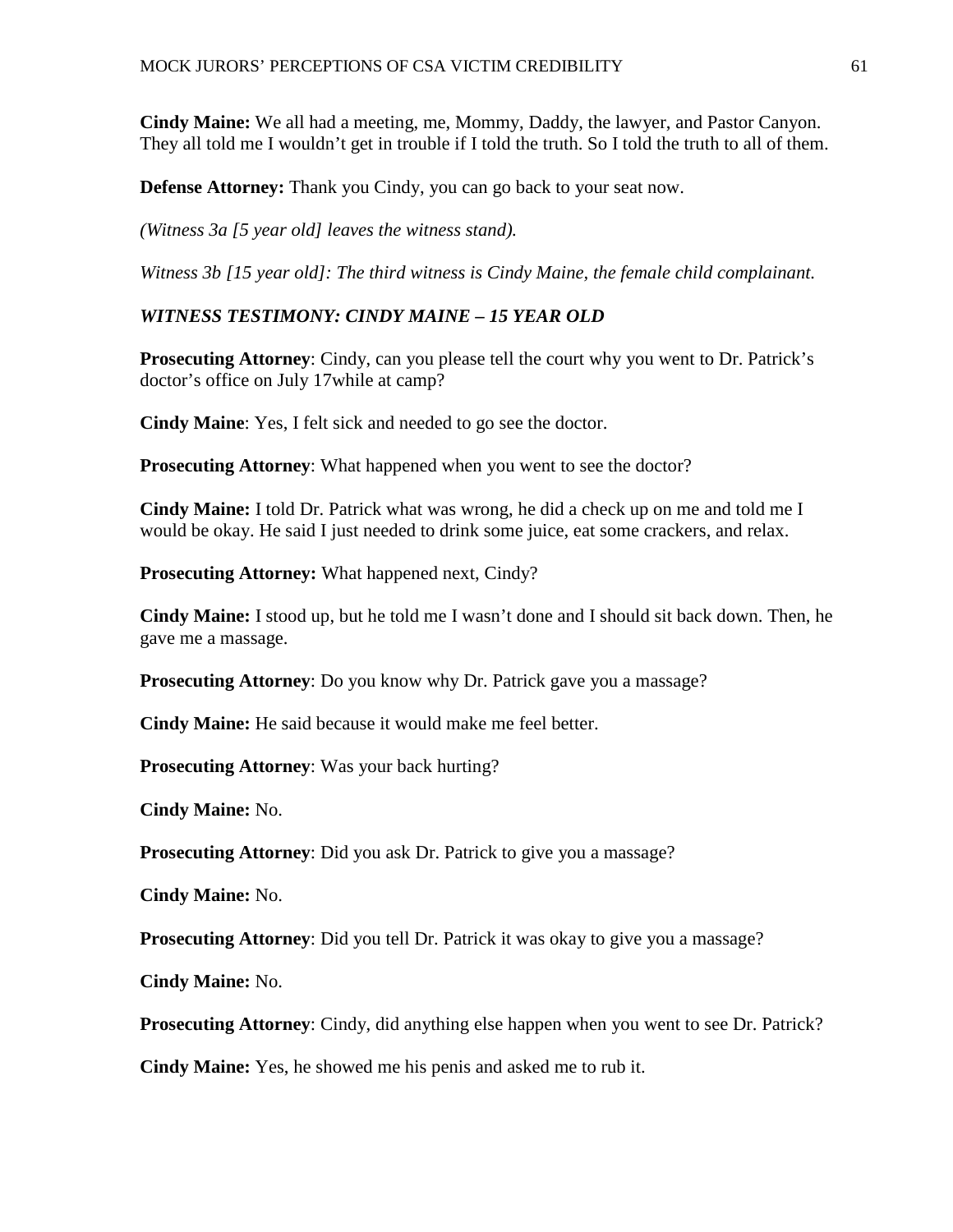**Cindy Maine:** We all had a meeting, me, Mommy, Daddy, the lawyer, and Pastor Canyon. They all told me I wouldn't get in trouble if I told the truth. So I told the truth to all of them.

**Defense Attorney:** Thank you Cindy, you can go back to your seat now.

*(Witness 3a [5 year old] leaves the witness stand).*

*Witness 3b [15 year old]: The third witness is Cindy Maine, the female child complainant.*

***WITNESS TESTIMONY: CINDY MAINE – 15 YEAR OLD***

**Prosecuting Attorney**: Cindy, can you please tell the court why you went to Dr. Patrick's doctor's office on July 17while at camp?

**Cindy Maine**: Yes, I felt sick and needed to go see the doctor.

**Prosecuting Attorney**: What happened when you went to see the doctor?

**Cindy Maine:** I told Dr. Patrick what was wrong, he did a check up on me and told me I would be okay. He said I just needed to drink some juice, eat some crackers, and relax.

**Prosecuting Attorney:** What happened next, Cindy?

**Cindy Maine:** I stood up, but he told me I wasn't done and I should sit back down. Then, he gave me a massage.

**Prosecuting Attorney**: Do you know why Dr. Patrick gave you a massage?

**Cindy Maine:** He said because it would make me feel better.

**Prosecuting Attorney**: Was your back hurting?

**Cindy Maine:** No.

**Prosecuting Attorney**: Did you ask Dr. Patrick to give you a massage?

**Cindy Maine:** No.

**Prosecuting Attorney**: Did you tell Dr. Patrick it was okay to give you a massage?

**Cindy Maine:** No.

**Prosecuting Attorney**: Cindy, did anything else happen when you went to see Dr. Patrick?

**Cindy Maine:** Yes, he showed me his penis and asked me to rub it.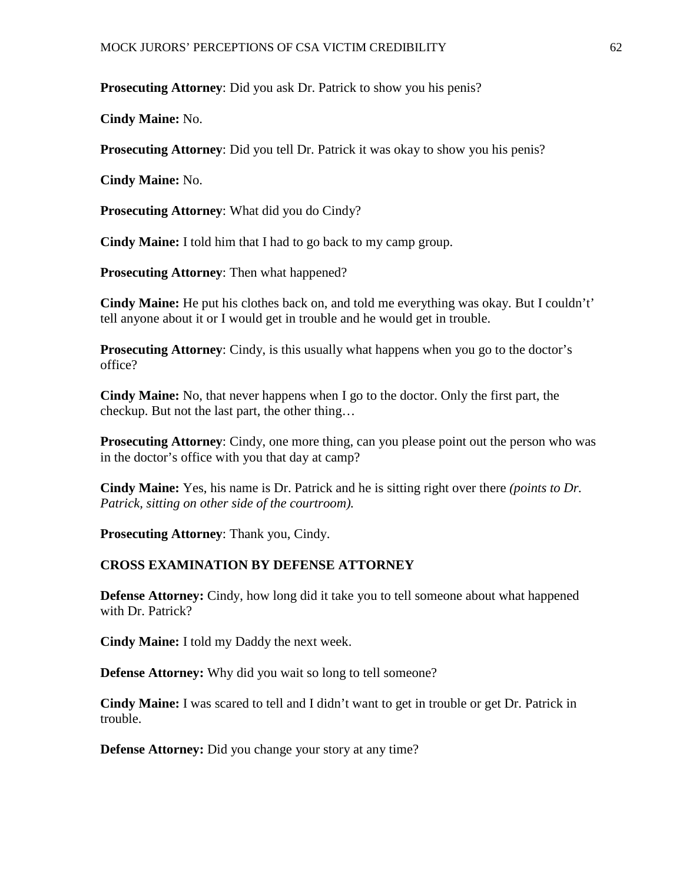**Prosecuting Attorney**: Did you ask Dr. Patrick to show you his penis?

**Cindy Maine:** No.

**Prosecuting Attorney**: Did you tell Dr. Patrick it was okay to show you his penis?

**Cindy Maine:** No.

**Prosecuting Attorney**: What did you do Cindy?

**Cindy Maine:** I told him that I had to go back to my camp group.

**Prosecuting Attorney**: Then what happened?

**Cindy Maine:** He put his clothes back on, and told me everything was okay. But I couldn't' tell anyone about it or I would get in trouble and he would get in trouble.

**Prosecuting Attorney**: Cindy, is this usually what happens when you go to the doctor's office?

**Cindy Maine:** No, that never happens when I go to the doctor. Only the first part, the checkup. But not the last part, the other thing…

**Prosecuting Attorney**: Cindy, one more thing, can you please point out the person who was in the doctor's office with you that day at camp?

**Cindy Maine:** Yes, his name is Dr. Patrick and he is sitting right over there *(points to Dr. Patrick, sitting on other side of the courtroom).*

**Prosecuting Attorney**: Thank you, Cindy.

**CROSS EXAMINATION BY DEFENSE ATTORNEY**

**Defense Attorney:** Cindy, how long did it take you to tell someone about what happened with Dr. Patrick?

**Cindy Maine:** I told my Daddy the next week.

**Defense Attorney:** Why did you wait so long to tell someone?

**Cindy Maine:** I was scared to tell and I didn't want to get in trouble or get Dr. Patrick in trouble.

**Defense Attorney:** Did you change your story at any time?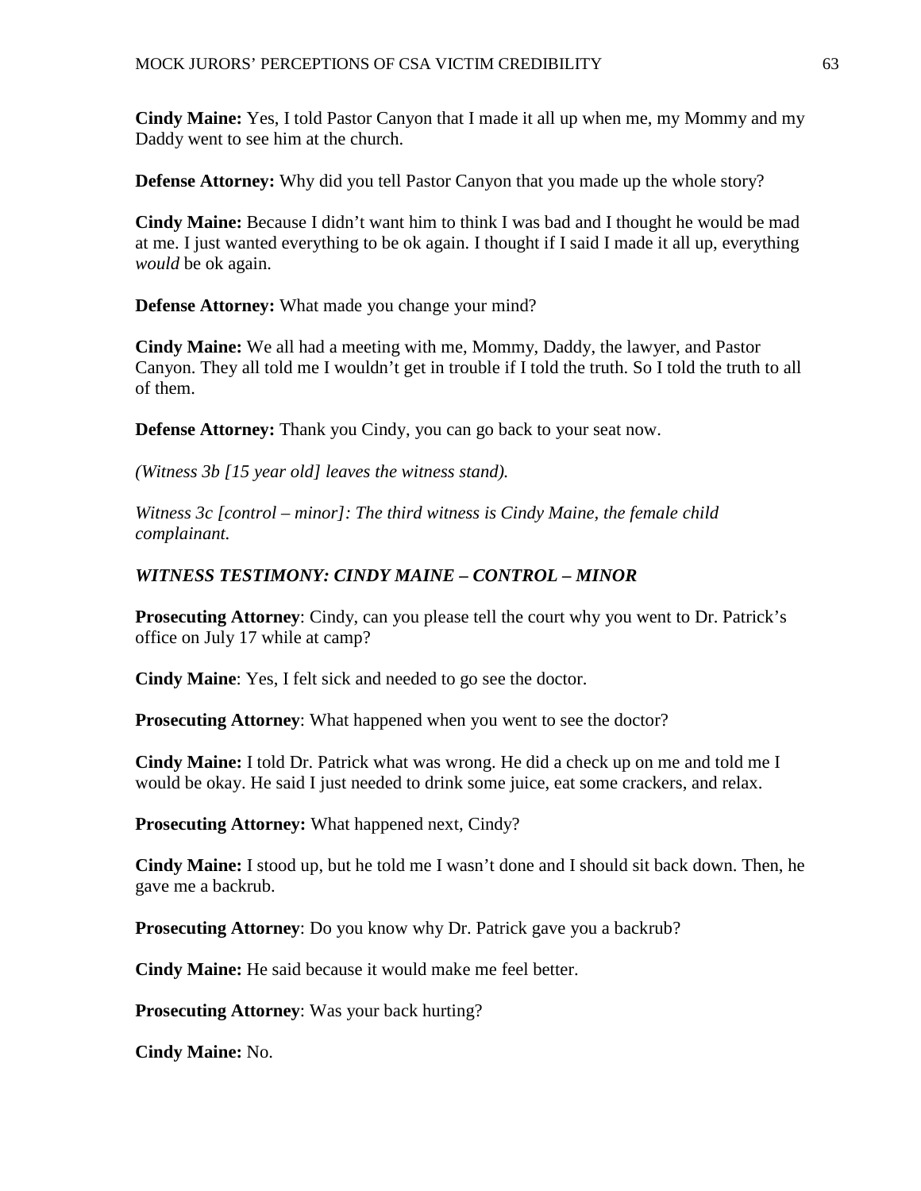**Cindy Maine:** Yes, I told Pastor Canyon that I made it all up when me, my Mommy and my Daddy went to see him at the church.

**Defense Attorney:** Why did you tell Pastor Canyon that you made up the whole story?

**Cindy Maine:** Because I didn't want him to think I was bad and I thought he would be mad at me. I just wanted everything to be ok again. I thought if I said I made it all up, everything *would* be ok again.

**Defense Attorney:** What made you change your mind?

**Cindy Maine:** We all had a meeting with me, Mommy, Daddy, the lawyer, and Pastor Canyon. They all told me I wouldn't get in trouble if I told the truth. So I told the truth to all of them.

**Defense Attorney:** Thank you Cindy, you can go back to your seat now.

*(Witness 3b [15 year old] leaves the witness stand).*

*Witness 3c [control – minor]: The third witness is Cindy Maine, the female child complainant.*

***WITNESS TESTIMONY: CINDY MAINE – CONTROL – MINOR***

**Prosecuting Attorney**: Cindy, can you please tell the court why you went to Dr. Patrick's office on July 17 while at camp?

**Cindy Maine**: Yes, I felt sick and needed to go see the doctor.

**Prosecuting Attorney**: What happened when you went to see the doctor?

**Cindy Maine:** I told Dr. Patrick what was wrong. He did a check up on me and told me I would be okay. He said I just needed to drink some juice, eat some crackers, and relax.

**Prosecuting Attorney:** What happened next, Cindy?

**Cindy Maine:** I stood up, but he told me I wasn't done and I should sit back down. Then, he gave me a backrub.

**Prosecuting Attorney**: Do you know why Dr. Patrick gave you a backrub?

**Cindy Maine:** He said because it would make me feel better.

**Prosecuting Attorney**: Was your back hurting?

**Cindy Maine:** No.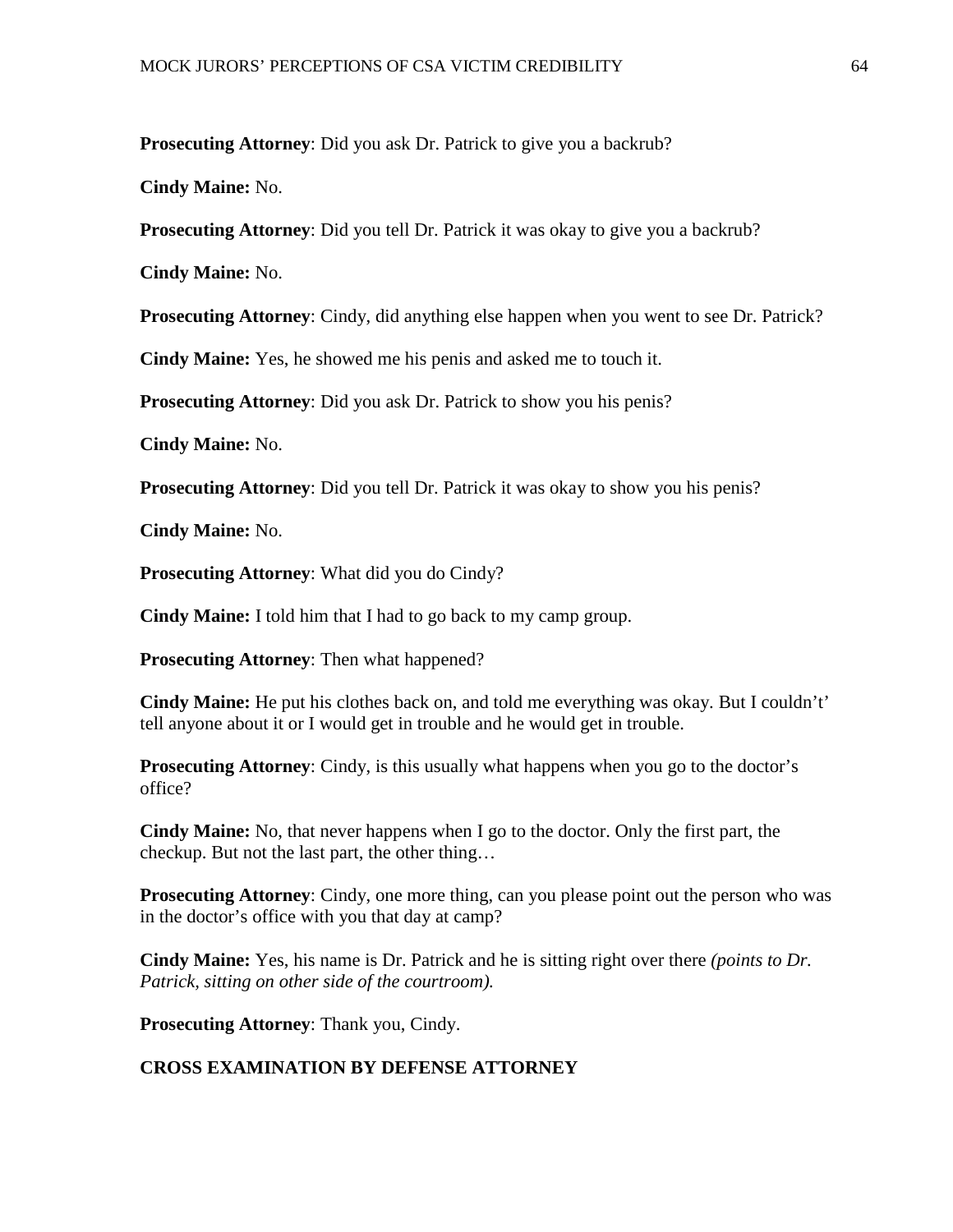**Prosecuting Attorney**: Did you ask Dr. Patrick to give you a backrub?

**Cindy Maine:** No.

**Prosecuting Attorney**: Did you tell Dr. Patrick it was okay to give you a backrub?

**Cindy Maine:** No.

**Prosecuting Attorney**: Cindy, did anything else happen when you went to see Dr. Patrick?

**Cindy Maine:** Yes, he showed me his penis and asked me to touch it.

**Prosecuting Attorney**: Did you ask Dr. Patrick to show you his penis?

**Cindy Maine:** No.

**Prosecuting Attorney**: Did you tell Dr. Patrick it was okay to show you his penis?

**Cindy Maine:** No.

**Prosecuting Attorney**: What did you do Cindy?

**Cindy Maine:** I told him that I had to go back to my camp group.

**Prosecuting Attorney**: Then what happened?

**Cindy Maine:** He put his clothes back on, and told me everything was okay. But I couldn't' tell anyone about it or I would get in trouble and he would get in trouble.

**Prosecuting Attorney**: Cindy, is this usually what happens when you go to the doctor's office?

**Cindy Maine:** No, that never happens when I go to the doctor. Only the first part, the checkup. But not the last part, the other thing…

**Prosecuting Attorney**: Cindy, one more thing, can you please point out the person who was in the doctor's office with you that day at camp?

**Cindy Maine:** Yes, his name is Dr. Patrick and he is sitting right over there *(points to Dr. Patrick, sitting on other side of the courtroom).*

**Prosecuting Attorney**: Thank you, Cindy.

**CROSS EXAMINATION BY DEFENSE ATTORNEY**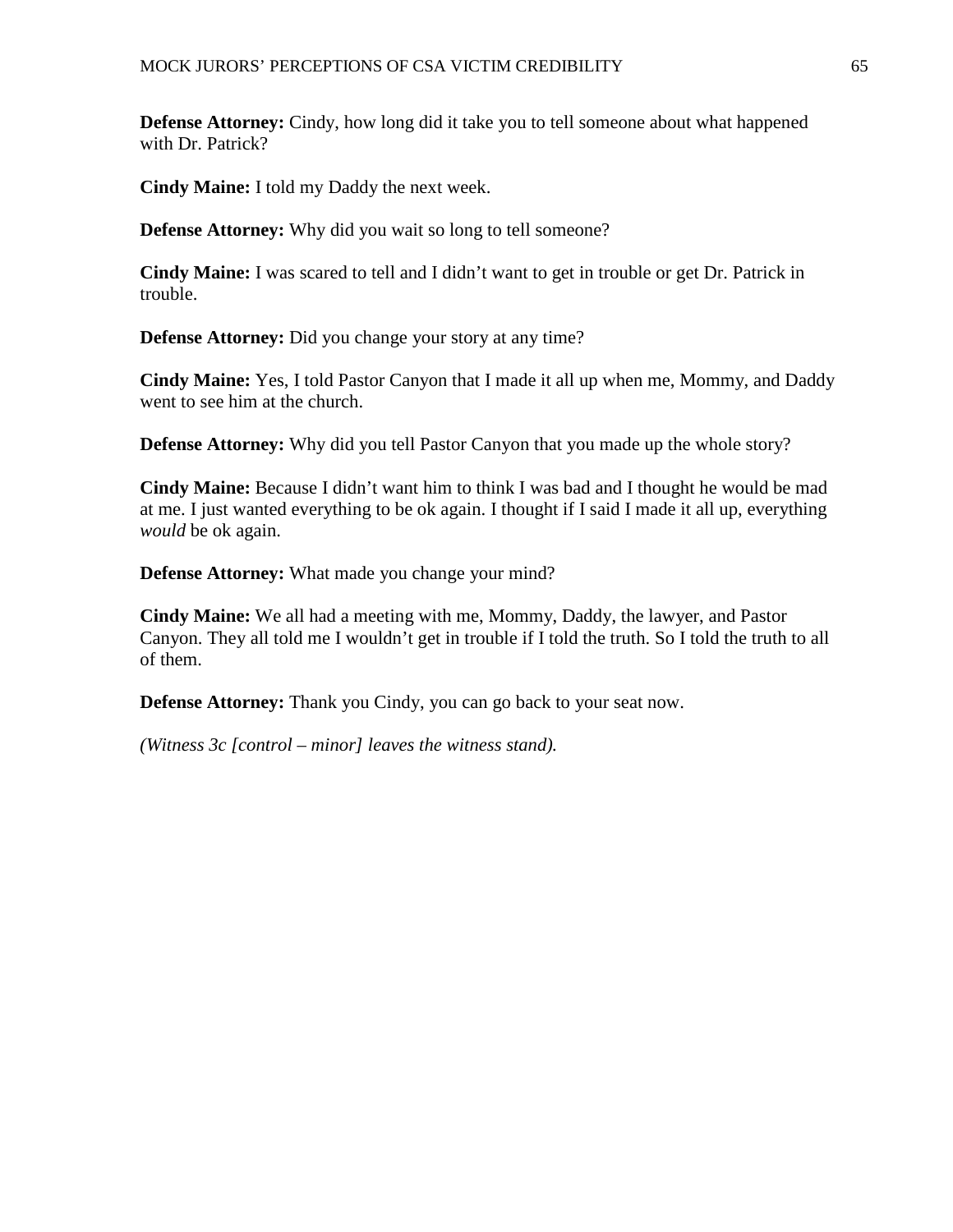**Defense Attorney:** Cindy, how long did it take you to tell someone about what happened with Dr. Patrick?

**Cindy Maine:** I told my Daddy the next week.

**Defense Attorney:** Why did you wait so long to tell someone?

**Cindy Maine:** I was scared to tell and I didn't want to get in trouble or get Dr. Patrick in trouble.

**Defense Attorney:** Did you change your story at any time?

**Cindy Maine:** Yes, I told Pastor Canyon that I made it all up when me, Mommy, and Daddy went to see him at the church.

**Defense Attorney:** Why did you tell Pastor Canyon that you made up the whole story?

**Cindy Maine:** Because I didn't want him to think I was bad and I thought he would be mad at me. I just wanted everything to be ok again. I thought if I said I made it all up, everything *would* be ok again.

**Defense Attorney:** What made you change your mind?

**Cindy Maine:** We all had a meeting with me, Mommy, Daddy, the lawyer, and Pastor Canyon. They all told me I wouldn't get in trouble if I told the truth. So I told the truth to all of them.

**Defense Attorney:** Thank you Cindy, you can go back to your seat now.

*(Witness 3c [control – minor] leaves the witness stand).*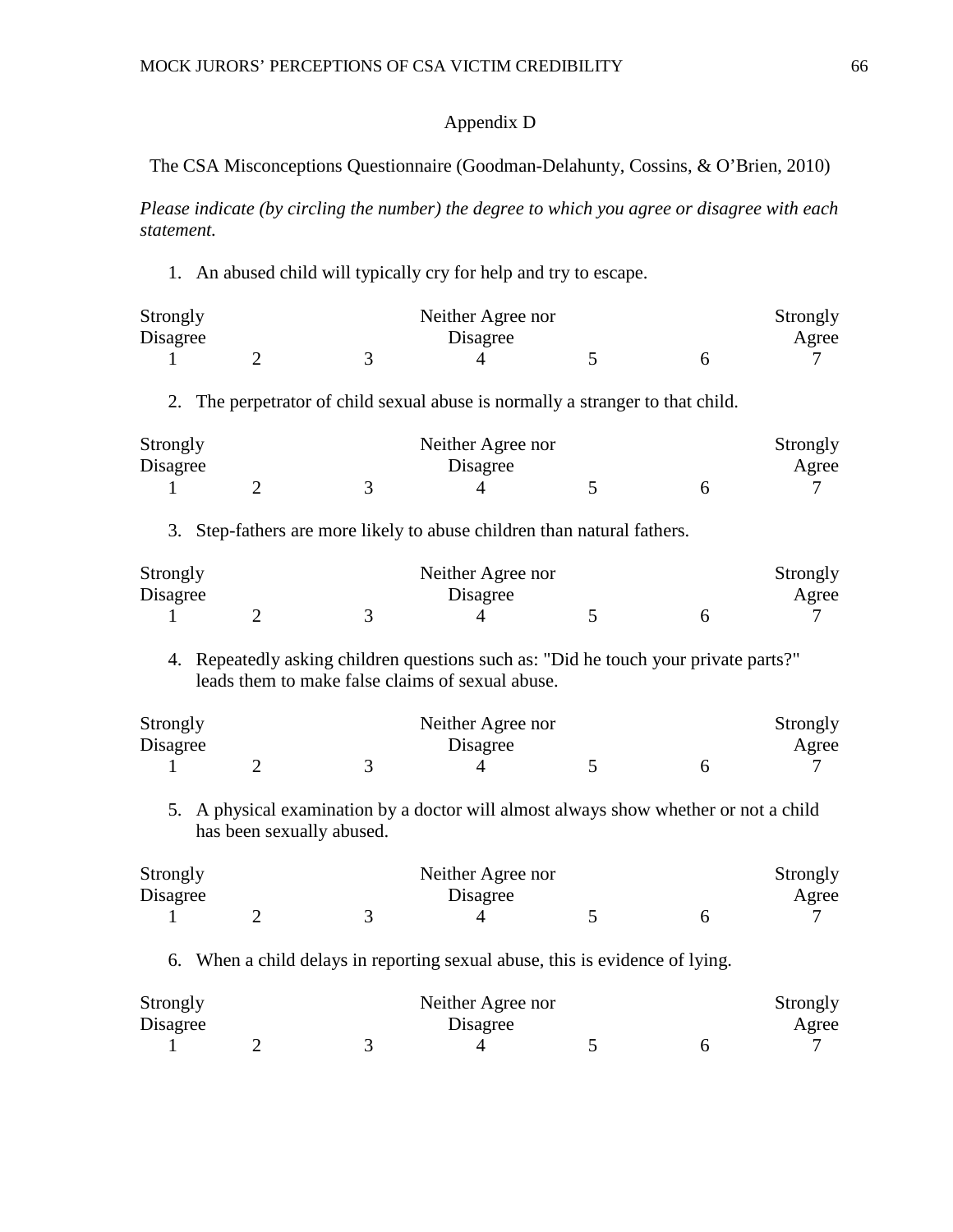Appendix D

The CSA Misconceptions Questionnaire (Goodman-Delahunty, Cossins, & O'Brien, 2010)

*Please indicate (by circling the number) the degree to which you agree or disagree with each statement.*

1. An abused child will typically cry for help and try to escape.

| Strongly Disagree | | | Neither Agree nor Disagree | | | Strongly Agree |
|---|---|---|---|---|---|---|
| 1 | 2 | 3 | 4 | 5 | 6 | 7 |

2. The perpetrator of child sexual abuse is normally a stranger to that child.

| Strongly Disagree | | | Neither Agree nor Disagree | | | Strongly Agree |
|---|---|---|---|---|---|---|
| 1 | 2 | 3 | 4 | 5 | 6 | 7 |

3. Step-fathers are more likely to abuse children than natural fathers.

| Strongly Disagree | | | Neither Agree nor Disagree | | | Strongly Agree |
|---|---|---|---|---|---|---|
| 1 | 2 | 3 | 4 | 5 | 6 | 7 |

4. Repeatedly asking children questions such as: "Did he touch your private parts?" leads them to make false claims of sexual abuse.

| Strongly Disagree | | | Neither Agree nor Disagree | | | Strongly Agree |
|---|---|---|---|---|---|---|
| 1 | 2 | 3 | 4 | 5 | 6 | 7 |

5. A physical examination by a doctor will almost always show whether or not a child has been sexually abused.

| Strongly Disagree | | | Neither Agree nor Disagree | | | Strongly Agree |
|---|---|---|---|---|---|---|
| 1 | 2 | 3 | 4 | 5 | 6 | 7 |

6. When a child delays in reporting sexual abuse, this is evidence of lying.

| Strongly Disagree | | | Neither Agree nor Disagree | | | Strongly Agree |
|---|---|---|---|---|---|---|
| 1 | 2 | 3 | 4 | 5 | 6 | 7 |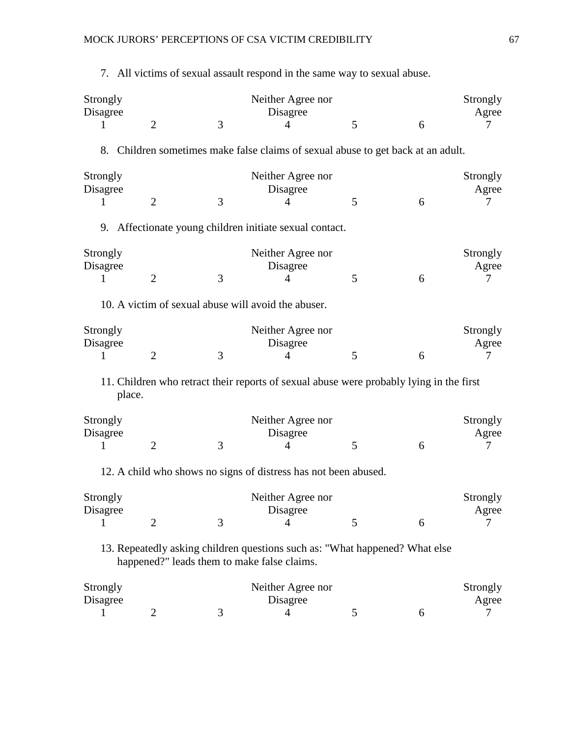7. All victims of sexual assault respond in the same way to sexual abuse.

| Strongly Disagree | | | Neither Agree nor Disagree | | | Strongly Agree |
|---|---|---|---|---|---|---|
| 1 | 2 | 3 | 4 | 5 | 6 | 7 |

8. Children sometimes make false claims of sexual abuse to get back at an adult.

| Strongly Disagree | | | Neither Agree nor Disagree | | | Strongly Agree |
|---|---|---|---|---|---|---|
| 1 | 2 | 3 | 4 | 5 | 6 | 7 |

9. Affectionate young children initiate sexual contact.

| Strongly Disagree | | | Neither Agree nor Disagree | | | Strongly Agree |
|---|---|---|---|---|---|---|
| 1 | 2 | 3 | 4 | 5 | 6 | 7 |

10. A victim of sexual abuse will avoid the abuser.

| Strongly Disagree | | | Neither Agree nor Disagree | | | Strongly Agree |
|---|---|---|---|---|---|---|
| 1 | 2 | 3 | 4 | 5 | 6 | 7 |

11. Children who retract their reports of sexual abuse were probably lying in the first place.

| Strongly Disagree | | | Neither Agree nor Disagree | | | Strongly Agree |
|---|---|---|---|---|---|---|
| 1 | 2 | 3 | 4 | 5 | 6 | 7 |

12. A child who shows no signs of distress has not been abused.

| Strongly Disagree | | | Neither Agree nor Disagree | | | Strongly Agree |
|---|---|---|---|---|---|---|
| 1 | 2 | 3 | 4 | 5 | 6 | 7 |

13. Repeatedly asking children questions such as: "What happened? What else happened?" leads them to make false claims.

| Strongly Disagree | | | Neither Agree nor Disagree | | | Strongly Agree |
|---|---|---|---|---|---|---|
| 1 | 2 | 3 | 4 | 5 | 6 | 7 |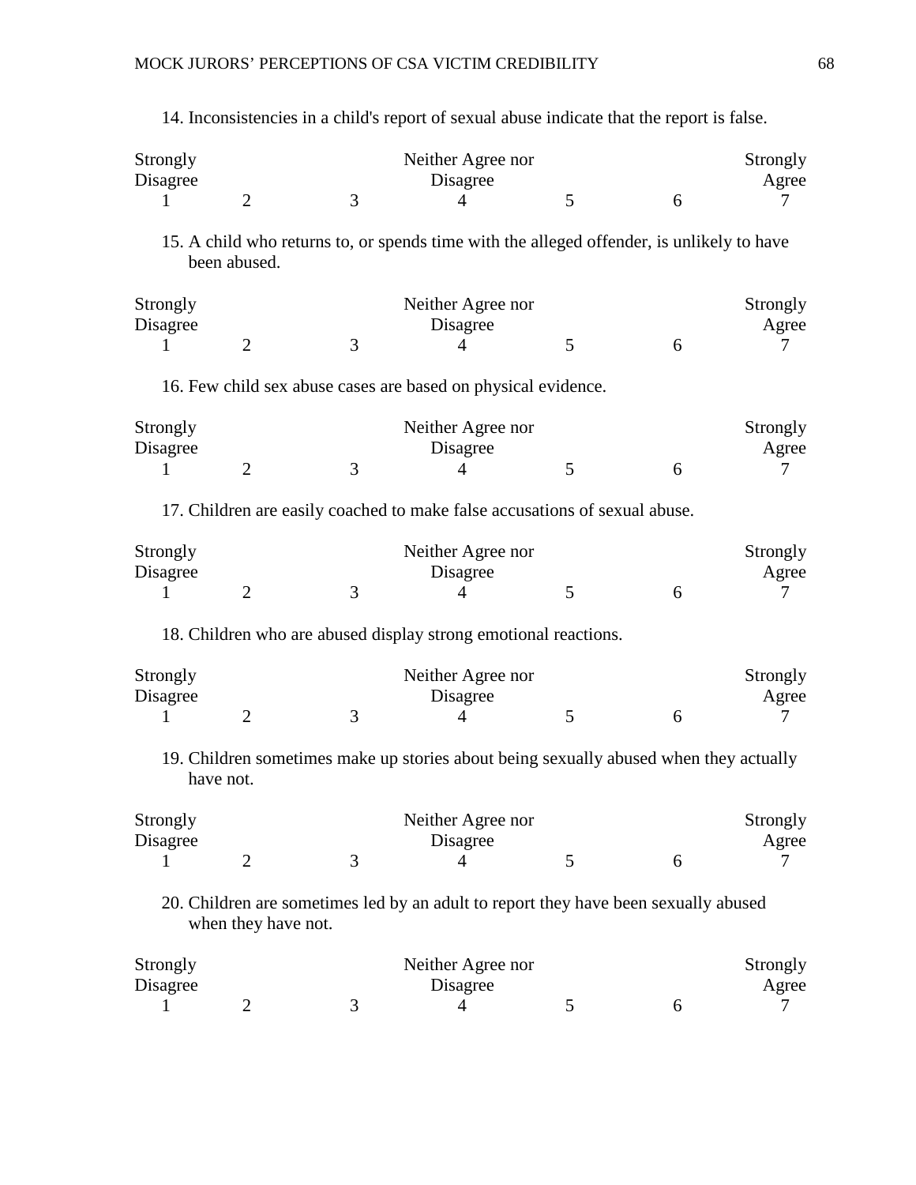14. Inconsistencies in a child's report of sexual abuse indicate that the report is false.

| Strongly Disagree | | | Neither Agree nor Disagree | | | Strongly Agree |
|---|---|---|---|---|---|---|
| 1 | 2 | 3 | 4 | 5 | 6 | 7 |

15. A child who returns to, or spends time with the alleged offender, is unlikely to have been abused.

| Strongly Disagree | | | Neither Agree nor Disagree | | | Strongly Agree |
|---|---|---|---|---|---|---|
| 1 | 2 | 3 | 4 | 5 | 6 | 7 |

16. Few child sex abuse cases are based on physical evidence.

| Strongly Disagree | | | Neither Agree nor Disagree | | | Strongly Agree |
|---|---|---|---|---|---|---|
| 1 | 2 | 3 | 4 | 5 | 6 | 7 |

17. Children are easily coached to make false accusations of sexual abuse.

| Strongly Disagree | | | Neither Agree nor Disagree | | | Strongly Agree |
|---|---|---|---|---|---|---|
| 1 | 2 | 3 | 4 | 5 | 6 | 7 |

18. Children who are abused display strong emotional reactions.

| Strongly Disagree | | | Neither Agree nor Disagree | | | Strongly Agree |
|---|---|---|---|---|---|---|
| 1 | 2 | 3 | 4 | 5 | 6 | 7 |

19. Children sometimes make up stories about being sexually abused when they actually have not.

| Strongly Disagree | | | Neither Agree nor Disagree | | | Strongly Agree |
|---|---|---|---|---|---|---|
| 1 | 2 | 3 | 4 | 5 | 6 | 7 |

20. Children are sometimes led by an adult to report they have been sexually abused when they have not.

| Strongly Disagree | | | Neither Agree nor Disagree | | | Strongly Agree |
|---|---|---|---|---|---|---|
| 1 | 2 | 3 | 4 | 5 | 6 | 7 |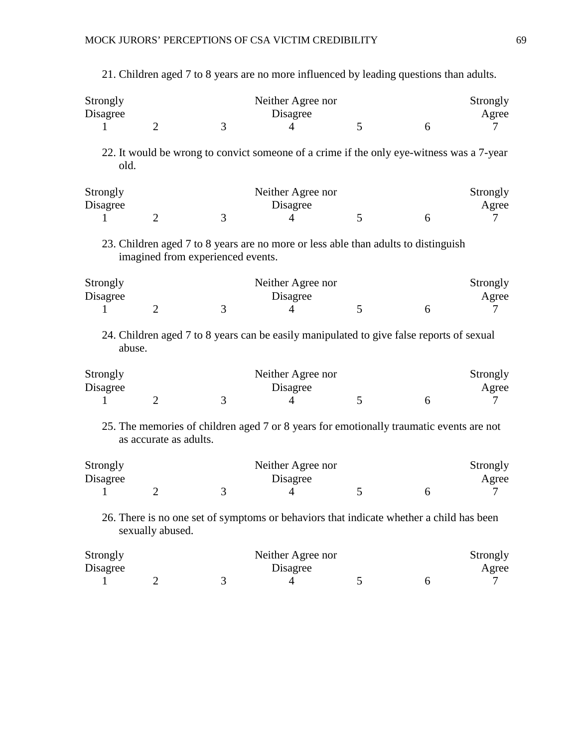21. Children aged 7 to 8 years are no more influenced by leading questions than adults.

| Strongly Disagree | | | Neither Agree nor Disagree | | | Strongly Agree |
|---|---|---|---|---|---|---|
| 1 | 2 | 3 | 4 | 5 | 6 | 7 |

22. It would be wrong to convict someone of a crime if the only eye-witness was a 7-year old.

| Strongly Disagree | | | Neither Agree nor Disagree | | | Strongly Agree |
|---|---|---|---|---|---|---|
| 1 | 2 | 3 | 4 | 5 | 6 | 7 |

23. Children aged 7 to 8 years are no more or less able than adults to distinguish imagined from experienced events.

| Strongly Disagree | | | Neither Agree nor Disagree | | | Strongly Agree |
|---|---|---|---|---|---|---|
| 1 | 2 | 3 | 4 | 5 | 6 | 7 |

24. Children aged 7 to 8 years can be easily manipulated to give false reports of sexual abuse.

| Strongly Disagree | | | Neither Agree nor Disagree | | | Strongly Agree |
|---|---|---|---|---|---|---|
| 1 | 2 | 3 | 4 | 5 | 6 | 7 |

25. The memories of children aged 7 or 8 years for emotionally traumatic events are not as accurate as adults.

| Strongly Disagree | | | Neither Agree nor Disagree | | | Strongly Agree |
|---|---|---|---|---|---|---|
| 1 | 2 | 3 | 4 | 5 | 6 | 7 |

26. There is no one set of symptoms or behaviors that indicate whether a child has been sexually abused.

| Strongly Disagree | | | Neither Agree nor Disagree | | | Strongly Agree |
|---|---|---|---|---|---|---|
| 1 | 2 | 3 | 4 | 5 | 6 | 7 |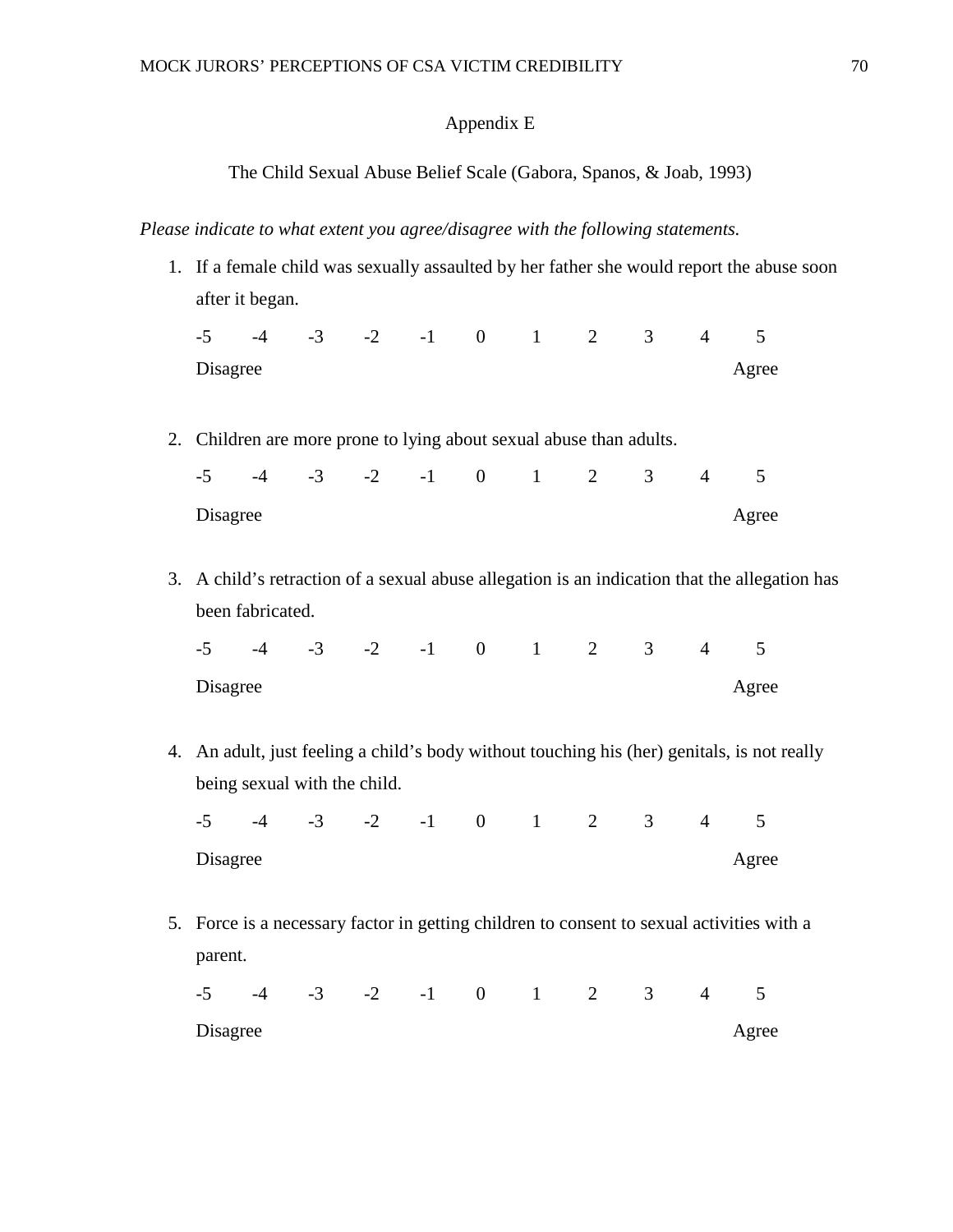# Appendix E

## The Child Sexual Abuse Belief Scale (Gabora, Spanos, & Joab, 1993)

*Please indicate to what extent you agree/disagree with the following statements.*

1. If a female child was sexually assaulted by her father she would report the abuse soon after it began.

   -5 -4 -3 -2 -1 0 1 2 3 4 5
   Disagree Agree

2. Children are more prone to lying about sexual abuse than adults.

   -5 -4 -3 -2 -1 0 1 2 3 4 5
   Disagree Agree

3. A child's retraction of a sexual abuse allegation is an indication that the allegation has been fabricated.

   -5 -4 -3 -2 -1 0 1 2 3 4 5
   Disagree Agree

4. An adult, just feeling a child's body without touching his (her) genitals, is not really being sexual with the child.

   -5 -4 -3 -2 -1 0 1 2 3 4 5
   Disagree Agree

5. Force is a necessary factor in getting children to consent to sexual activities with a parent.

   -5 -4 -3 -2 -1 0 1 2 3 4 5
   Disagree Agree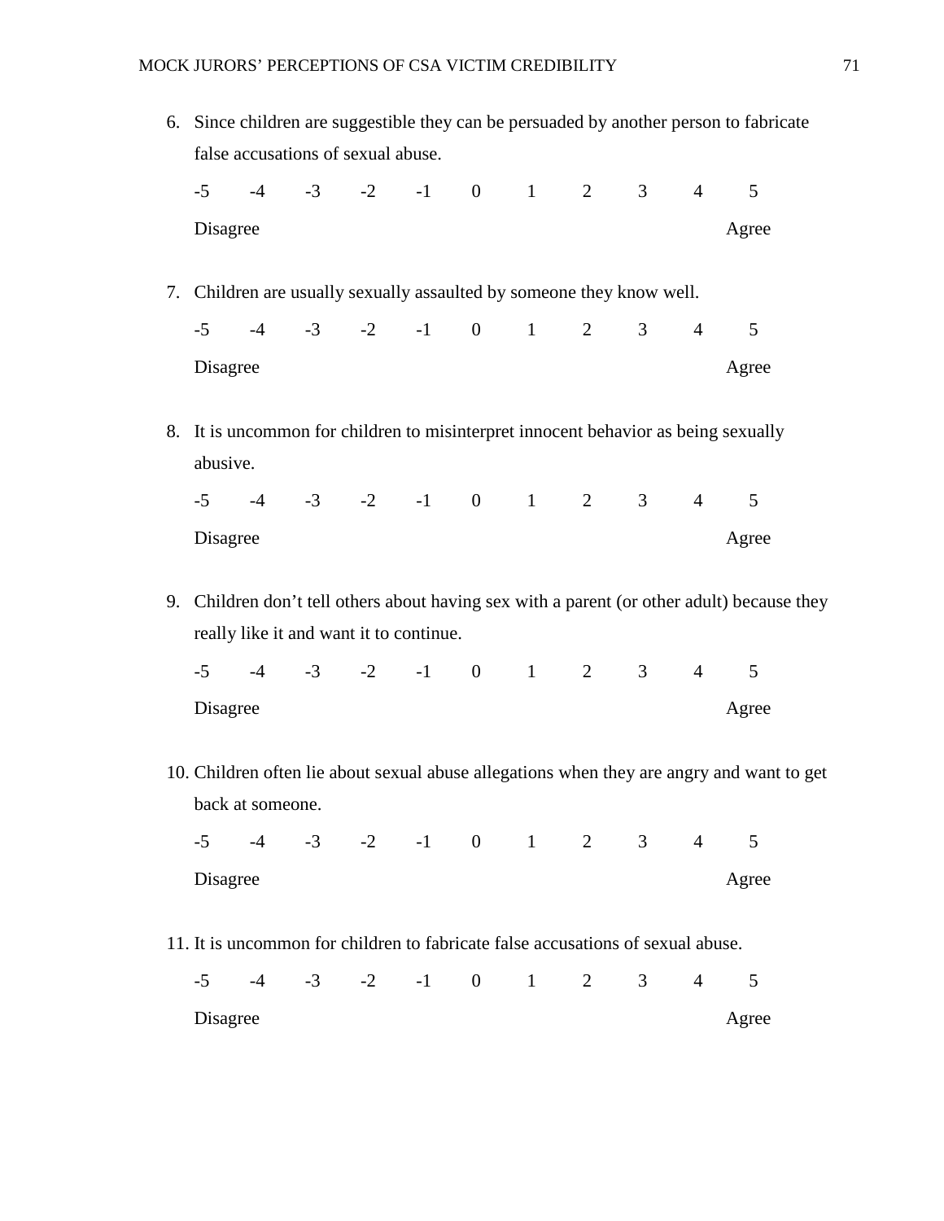6. Since children are suggestible they can be persuaded by another person to fabricate false accusations of sexual abuse.

   -5 -4 -3 -2 -1 0 1 2 3 4 5

   Disagree Agree

7. Children are usually sexually assaulted by someone they know well.

   -5 -4 -3 -2 -1 0 1 2 3 4 5

   Disagree Agree

8. It is uncommon for children to misinterpret innocent behavior as being sexually abusive.

   -5 -4 -3 -2 -1 0 1 2 3 4 5

   Disagree Agree

9. Children don't tell others about having sex with a parent (or other adult) because they really like it and want it to continue.

   -5 -4 -3 -2 -1 0 1 2 3 4 5

   Disagree Agree

10. Children often lie about sexual abuse allegations when they are angry and want to get back at someone.

    -5 -4 -3 -2 -1 0 1 2 3 4 5

    Disagree Agree

11. It is uncommon for children to fabricate false accusations of sexual abuse.

    -5 -4 -3 -2 -1 0 1 2 3 4 5

    Disagree Agree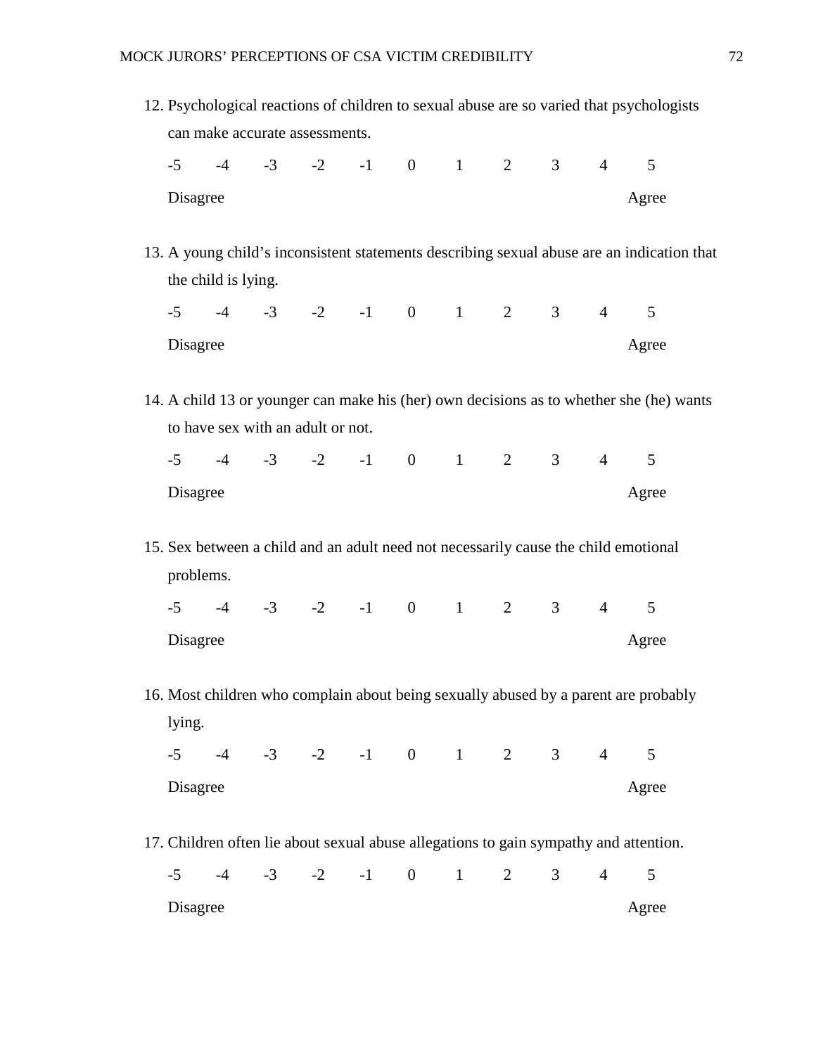12. Psychological reactions of children to sexual abuse are so varied that psychologists can make accurate assessments.

    -5 -4 -3 -2 -1 0 1 2 3 4 5

    Disagree Agree

13. A young child's inconsistent statements describing sexual abuse are an indication that the child is lying.

    -5 -4 -3 -2 -1 0 1 2 3 4 5

    Disagree Agree

14. A child 13 or younger can make his (her) own decisions as to whether she (he) wants to have sex with an adult or not.

    -5 -4 -3 -2 -1 0 1 2 3 4 5

    Disagree Agree

15. Sex between a child and an adult need not necessarily cause the child emotional problems.

    -5 -4 -3 -2 -1 0 1 2 3 4 5

    Disagree Agree

16. Most children who complain about being sexually abused by a parent are probably lying.

    -5 -4 -3 -2 -1 0 1 2 3 4 5

    Disagree Agree

17. Children often lie about sexual abuse allegations to gain sympathy and attention.

    -5 -4 -3 -2 -1 0 1 2 3 4 5

    Disagree Agree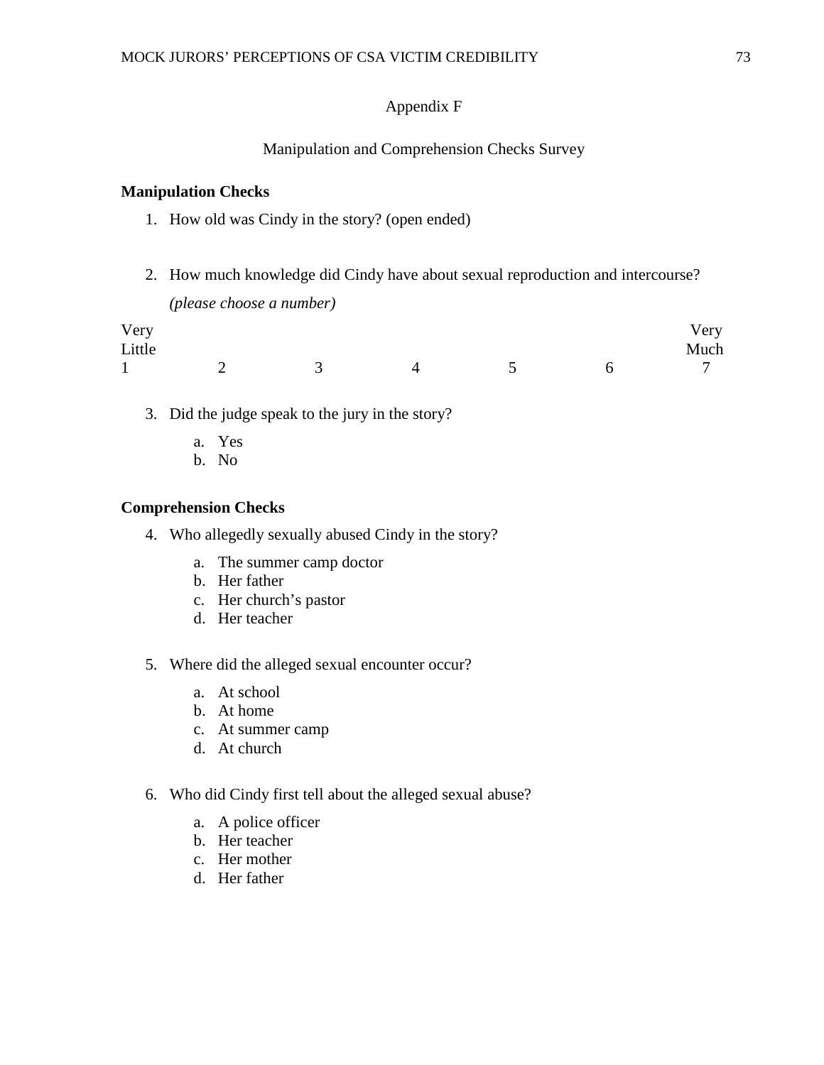# Appendix F

## Manipulation and Comprehension Checks Survey

**Manipulation Checks**

1. How old was Cindy in the story? (open ended)

2. How much knowledge did Cindy have about sexual reproduction and intercourse? *(please choose a number)*

| Very Little | | | | | | Very Much |
|---|---|---|---|---|---|---|
| 1 | 2 | 3 | 4 | 5 | 6 | 7 |

3. Did the judge speak to the jury in the story?
   a. Yes
   b. No

**Comprehension Checks**

4. Who allegedly sexually abused Cindy in the story?
   a. The summer camp doctor
   b. Her father
   c. Her church's pastor
   d. Her teacher

5. Where did the alleged sexual encounter occur?
   a. At school
   b. At home
   c. At summer camp
   d. At church

6. Who did Cindy first tell about the alleged sexual abuse?
   a. A police officer
   b. Her teacher
   c. Her mother
   d. Her father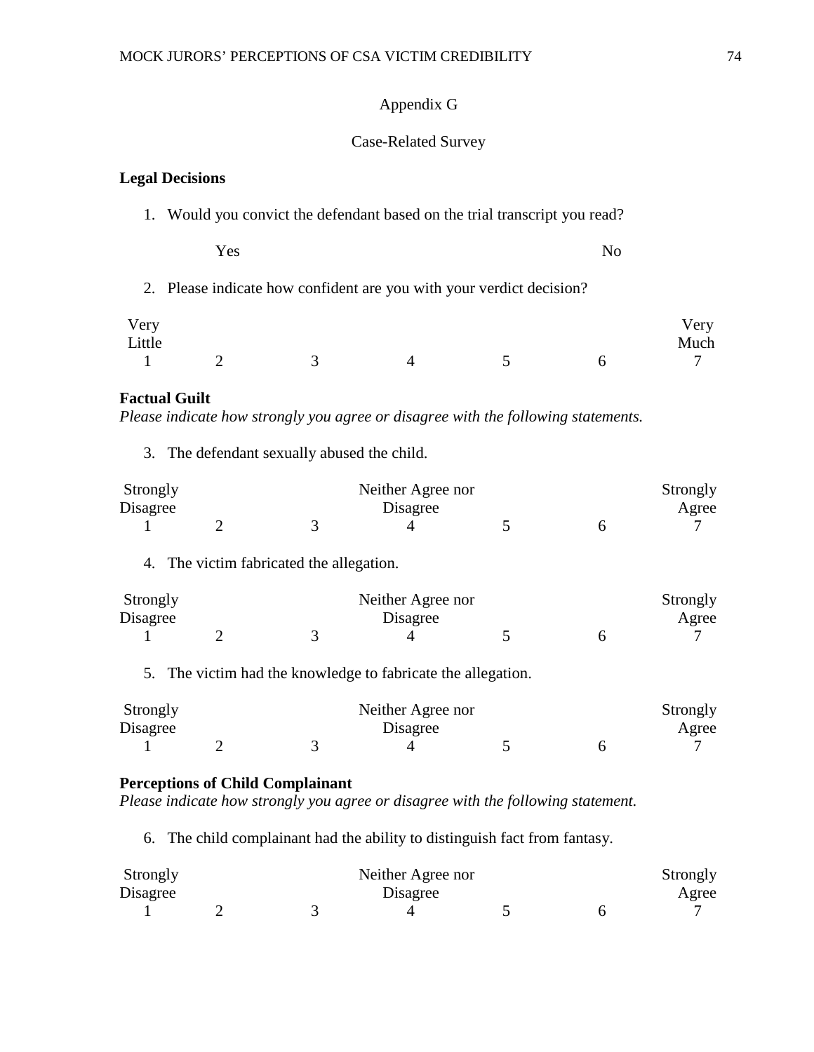Appendix G

Case-Related Survey

**Legal Decisions**

1. Would you convict the defendant based on the trial transcript you read?

Yes No

2. Please indicate how confident are you with your verdict decision?

| Very Little | | | | | | Very Much |
|---|---|---|---|---|---|---|
| 1 | 2 | 3 | 4 | 5 | 6 | 7 |

**Factual Guilt**

*Please indicate how strongly you agree or disagree with the following statements.*

3. The defendant sexually abused the child.

| Strongly Disagree | | | Neither Agree nor Disagree | | | Strongly Agree |
|---|---|---|---|---|---|---|
| 1 | 2 | 3 | 4 | 5 | 6 | 7 |

4. The victim fabricated the allegation.

| Strongly Disagree | | | Neither Agree nor Disagree | | | Strongly Agree |
|---|---|---|---|---|---|---|
| 1 | 2 | 3 | 4 | 5 | 6 | 7 |

5. The victim had the knowledge to fabricate the allegation.

| Strongly Disagree | | | Neither Agree nor Disagree | | | Strongly Agree |
|---|---|---|---|---|---|---|
| 1 | 2 | 3 | 4 | 5 | 6 | 7 |

**Perceptions of Child Complainant**

*Please indicate how strongly you agree or disagree with the following statement.*

6. The child complainant had the ability to distinguish fact from fantasy.

| Strongly Disagree | | | Neither Agree nor Disagree | | | Strongly Agree |
|---|---|---|---|---|---|---|
| 1 | 2 | 3 | 4 | 5 | 6 | 7 |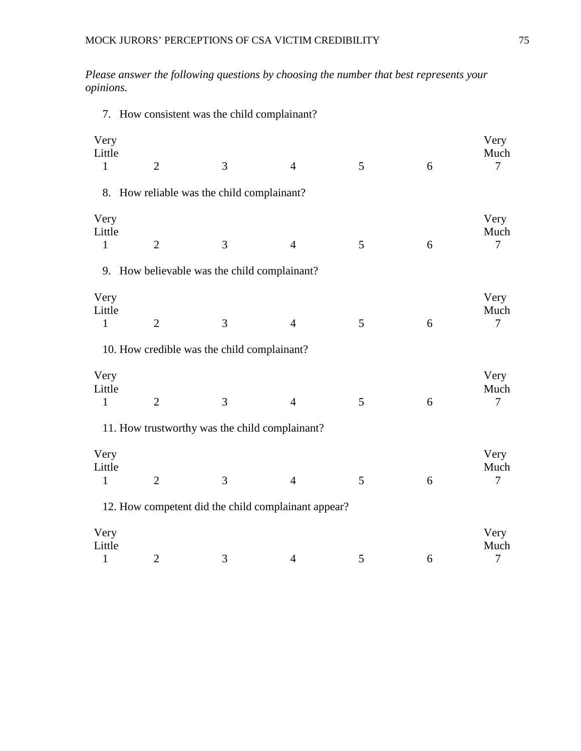*Please answer the following questions by choosing the number that best represents your opinions.*

7. How consistent was the child complainant?

| Very Little 1 | 2 | 3 | 4 | 5 | 6 | Very Much 7 |
|---|---|---|---|---|---|---|

8. How reliable was the child complainant?

| Very Little 1 | 2 | 3 | 4 | 5 | 6 | Very Much 7 |
|---|---|---|---|---|---|---|

9. How believable was the child complainant?

| Very Little 1 | 2 | 3 | 4 | 5 | 6 | Very Much 7 |
|---|---|---|---|---|---|---|

10. How credible was the child complainant?

| Very Little 1 | 2 | 3 | 4 | 5 | 6 | Very Much 7 |
|---|---|---|---|---|---|---|

11. How trustworthy was the child complainant?

| Very Little 1 | 2 | 3 | 4 | 5 | 6 | Very Much 7 |
|---|---|---|---|---|---|---|

12. How competent did the child complainant appear?

| Very Little 1 | 2 | 3 | 4 | 5 | 6 | Very Much 7 |
|---|---|---|---|---|---|---|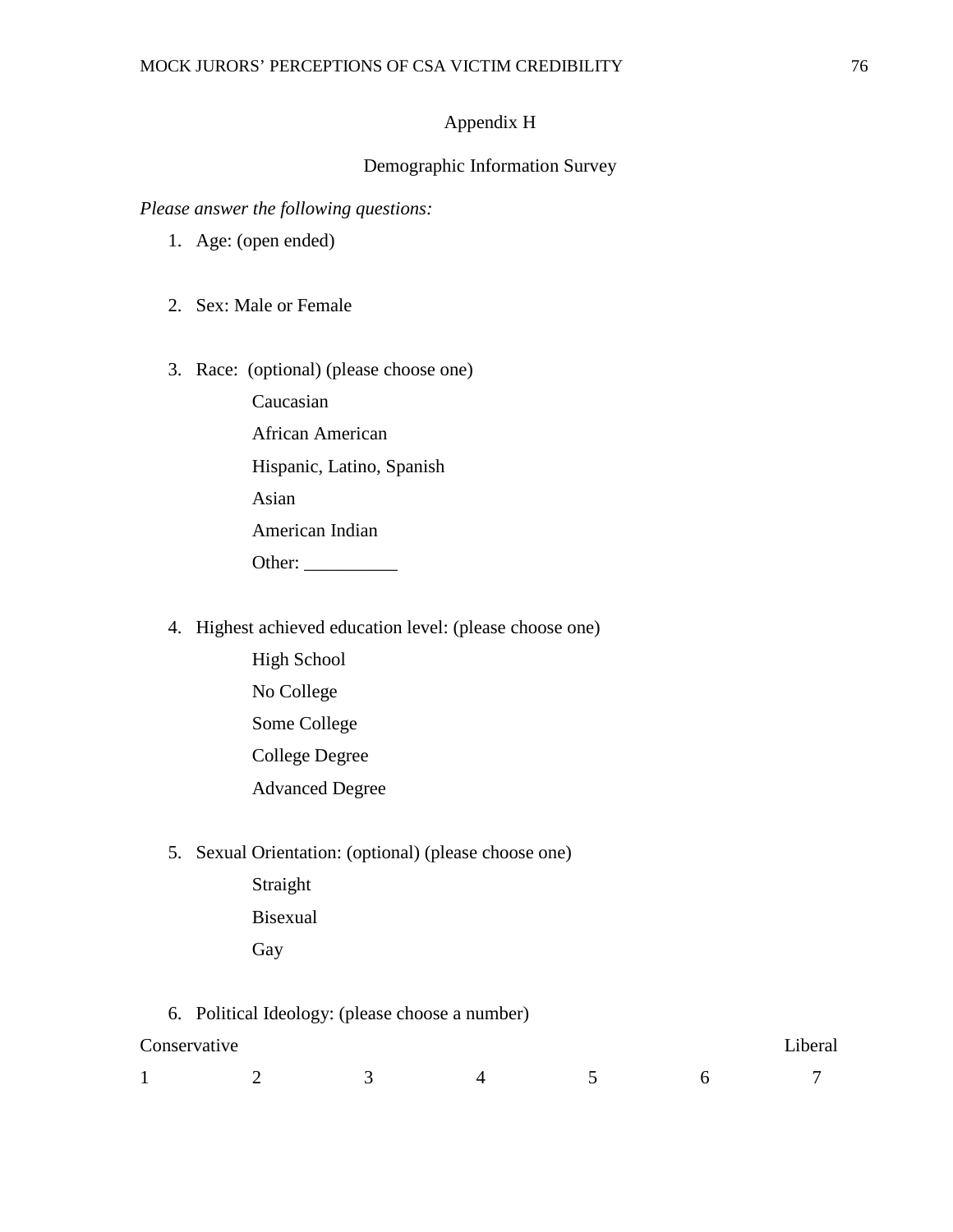# Appendix H

## Demographic Information Survey

*Please answer the following questions:*

1. Age: (open ended)

2. Sex: Male or Female

3. Race: (optional) (please choose one)

   Caucasian

   African American

   Hispanic, Latino, Spanish

   Asian

   American Indian

   Other: __________

4. Highest achieved education level: (please choose one)

   High School

   No College

   Some College

   College Degree

   Advanced Degree

5. Sexual Orientation: (optional) (please choose one)

   Straight

   Bisexual

   Gay

6. Political Ideology: (please choose a number)

| Conservative | | | | | | Liberal |
|---|---|---|---|---|---|---|
| 1 | 2 | 3 | 4 | 5 | 6 | 7 |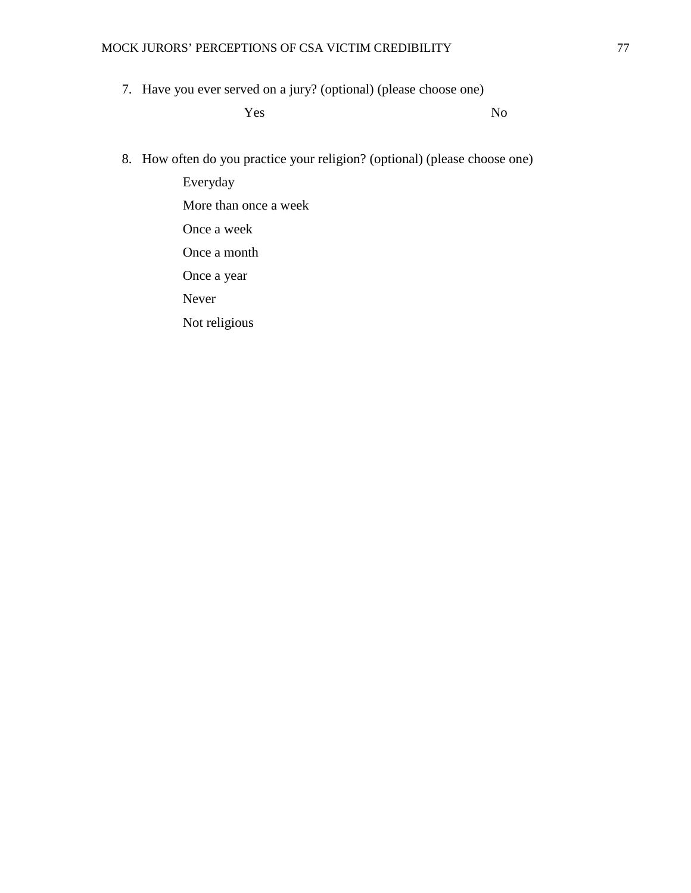7. Have you ever served on a jury? (optional) (please choose one)

   Yes No

8. How often do you practice your religion? (optional) (please choose one)

   Everyday

   More than once a week

   Once a week

   Once a month

   Once a year

   Never

   Not religious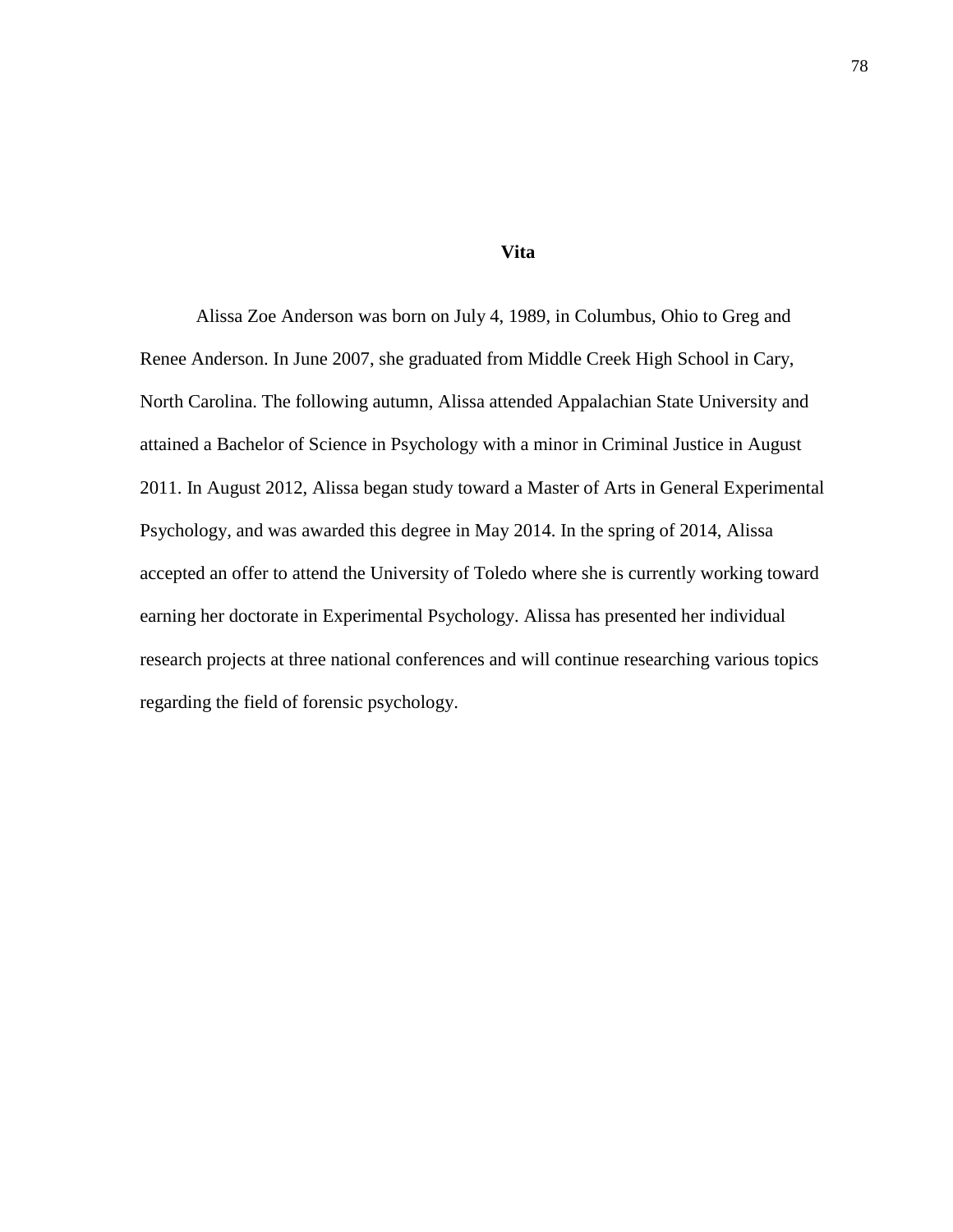# Vita

Alissa Zoe Anderson was born on July 4, 1989, in Columbus, Ohio to Greg and Renee Anderson. In June 2007, she graduated from Middle Creek High School in Cary, North Carolina. The following autumn, Alissa attended Appalachian State University and attained a Bachelor of Science in Psychology with a minor in Criminal Justice in August 2011. In August 2012, Alissa began study toward a Master of Arts in General Experimental Psychology, and was awarded this degree in May 2014. In the spring of 2014, Alissa accepted an offer to attend the University of Toledo where she is currently working toward earning her doctorate in Experimental Psychology. Alissa has presented her individual research projects at three national conferences and will continue researching various topics regarding the field of forensic psychology.